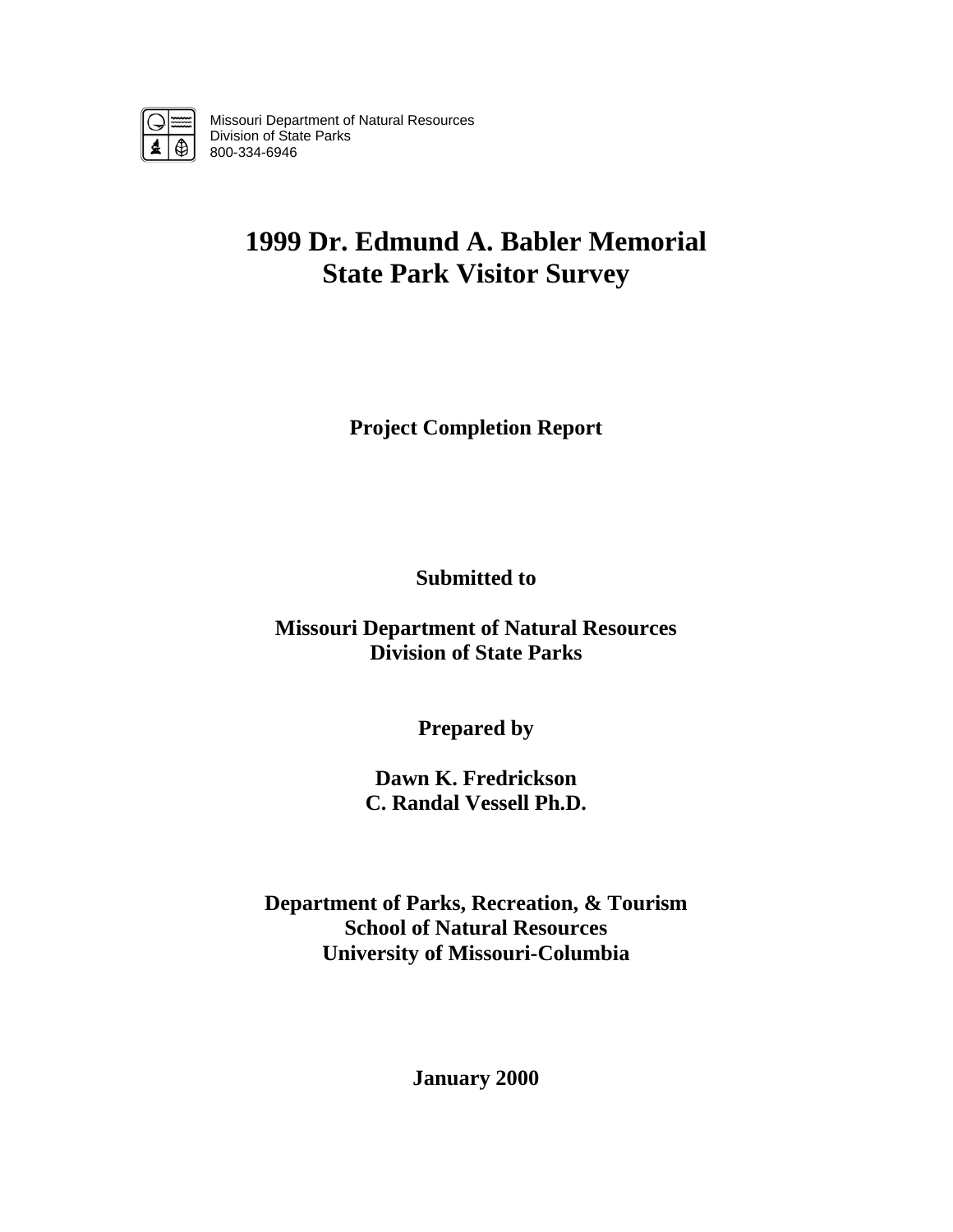Missouri Department of Natural Resources
Division of State Parks
800-334-6946

# 1999 Dr. Edmund A. Babler Memorial State Park Visitor Survey

**Project Completion Report**

**Submitted to**

**Missouri Department of Natural Resources**
**Division of State Parks**

**Prepared by**

**Dawn K. Fredrickson**
**C. Randal Vessell Ph.D.**

**Department of Parks, Recreation, & Tourism**
**School of Natural Resources**
**University of Missouri-Columbia**

**January 2000**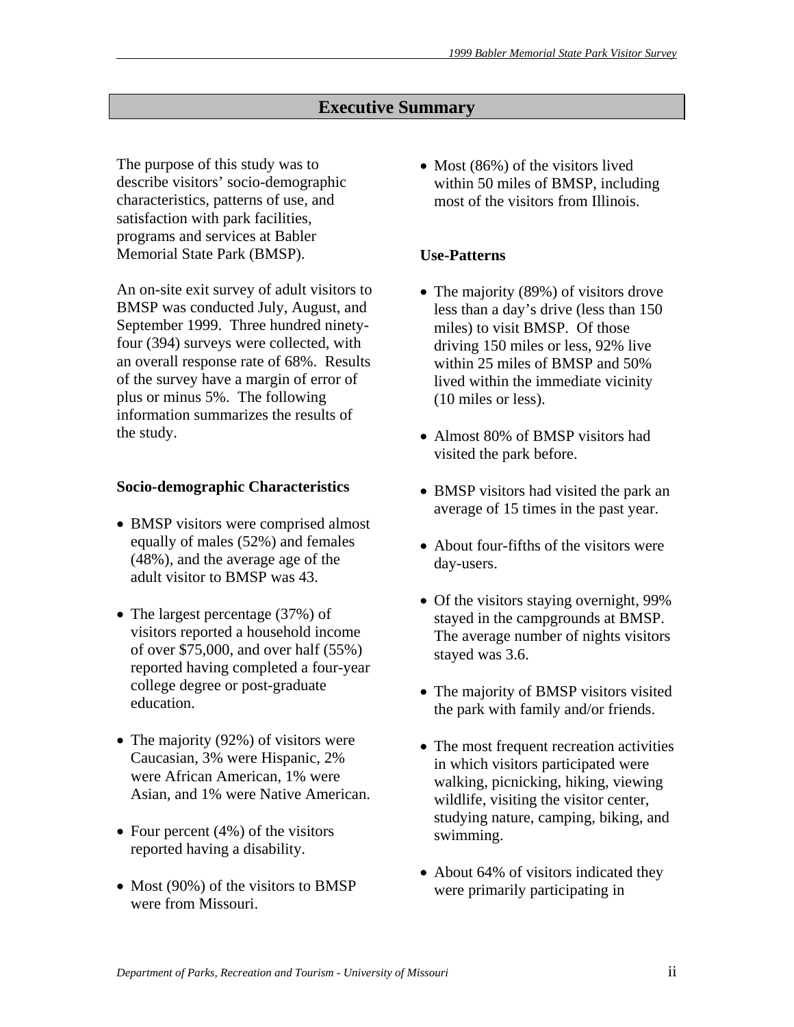# Executive Summary

The purpose of this study was to describe visitors' socio-demographic characteristics, patterns of use, and satisfaction with park facilities, programs and services at Babler Memorial State Park (BMSP).

An on-site exit survey of adult visitors to BMSP was conducted July, August, and September 1999. Three hundred ninety-four (394) surveys were collected, with an overall response rate of 68%. Results of the survey have a margin of error of plus or minus 5%. The following information summarizes the results of the study.

### Socio-demographic Characteristics

- BMSP visitors were comprised almost equally of males (52%) and females (48%), and the average age of the adult visitor to BMSP was 43.
- The largest percentage (37%) of visitors reported a household income of over $75,000, and over half (55%) reported having completed a four-year college degree or post-graduate education.
- The majority (92%) of visitors were Caucasian, 3% were Hispanic, 2% were African American, 1% were Asian, and 1% were Native American.
- Four percent (4%) of the visitors reported having a disability.
- Most (90%) of the visitors to BMSP were from Missouri.
- Most (86%) of the visitors lived within 50 miles of BMSP, including most of the visitors from Illinois.

### Use-Patterns

- The majority (89%) of visitors drove less than a day's drive (less than 150 miles) to visit BMSP. Of those driving 150 miles or less, 92% live within 25 miles of BMSP and 50% lived within the immediate vicinity (10 miles or less).
- Almost 80% of BMSP visitors had visited the park before.
- BMSP visitors had visited the park an average of 15 times in the past year.
- About four-fifths of the visitors were day-users.
- Of the visitors staying overnight, 99% stayed in the campgrounds at BMSP. The average number of nights visitors stayed was 3.6.
- The majority of BMSP visitors visited the park with family and/or friends.
- The most frequent recreation activities in which visitors participated were walking, picnicking, hiking, viewing wildlife, visiting the visitor center, studying nature, camping, biking, and swimming.
- About 64% of visitors indicated they were primarily participating in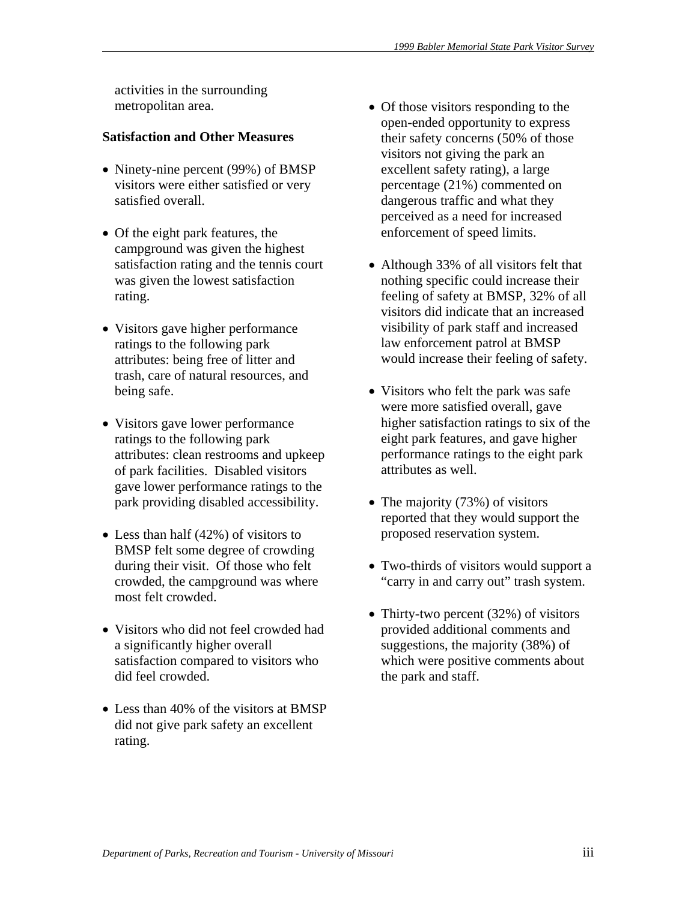activities in the surrounding metropolitan area.

**Satisfaction and Other Measures**

- Ninety-nine percent (99%) of BMSP visitors were either satisfied or very satisfied overall.

- Of the eight park features, the campground was given the highest satisfaction rating and the tennis court was given the lowest satisfaction rating.

- Visitors gave higher performance ratings to the following park attributes: being free of litter and trash, care of natural resources, and being safe.

- Visitors gave lower performance ratings to the following park attributes: clean restrooms and upkeep of park facilities. Disabled visitors gave lower performance ratings to the park providing disabled accessibility.

- Less than half (42%) of visitors to BMSP felt some degree of crowding during their visit. Of those who felt crowded, the campground was where most felt crowded.

- Visitors who did not feel crowded had a significantly higher overall satisfaction compared to visitors who did feel crowded.

- Less than 40% of the visitors at BMSP did not give park safety an excellent rating.

- Of those visitors responding to the open-ended opportunity to express their safety concerns (50% of those visitors not giving the park an excellent safety rating), a large percentage (21%) commented on dangerous traffic and what they perceived as a need for increased enforcement of speed limits.

- Although 33% of all visitors felt that nothing specific could increase their feeling of safety at BMSP, 32% of all visitors did indicate that an increased visibility of park staff and increased law enforcement patrol at BMSP would increase their feeling of safety.

- Visitors who felt the park was safe were more satisfied overall, gave higher satisfaction ratings to six of the eight park features, and gave higher performance ratings to the eight park attributes as well.

- The majority (73%) of visitors reported that they would support the proposed reservation system.

- Two-thirds of visitors would support a "carry in and carry out" trash system.

- Thirty-two percent (32%) of visitors provided additional comments and suggestions, the majority (38%) of which were positive comments about the park and staff.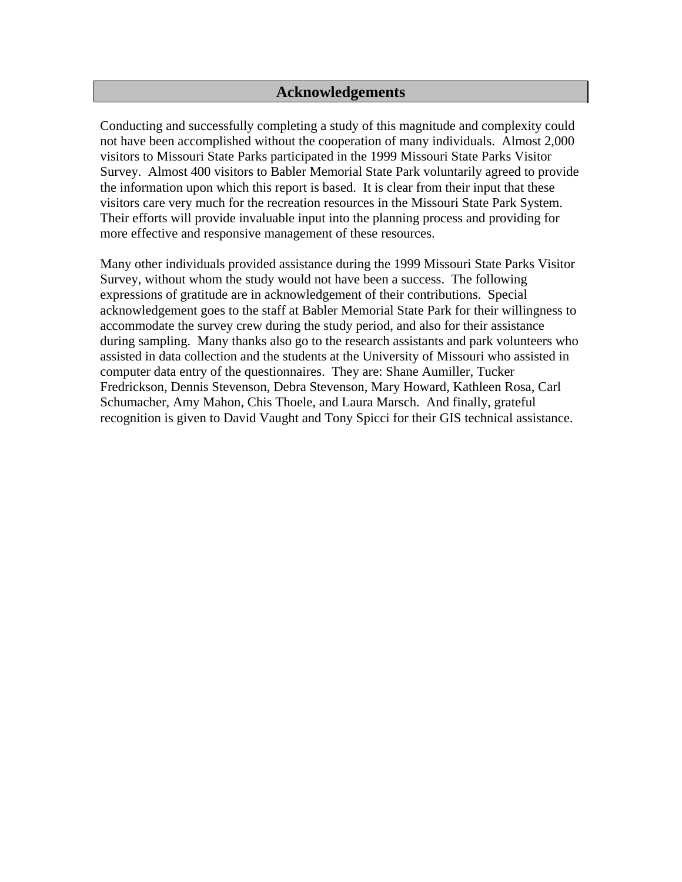# Acknowledgements

Conducting and successfully completing a study of this magnitude and complexity could not have been accomplished without the cooperation of many individuals. Almost 2,000 visitors to Missouri State Parks participated in the 1999 Missouri State Parks Visitor Survey. Almost 400 visitors to Babler Memorial State Park voluntarily agreed to provide the information upon which this report is based. It is clear from their input that these visitors care very much for the recreation resources in the Missouri State Park System. Their efforts will provide invaluable input into the planning process and providing for more effective and responsive management of these resources.

Many other individuals provided assistance during the 1999 Missouri State Parks Visitor Survey, without whom the study would not have been a success. The following expressions of gratitude are in acknowledgement of their contributions. Special acknowledgement goes to the staff at Babler Memorial State Park for their willingness to accommodate the survey crew during the study period, and also for their assistance during sampling. Many thanks also go to the research assistants and park volunteers who assisted in data collection and the students at the University of Missouri who assisted in computer data entry of the questionnaires. They are: Shane Aumiller, Tucker Fredrickson, Dennis Stevenson, Debra Stevenson, Mary Howard, Kathleen Rosa, Carl Schumacher, Amy Mahon, Chis Thoele, and Laura Marsch. And finally, grateful recognition is given to David Vaught and Tony Spicci for their GIS technical assistance.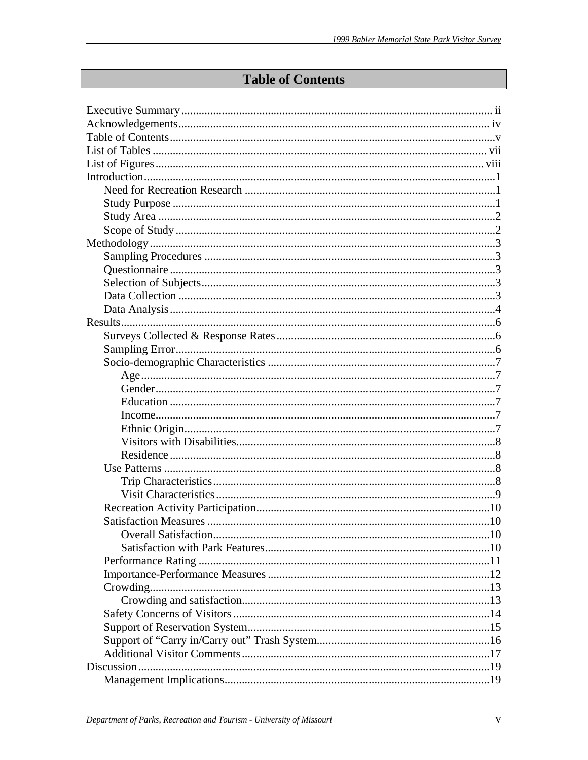# Table of Contents

- Executive Summary ... ii
- Acknowledgements ... iv
- Table of Contents ... v
- List of Tables ... vii
- List of Figures ... viii
- Introduction ... 1
  - Need for Recreation Research ... 1
  - Study Purpose ... 1
  - Study Area ... 2
  - Scope of Study ... 2
- Methodology ... 3
  - Sampling Procedures ... 3
  - Questionnaire ... 3
  - Selection of Subjects ... 3
  - Data Collection ... 3
  - Data Analysis ... 4
- Results ... 6
  - Surveys Collected & Response Rates ... 6
  - Sampling Error ... 6
  - Socio-demographic Characteristics ... 7
    - Age ... 7
    - Gender ... 7
    - Education ... 7
    - Income ... 7
    - Ethnic Origin ... 7
    - Visitors with Disabilities ... 8
    - Residence ... 8
  - Use Patterns ... 8
    - Trip Characteristics ... 8
    - Visit Characteristics ... 9
  - Recreation Activity Participation ... 10
  - Satisfaction Measures ... 10
    - Overall Satisfaction ... 10
    - Satisfaction with Park Features ... 10
  - Performance Rating ... 11
  - Importance-Performance Measures ... 12
  - Crowding ... 13
    - Crowding and satisfaction ... 13
  - Safety Concerns of Visitors ... 14
  - Support of Reservation System ... 15
  - Support of "Carry in/Carry out" Trash System ... 16
  - Additional Visitor Comments ... 17
- Discussion ... 19
  - Management Implications ... 19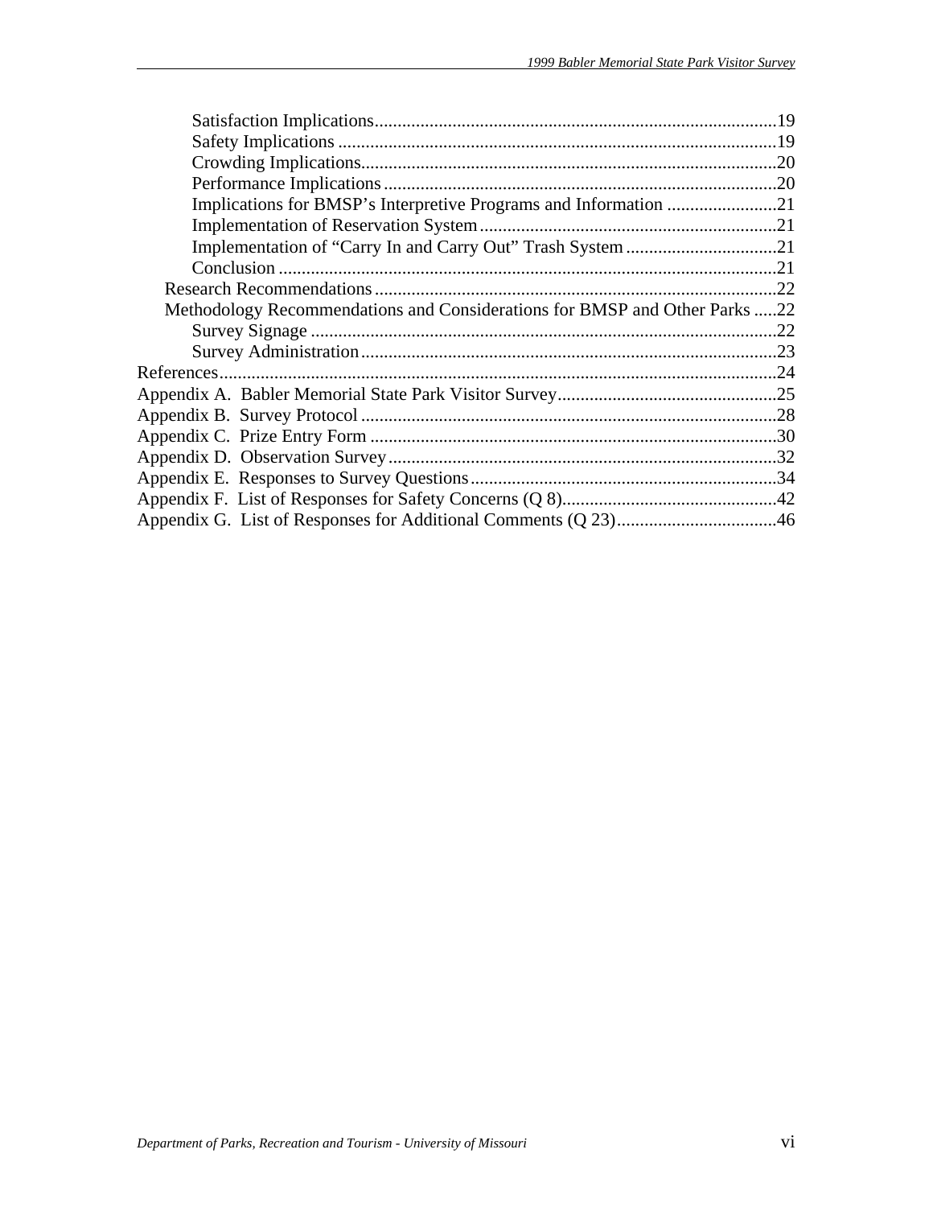- Satisfaction Implications.......................................................................................19
- Safety Implications ...............................................................................................19
- Crowding Implications..........................................................................................20
- Performance Implications.....................................................................................20
- Implications for BMSP's Interpretive Programs and Information ........................21
- Implementation of Reservation System................................................................21
- Implementation of "Carry In and Carry Out" Trash System.................................21
- Conclusion ............................................................................................................21

Research Recommendations.......................................................................................22

Methodology Recommendations and Considerations for BMSP and Other Parks .....22

- Survey Signage .....................................................................................................22
- Survey Administration..........................................................................................23

References........................................................................................................................24

Appendix A. Babler Memorial State Park Visitor Survey................................................25

Appendix B. Survey Protocol ..........................................................................................28

Appendix C. Prize Entry Form ........................................................................................30

Appendix D. Observation Survey....................................................................................32

Appendix E. Responses to Survey Questions..................................................................34

Appendix F. List of Responses for Safety Concerns (Q 8)..............................................42

Appendix G. List of Responses for Additional Comments (Q 23)..................................46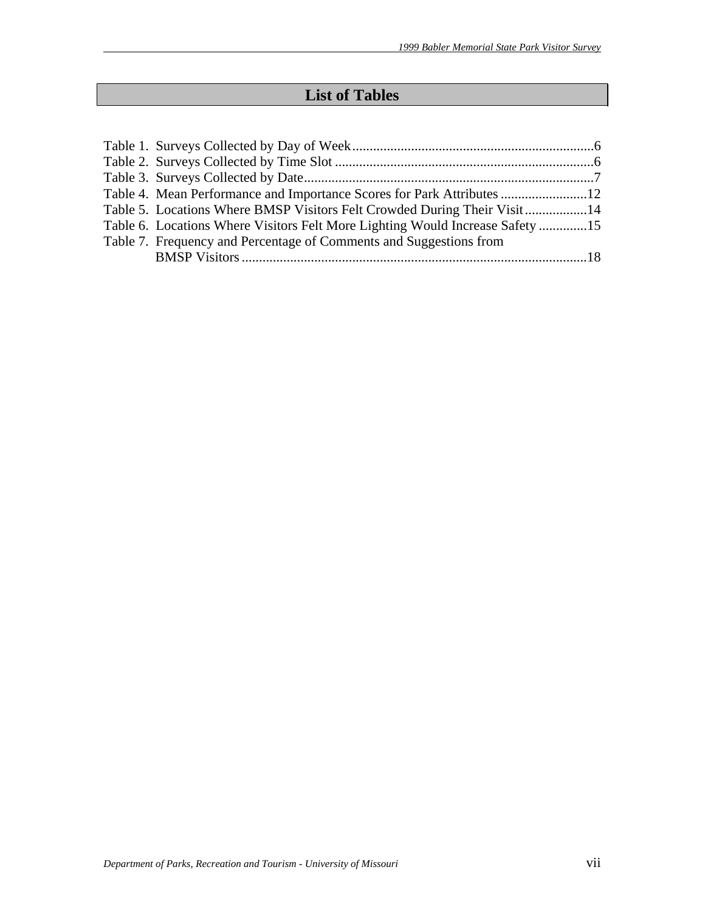# List of Tables

Table 1. Surveys Collected by Day of Week......................................................................6
Table 2. Surveys Collected by Time Slot ...........................................................................6
Table 3. Surveys Collected by Date....................................................................................7
Table 4. Mean Performance and Importance Scores for Park Attributes .........................12
Table 5. Locations Where BMSP Visitors Felt Crowded During Their Visit..................14
Table 6. Locations Where Visitors Felt More Lighting Would Increase Safety ..............15
Table 7. Frequency and Percentage of Comments and Suggestions from BMSP Visitors....................................................................................................18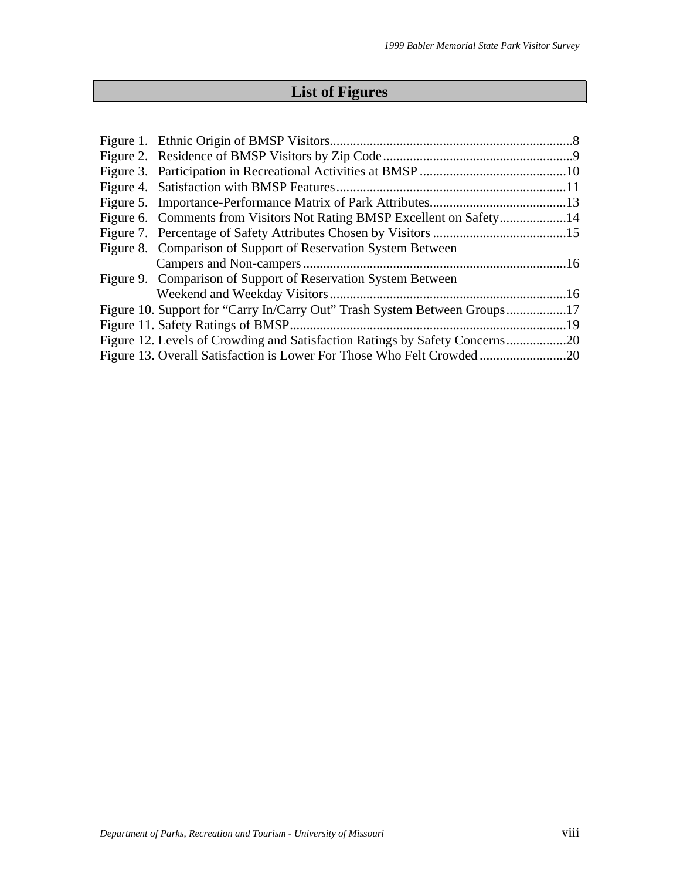# List of Figures

Figure 1. Ethnic Origin of BMSP Visitors........................................................................8
Figure 2. Residence of BMSP Visitors by Zip Code.........................................................9
Figure 3. Participation in Recreational Activities at BMSP ............................................10
Figure 4. Satisfaction with BMSP Features.....................................................................11
Figure 5. Importance-Performance Matrix of Park Attributes.........................................13
Figure 6. Comments from Visitors Not Rating BMSP Excellent on Safety....................14
Figure 7. Percentage of Safety Attributes Chosen by Visitors ........................................15
Figure 8. Comparison of Support of Reservation System Between Campers and Non-campers...............................................................................16
Figure 9. Comparison of Support of Reservation System Between Weekend and Weekday Visitors.......................................................................16
Figure 10. Support for "Carry In/Carry Out" Trash System Between Groups..................17
Figure 11. Safety Ratings of BMSP...................................................................................19
Figure 12. Levels of Crowding and Satisfaction Ratings by Safety Concerns..................20
Figure 13. Overall Satisfaction is Lower For Those Who Felt Crowded..........................20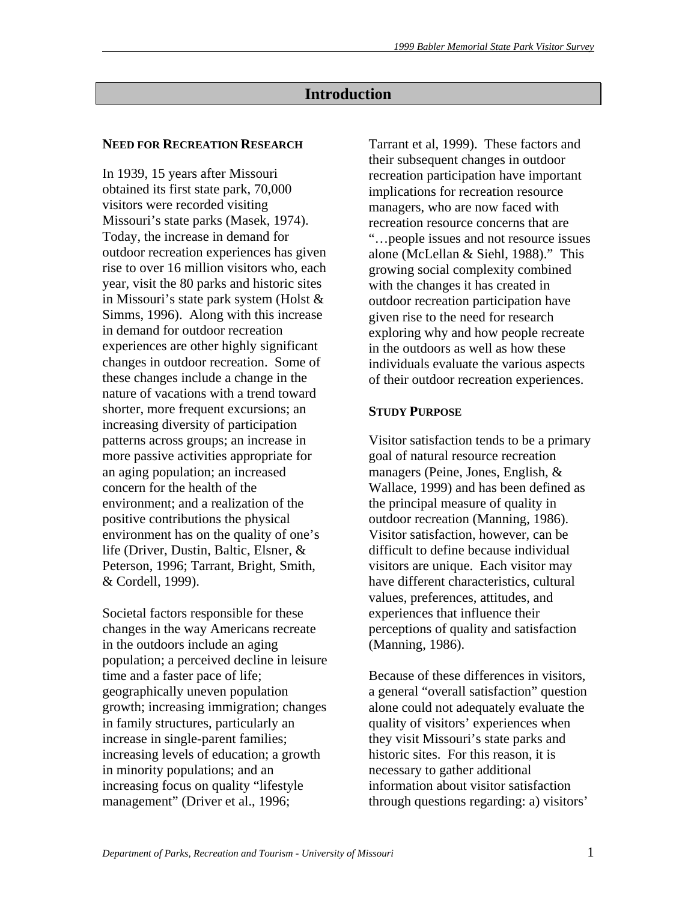# Introduction

## NEED FOR RECREATION RESEARCH

In 1939, 15 years after Missouri obtained its first state park, 70,000 visitors were recorded visiting Missouri's state parks (Masek, 1974). Today, the increase in demand for outdoor recreation experiences has given rise to over 16 million visitors who, each year, visit the 80 parks and historic sites in Missouri's state park system (Holst & Simms, 1996). Along with this increase in demand for outdoor recreation experiences are other highly significant changes in outdoor recreation. Some of these changes include a change in the nature of vacations with a trend toward shorter, more frequent excursions; an increasing diversity of participation patterns across groups; an increase in more passive activities appropriate for an aging population; an increased concern for the health of the environment; and a realization of the positive contributions the physical environment has on the quality of one's life (Driver, Dustin, Baltic, Elsner, & Peterson, 1996; Tarrant, Bright, Smith, & Cordell, 1999).

Societal factors responsible for these changes in the way Americans recreate in the outdoors include an aging population; a perceived decline in leisure time and a faster pace of life; geographically uneven population growth; increasing immigration; changes in family structures, particularly an increase in single-parent families; increasing levels of education; a growth in minority populations; and an increasing focus on quality "lifestyle management" (Driver et al., 1996; Tarrant et al, 1999). These factors and their subsequent changes in outdoor recreation participation have important implications for recreation resource managers, who are now faced with recreation resource concerns that are "…people issues and not resource issues alone (McLellan & Siehl, 1988)." This growing social complexity combined with the changes it has created in outdoor recreation participation have given rise to the need for research exploring why and how people recreate in the outdoors as well as how these individuals evaluate the various aspects of their outdoor recreation experiences.

## STUDY PURPOSE

Visitor satisfaction tends to be a primary goal of natural resource recreation managers (Peine, Jones, English, & Wallace, 1999) and has been defined as the principal measure of quality in outdoor recreation (Manning, 1986). Visitor satisfaction, however, can be difficult to define because individual visitors are unique. Each visitor may have different characteristics, cultural values, preferences, attitudes, and experiences that influence their perceptions of quality and satisfaction (Manning, 1986).

Because of these differences in visitors, a general "overall satisfaction" question alone could not adequately evaluate the quality of visitors' experiences when they visit Missouri's state parks and historic sites. For this reason, it is necessary to gather additional information about visitor satisfaction through questions regarding: a) visitors'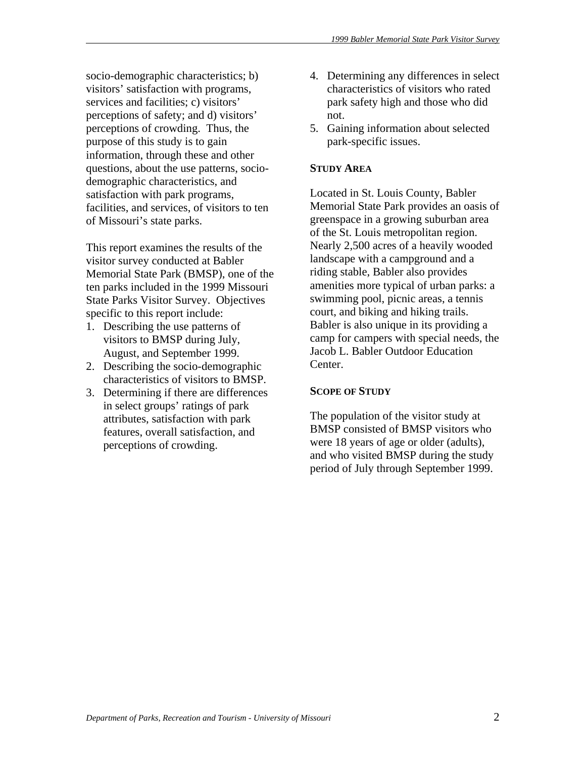socio-demographic characteristics; b) visitors' satisfaction with programs, services and facilities; c) visitors' perceptions of safety; and d) visitors' perceptions of crowding. Thus, the purpose of this study is to gain information, through these and other questions, about the use patterns, socio-demographic characteristics, and satisfaction with park programs, facilities, and services, of visitors to ten of Missouri's state parks.

This report examines the results of the visitor survey conducted at Babler Memorial State Park (BMSP), one of the ten parks included in the 1999 Missouri State Parks Visitor Survey. Objectives specific to this report include:

1. Describing the use patterns of visitors to BMSP during July, August, and September 1999.
2. Describing the socio-demographic characteristics of visitors to BMSP.
3. Determining if there are differences in select groups' ratings of park attributes, satisfaction with park features, overall satisfaction, and perceptions of crowding.
4. Determining any differences in select characteristics of visitors who rated park safety high and those who did not.
5. Gaining information about selected park-specific issues.

## STUDY AREA

Located in St. Louis County, Babler Memorial State Park provides an oasis of greenspace in a growing suburban area of the St. Louis metropolitan region. Nearly 2,500 acres of a heavily wooded landscape with a campground and a riding stable, Babler also provides amenities more typical of urban parks: a swimming pool, picnic areas, a tennis court, and biking and hiking trails. Babler is also unique in its providing a camp for campers with special needs, the Jacob L. Babler Outdoor Education Center.

## SCOPE OF STUDY

The population of the visitor study at BMSP consisted of BMSP visitors who were 18 years of age or older (adults), and who visited BMSP during the study period of July through September 1999.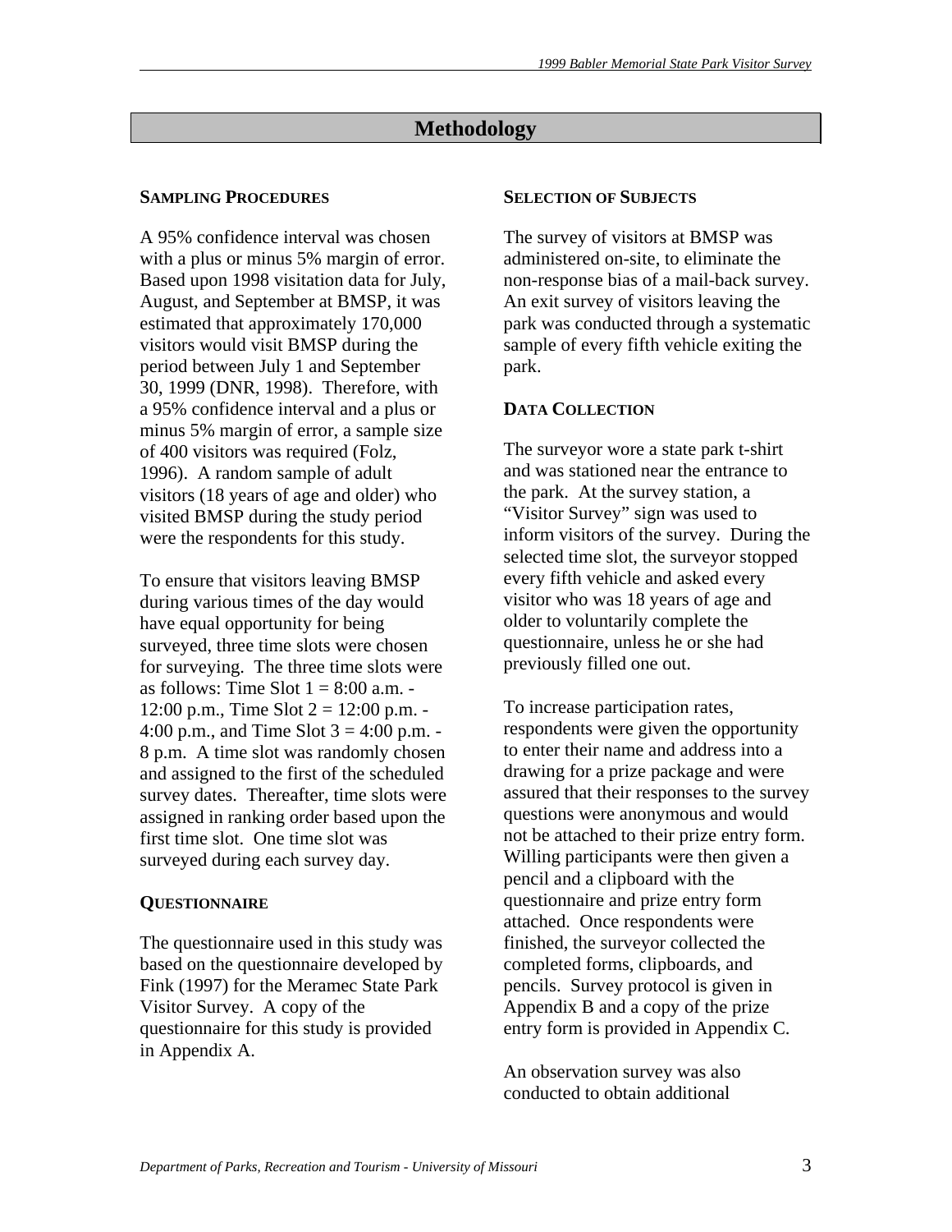# Methodology

### Sampling Procedures

A 95% confidence interval was chosen with a plus or minus 5% margin of error. Based upon 1998 visitation data for July, August, and September at BMSP, it was estimated that approximately 170,000 visitors would visit BMSP during the period between July 1 and September 30, 1999 (DNR, 1998). Therefore, with a 95% confidence interval and a plus or minus 5% margin of error, a sample size of 400 visitors was required (Folz, 1996). A random sample of adult visitors (18 years of age and older) who visited BMSP during the study period were the respondents for this study.

To ensure that visitors leaving BMSP during various times of the day would have equal opportunity for being surveyed, three time slots were chosen for surveying. The three time slots were as follows: Time Slot 1 = 8:00 a.m. - 12:00 p.m., Time Slot 2 = 12:00 p.m. - 4:00 p.m., and Time Slot 3 = 4:00 p.m. - 8 p.m. A time slot was randomly chosen and assigned to the first of the scheduled survey dates. Thereafter, time slots were assigned in ranking order based upon the first time slot. One time slot was surveyed during each survey day.

### Questionnaire

The questionnaire used in this study was based on the questionnaire developed by Fink (1997) for the Meramec State Park Visitor Survey. A copy of the questionnaire for this study is provided in Appendix A.

### Selection of Subjects

The survey of visitors at BMSP was administered on-site, to eliminate the non-response bias of a mail-back survey. An exit survey of visitors leaving the park was conducted through a systematic sample of every fifth vehicle exiting the park.

### Data Collection

The surveyor wore a state park t-shirt and was stationed near the entrance to the park. At the survey station, a "Visitor Survey" sign was used to inform visitors of the survey. During the selected time slot, the surveyor stopped every fifth vehicle and asked every visitor who was 18 years of age and older to voluntarily complete the questionnaire, unless he or she had previously filled one out.

To increase participation rates, respondents were given the opportunity to enter their name and address into a drawing for a prize package and were assured that their responses to the survey questions were anonymous and would not be attached to their prize entry form. Willing participants were then given a pencil and a clipboard with the questionnaire and prize entry form attached. Once respondents were finished, the surveyor collected the completed forms, clipboards, and pencils. Survey protocol is given in Appendix B and a copy of the prize entry form is provided in Appendix C.

An observation survey was also conducted to obtain additional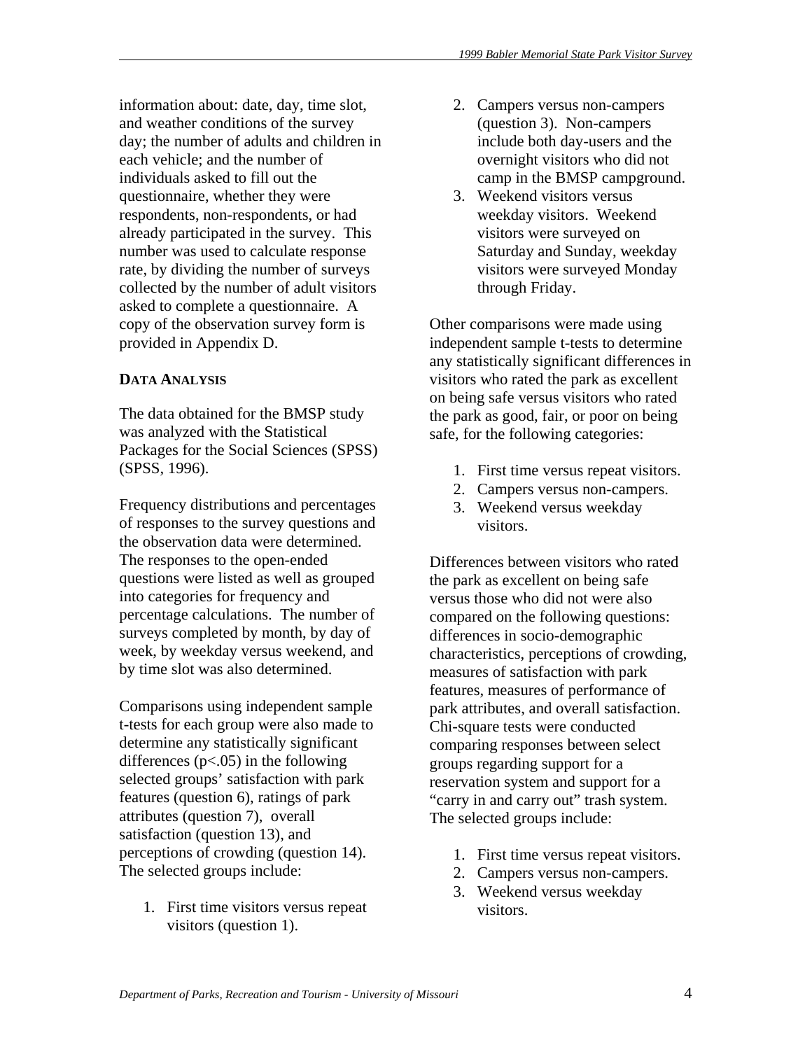information about: date, day, time slot, and weather conditions of the survey day; the number of adults and children in each vehicle; and the number of individuals asked to fill out the questionnaire, whether they were respondents, non-respondents, or had already participated in the survey. This number was used to calculate response rate, by dividing the number of surveys collected by the number of adult visitors asked to complete a questionnaire. A copy of the observation survey form is provided in Appendix D.

**DATA ANALYSIS**

The data obtained for the BMSP study was analyzed with the Statistical Packages for the Social Sciences (SPSS) (SPSS, 1996).

Frequency distributions and percentages of responses to the survey questions and the observation data were determined. The responses to the open-ended questions were listed as well as grouped into categories for frequency and percentage calculations. The number of surveys completed by month, by day of week, by weekday versus weekend, and by time slot was also determined.

Comparisons using independent sample t-tests for each group were also made to determine any statistically significant differences ($p<.05$) in the following selected groups' satisfaction with park features (question 6), ratings of park attributes (question 7), overall satisfaction (question 13), and perceptions of crowding (question 14). The selected groups include:

1. First time visitors versus repeat visitors (question 1).
2. Campers versus non-campers (question 3). Non-campers include both day-users and the overnight visitors who did not camp in the BMSP campground.
3. Weekend visitors versus weekday visitors. Weekend visitors were surveyed on Saturday and Sunday, weekday visitors were surveyed Monday through Friday.

Other comparisons were made using independent sample t-tests to determine any statistically significant differences in visitors who rated the park as excellent on being safe versus visitors who rated the park as good, fair, or poor on being safe, for the following categories:

1. First time versus repeat visitors.
2. Campers versus non-campers.
3. Weekend versus weekday visitors.

Differences between visitors who rated the park as excellent on being safe versus those who did not were also compared on the following questions: differences in socio-demographic characteristics, perceptions of crowding, measures of satisfaction with park features, measures of performance of park attributes, and overall satisfaction. Chi-square tests were conducted comparing responses between select groups regarding support for a reservation system and support for a "carry in and carry out" trash system. The selected groups include:

1. First time versus repeat visitors.
2. Campers versus non-campers.
3. Weekend versus weekday visitors.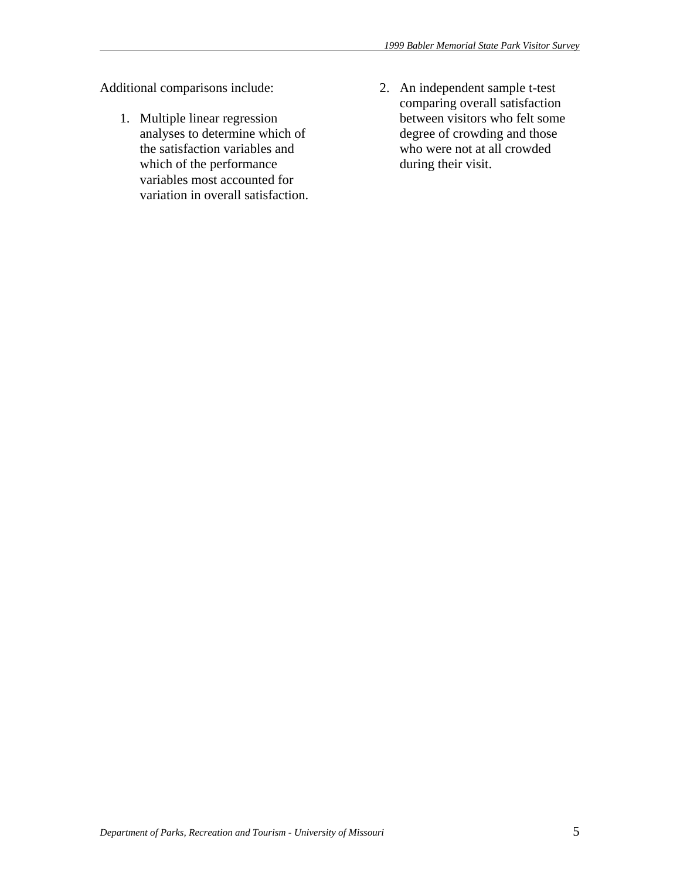Additional comparisons include:

1. Multiple linear regression analyses to determine which of the satisfaction variables and which of the performance variables most accounted for variation in overall satisfaction.
2. An independent sample t-test comparing overall satisfaction between visitors who felt some degree of crowding and those who were not at all crowded during their visit.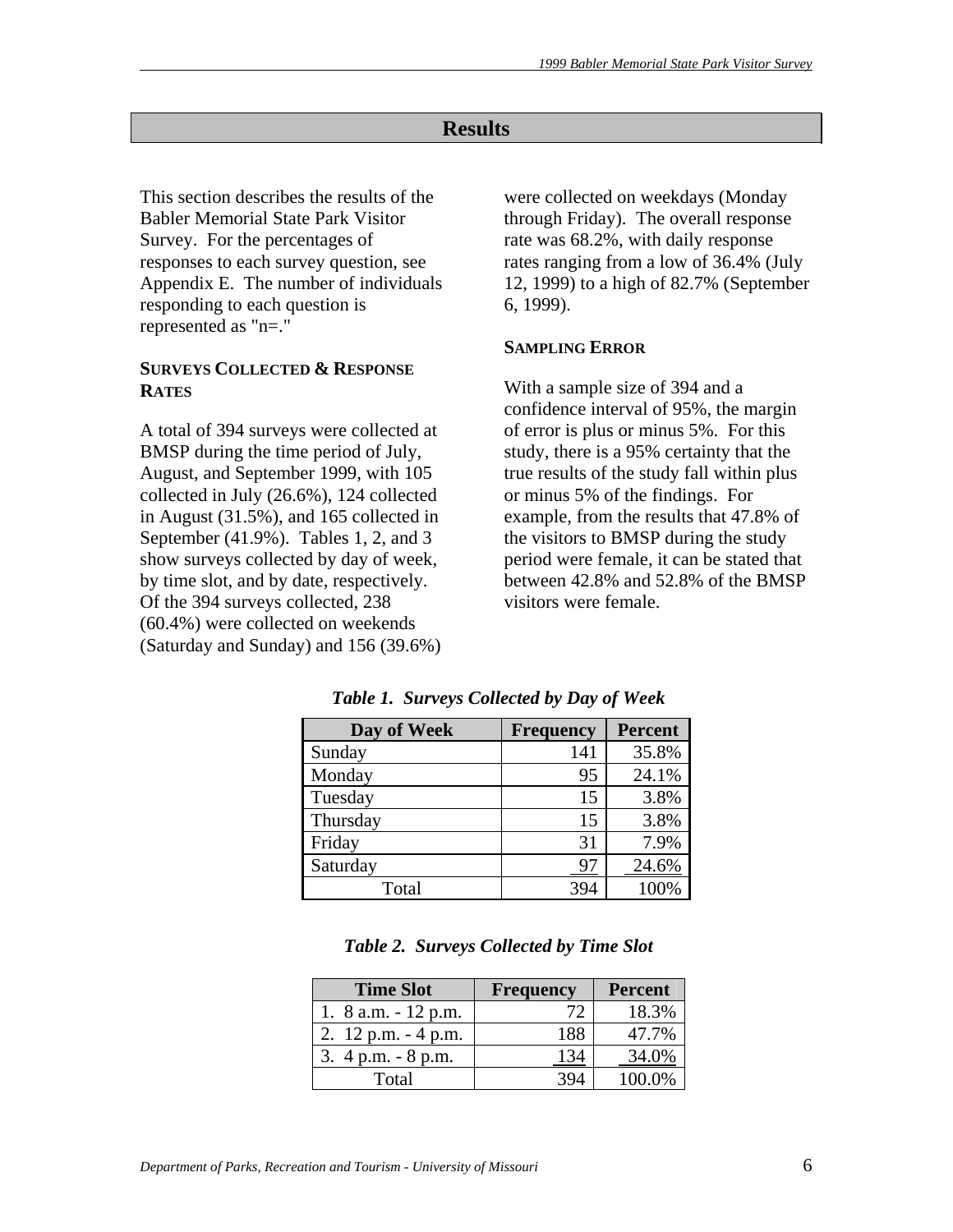# Results

This section describes the results of the Babler Memorial State Park Visitor Survey. For the percentages of responses to each survey question, see Appendix E. The number of individuals responding to each question is represented as "n=."

### Surveys Collected & Response Rates

A total of 394 surveys were collected at BMSP during the time period of July, August, and September 1999, with 105 collected in July (26.6%), 124 collected in August (31.5%), and 165 collected in September (41.9%). Tables 1, 2, and 3 show surveys collected by day of week, by time slot, and by date, respectively. Of the 394 surveys collected, 238 (60.4%) were collected on weekends (Saturday and Sunday) and 156 (39.6%) were collected on weekdays (Monday through Friday). The overall response rate was 68.2%, with daily response rates ranging from a low of 36.4% (July 12, 1999) to a high of 82.7% (September 6, 1999).

### Sampling Error

With a sample size of 394 and a confidence interval of 95%, the margin of error is plus or minus 5%. For this study, there is a 95% certainty that the true results of the study fall within plus or minus 5% of the findings. For example, from the results that 47.8% of the visitors to BMSP during the study period were female, it can be stated that between 42.8% and 52.8% of the BMSP visitors were female.

***Table 1. Surveys Collected by Day of Week***

| Day of Week | Frequency | Percent |
|---|---|---|
| Sunday | 141 | 35.8% |
| Monday | 95 | 24.1% |
| Tuesday | 15 | 3.8% |
| Thursday | 15 | 3.8% |
| Friday | 31 | 7.9% |
| Saturday | 97 | 24.6% |
| Total | 394 | 100% |

***Table 2. Surveys Collected by Time Slot***

| Time Slot | Frequency | Percent |
|---|---|---|
| 1. 8 a.m. - 12 p.m. | 72 | 18.3% |
| 2. 12 p.m. - 4 p.m. | 188 | 47.7% |
| 3. 4 p.m. - 8 p.m. | 134 | 34.0% |
| Total | 394 | 100.0% |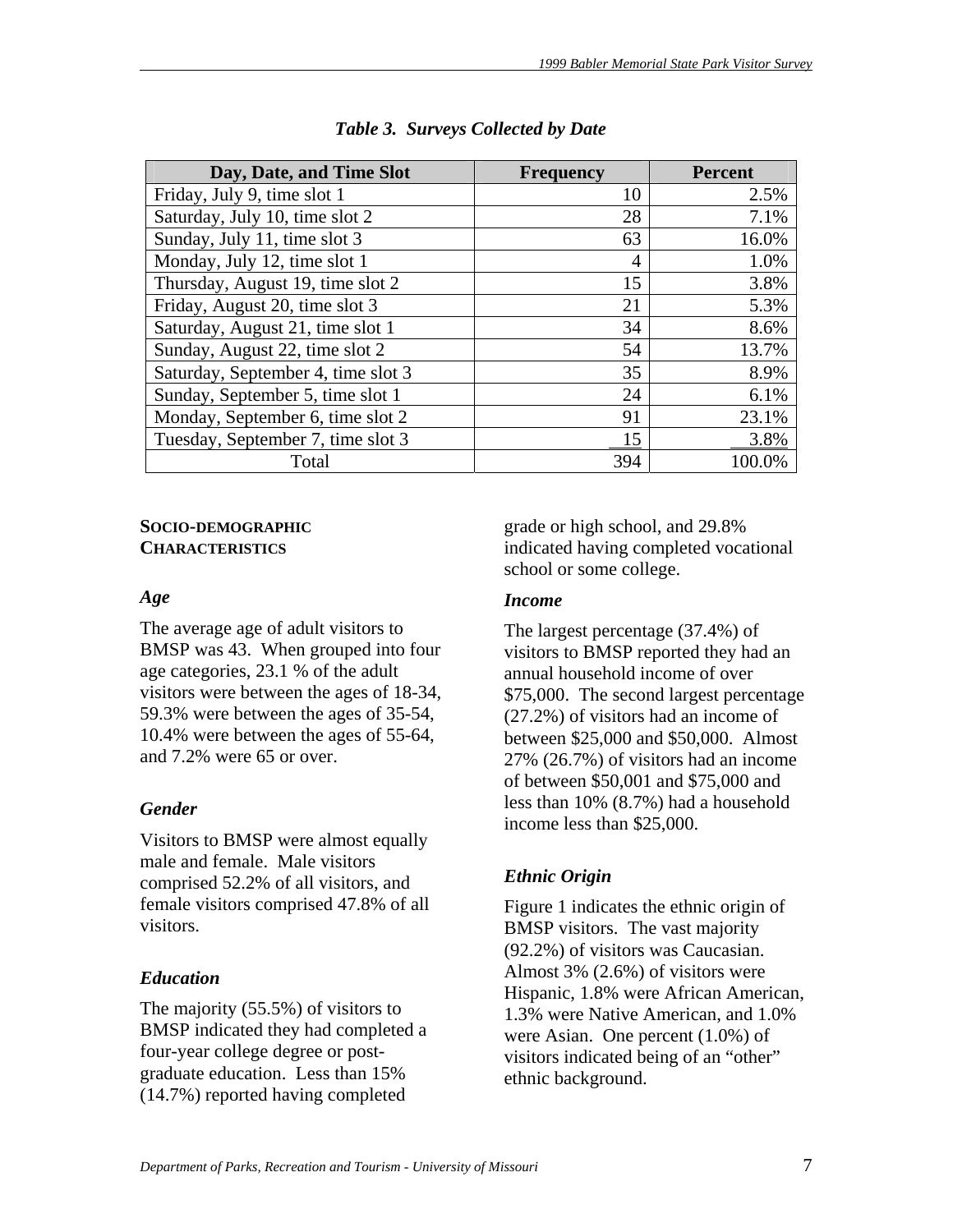*Table 3. Surveys Collected by Date*

| Day, Date, and Time Slot | Frequency | Percent |
|---|---|---|
| Friday, July 9, time slot 1 | 10 | 2.5% |
| Saturday, July 10, time slot 2 | 28 | 7.1% |
| Sunday, July 11, time slot 3 | 63 | 16.0% |
| Monday, July 12, time slot 1 | 4 | 1.0% |
| Thursday, August 19, time slot 2 | 15 | 3.8% |
| Friday, August 20, time slot 3 | 21 | 5.3% |
| Saturday, August 21, time slot 1 | 34 | 8.6% |
| Sunday, August 22, time slot 2 | 54 | 13.7% |
| Saturday, September 4, time slot 3 | 35 | 8.9% |
| Sunday, September 5, time slot 1 | 24 | 6.1% |
| Monday, September 6, time slot 2 | 91 | 23.1% |
| Tuesday, September 7, time slot 3 | 15 | 3.8% |
| Total | 394 | 100.0% |

## SOCIO-DEMOGRAPHIC CHARACTERISTICS

### *Age*

The average age of adult visitors to BMSP was 43. When grouped into four age categories, 23.1 % of the adult visitors were between the ages of 18-34, 59.3% were between the ages of 35-54, 10.4% were between the ages of 55-64, and 7.2% were 65 or over.

### *Gender*

Visitors to BMSP were almost equally male and female. Male visitors comprised 52.2% of all visitors, and female visitors comprised 47.8% of all visitors.

### *Education*

The majority (55.5%) of visitors to BMSP indicated they had completed a four-year college degree or post-graduate education. Less than 15% (14.7%) reported having completed grade or high school, and 29.8% indicated having completed vocational school or some college.

### *Income*

The largest percentage (37.4%) of visitors to BMSP reported they had an annual household income of over $75,000. The second largest percentage (27.2%) of visitors had an income of between $25,000 and $50,000. Almost 27% (26.7%) of visitors had an income of between $50,001 and $75,000 and less than 10% (8.7%) had a household income less than $25,000.

### *Ethnic Origin*

Figure 1 indicates the ethnic origin of BMSP visitors. The vast majority (92.2%) of visitors was Caucasian. Almost 3% (2.6%) of visitors were Hispanic, 1.8% were African American, 1.3% were Native American, and 1.0% were Asian. One percent (1.0%) of visitors indicated being of an "other" ethnic background.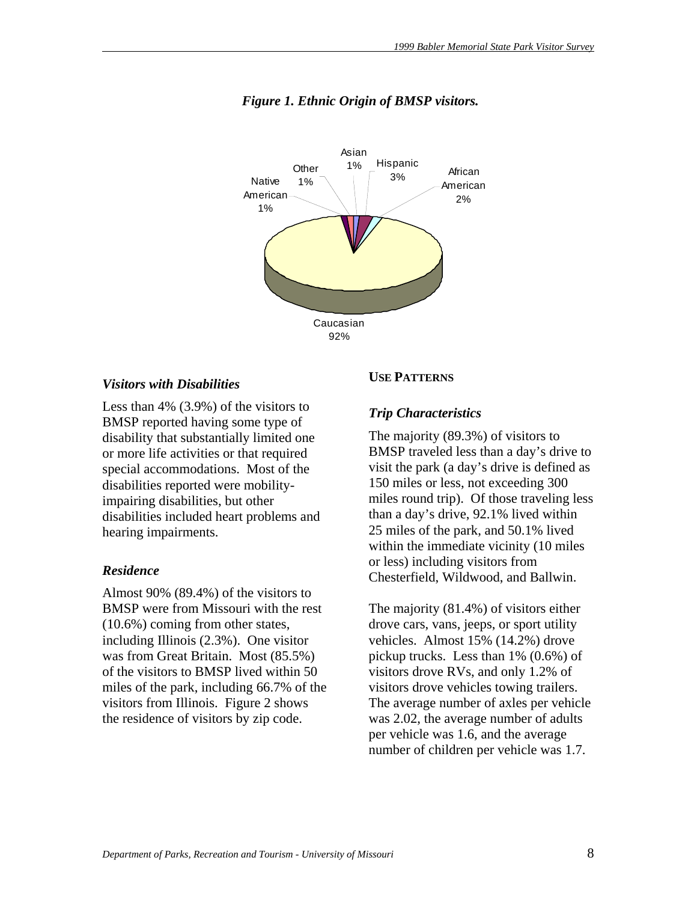*Figure 1. Ethnic Origin of BMSP visitors.*

| Ethnic Origin | Percent |
|---|---|
| Caucasian | 92% |
| Hispanic | 3% |
| African American | 2% |
| Asian | 1% |
| Other | 1% |
| Native American | 1% |

### *Visitors with Disabilities*

Less than 4% (3.9%) of the visitors to BMSP reported having some type of disability that substantially limited one or more life activities or that required special accommodations. Most of the disabilities reported were mobility-impairing disabilities, but other disabilities included heart problems and hearing impairments.

### *Residence*

Almost 90% (89.4%) of the visitors to BMSP were from Missouri with the rest (10.6%) coming from other states, including Illinois (2.3%). One visitor was from Great Britain. Most (85.5%) of the visitors to BMSP lived within 50 miles of the park, including 66.7% of the visitors from Illinois. Figure 2 shows the residence of visitors by zip code.

## USE PATTERNS

### *Trip Characteristics*

The majority (89.3%) of visitors to BMSP traveled less than a day's drive to visit the park (a day's drive is defined as 150 miles or less, not exceeding 300 miles round trip). Of those traveling less than a day's drive, 92.1% lived within 25 miles of the park, and 50.1% lived within the immediate vicinity (10 miles or less) including visitors from Chesterfield, Wildwood, and Ballwin.

The majority (81.4%) of visitors either drove cars, vans, jeeps, or sport utility vehicles. Almost 15% (14.2%) drove pickup trucks. Less than 1% (0.6%) of visitors drove RVs, and only 1.2% of visitors drove vehicles towing trailers. The average number of axles per vehicle was 2.02, the average number of adults per vehicle was 1.6, and the average number of children per vehicle was 1.7.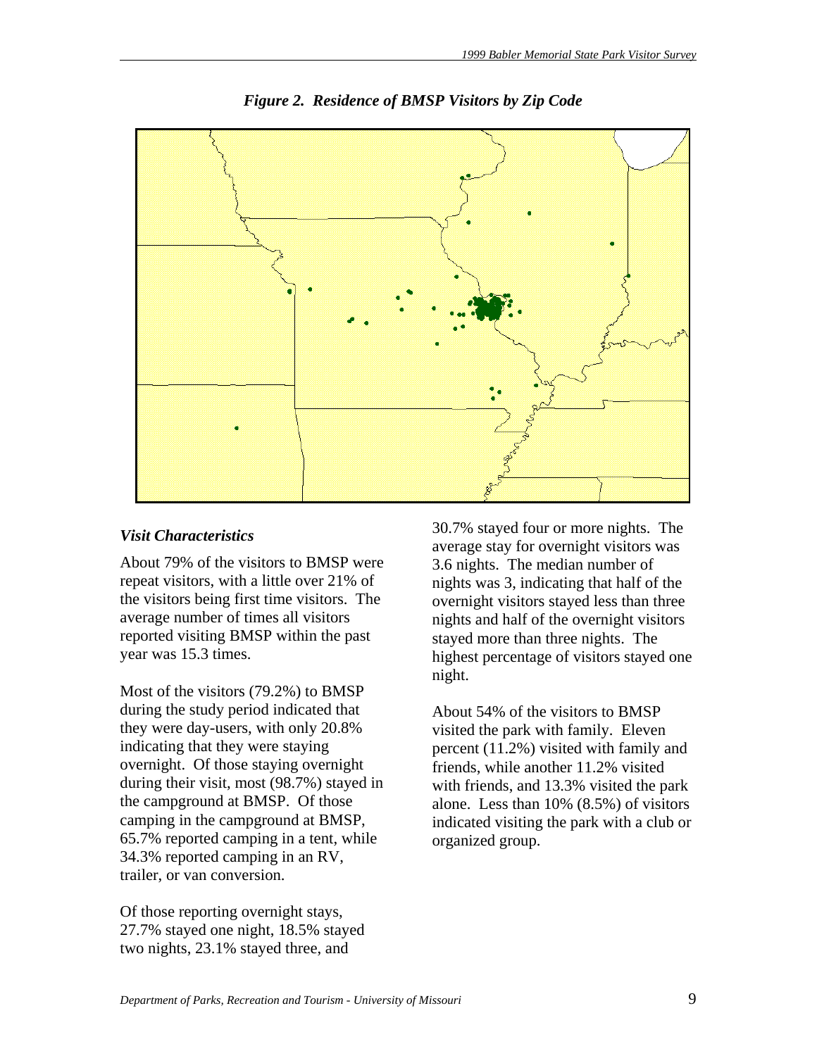*Figure 2. Residence of BMSP Visitors by Zip Code*

### *Visit Characteristics*

About 79% of the visitors to BMSP were repeat visitors, with a little over 21% of the visitors being first time visitors. The average number of times all visitors reported visiting BMSP within the past year was 15.3 times.

Most of the visitors (79.2%) to BMSP during the study period indicated that they were day-users, with only 20.8% indicating that they were staying overnight. Of those staying overnight during their visit, most (98.7%) stayed in the campground at BMSP. Of those camping in the campground at BMSP, 65.7% reported camping in a tent, while 34.3% reported camping in an RV, trailer, or van conversion.

Of those reporting overnight stays, 27.7% stayed one night, 18.5% stayed two nights, 23.1% stayed three, and 30.7% stayed four or more nights. The average stay for overnight visitors was 3.6 nights. The median number of nights was 3, indicating that half of the overnight visitors stayed less than three nights and half of the overnight visitors stayed more than three nights. The highest percentage of visitors stayed one night.

About 54% of the visitors to BMSP visited the park with family. Eleven percent (11.2%) visited with family and friends, while another 11.2% visited with friends, and 13.3% visited the park alone. Less than 10% (8.5%) of visitors indicated visiting the park with a club or organized group.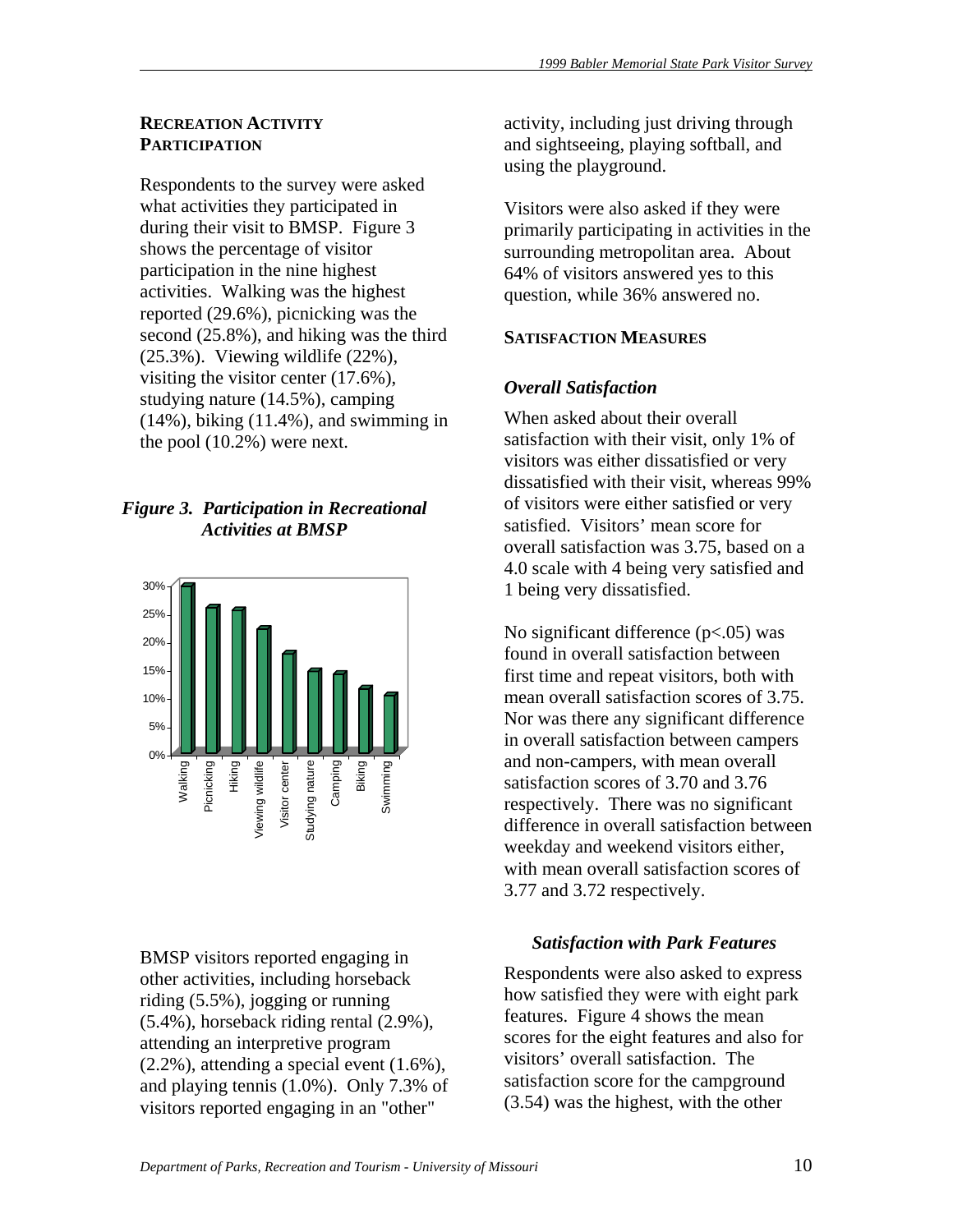## RECREATION ACTIVITY PARTICIPATION

Respondents to the survey were asked what activities they participated in during their visit to BMSP. Figure 3 shows the percentage of visitor participation in the nine highest activities. Walking was the highest reported (29.6%), picnicking was the second (25.8%), and hiking was the third (25.3%). Viewing wildlife (22%), visiting the visitor center (17.6%), studying nature (14.5%), camping (14%), biking (11.4%), and swimming in the pool (10.2%) were next.

***Figure 3. Participation in Recreational Activities at BMSP***

BMSP visitors reported engaging in other activities, including horseback riding (5.5%), jogging or running (5.4%), horseback riding rental (2.9%), attending an interpretive program (2.2%), attending a special event (1.6%), and playing tennis (1.0%). Only 7.3% of visitors reported engaging in an "other" activity, including just driving through and sightseeing, playing softball, and using the playground.

Visitors were also asked if they were primarily participating in activities in the surrounding metropolitan area. About 64% of visitors answered yes to this question, while 36% answered no.

## SATISFACTION MEASURES

### *Overall Satisfaction*

When asked about their overall satisfaction with their visit, only 1% of visitors was either dissatisfied or very dissatisfied with their visit, whereas 99% of visitors were either satisfied or very satisfied. Visitors' mean score for overall satisfaction was 3.75, based on a 4.0 scale with 4 being very satisfied and 1 being very dissatisfied.

No significant difference ($p<.05$) was found in overall satisfaction between first time and repeat visitors, both with mean overall satisfaction scores of 3.75. Nor was there any significant difference in overall satisfaction between campers and non-campers, with mean overall satisfaction scores of 3.70 and 3.76 respectively. There was no significant difference in overall satisfaction between weekday and weekend visitors either, with mean overall satisfaction scores of 3.77 and 3.72 respectively.

### *Satisfaction with Park Features*

Respondents were also asked to express how satisfied they were with eight park features. Figure 4 shows the mean scores for the eight features and also for visitors' overall satisfaction. The satisfaction score for the campground (3.54) was the highest, with the other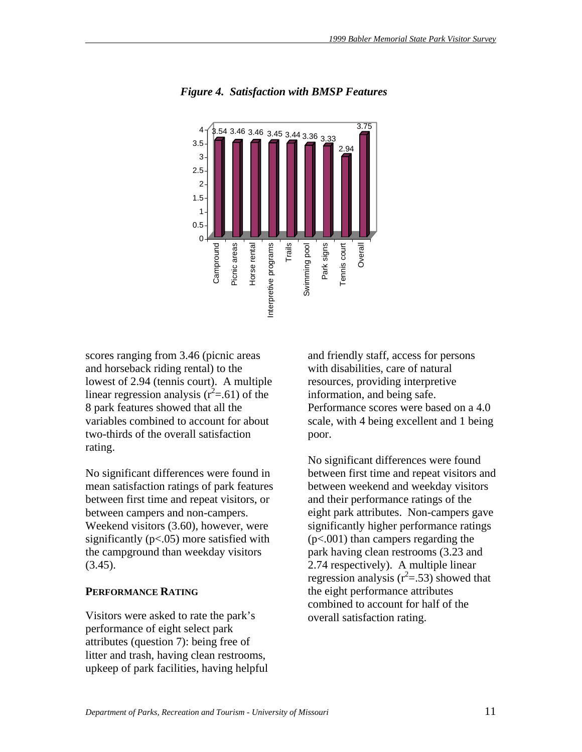*Figure 4. Satisfaction with BMSP Features*

| Feature | Score |
|---|---|
| Campground | 3.54 |
| Picnic areas | 3.46 |
| Horse rental | 3.46 |
| Interpretive programs | 3.45 |
| Trails | 3.44 |
| Swimming pool | 3.36 |
| Park signs | 3.33 |
| Tennis court | 2.94 |
| Overall | 3.75 |

scores ranging from 3.46 (picnic areas and horseback riding rental) to the lowest of 2.94 (tennis court). A multiple linear regression analysis ($r^2$=.61) of the 8 park features showed that all the variables combined to account for about two-thirds of the overall satisfaction rating.

No significant differences were found in mean satisfaction ratings of park features between first time and repeat visitors, or between campers and non-campers. Weekend visitors (3.60), however, were significantly ($p<.05$) more satisfied with the campground than weekday visitors (3.45).

### PERFORMANCE RATING

Visitors were asked to rate the park's performance of eight select park attributes (question 7): being free of litter and trash, having clean restrooms, upkeep of park facilities, having helpful and friendly staff, access for persons with disabilities, care of natural resources, providing interpretive information, and being safe. Performance scores were based on a 4.0 scale, with 4 being excellent and 1 being poor.

No significant differences were found between first time and repeat visitors and between weekend and weekday visitors and their performance ratings of the eight park attributes. Non-campers gave significantly higher performance ratings ($p<.001$) than campers regarding the park having clean restrooms (3.23 and 2.74 respectively). A multiple linear regression analysis ($r^2$=.53) showed that the eight performance attributes combined to account for half of the overall satisfaction rating.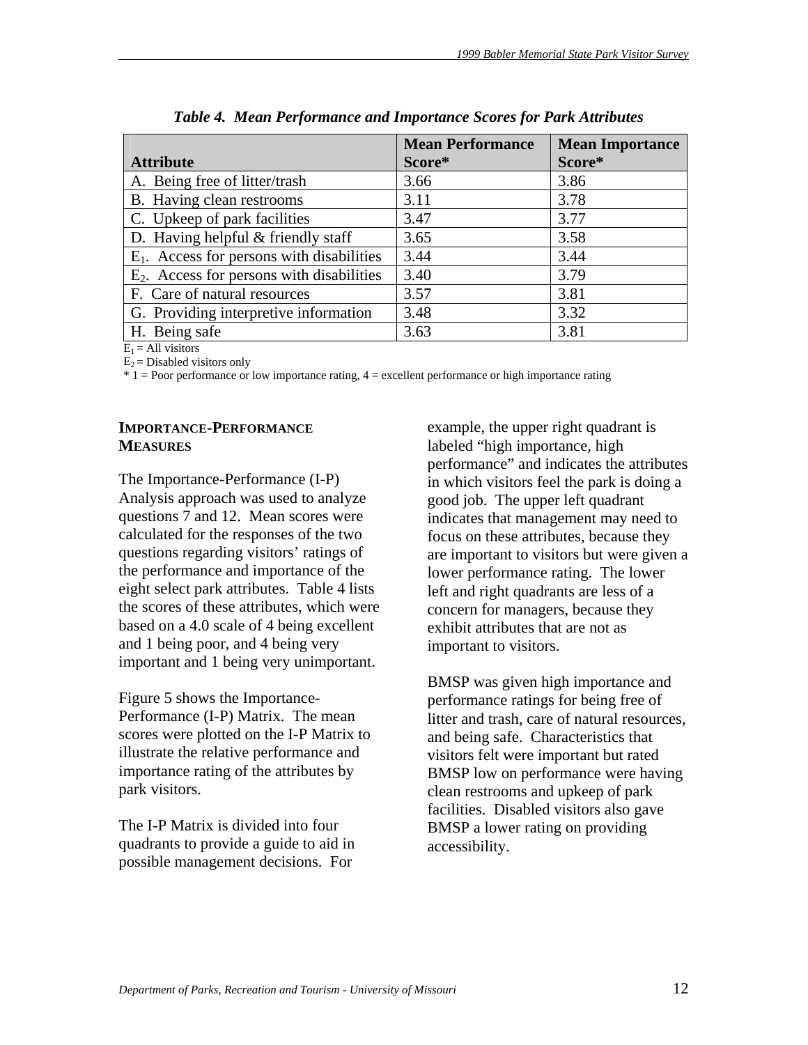***Table 4. Mean Performance and Importance Scores for Park Attributes***

| Attribute | Mean Performance Score* | Mean Importance Score* |
|---|---|---|
| A. Being free of litter/trash | 3.66 | 3.86 |
| B. Having clean restrooms | 3.11 | 3.78 |
| C. Upkeep of park facilities | 3.47 | 3.77 |
| D. Having helpful & friendly staff | 3.65 | 3.58 |
| $E_1$. Access for persons with disabilities | 3.44 | 3.44 |
| $E_2$. Access for persons with disabilities | 3.40 | 3.79 |
| F. Care of natural resources | 3.57 | 3.81 |
| G. Providing interpretive information | 3.48 | 3.32 |
| H. Being safe | 3.63 | 3.81 |

$E_1$ = All visitors
$E_2$ = Disabled visitors only
* 1 = Poor performance or low importance rating, 4 = excellent performance or high importance rating

## IMPORTANCE-PERFORMANCE MEASURES

The Importance-Performance (I-P) Analysis approach was used to analyze questions 7 and 12. Mean scores were calculated for the responses of the two questions regarding visitors' ratings of the performance and importance of the eight select park attributes. Table 4 lists the scores of these attributes, which were based on a 4.0 scale of 4 being excellent and 1 being poor, and 4 being very important and 1 being very unimportant.

Figure 5 shows the Importance-Performance (I-P) Matrix. The mean scores were plotted on the I-P Matrix to illustrate the relative performance and importance rating of the attributes by park visitors.

The I-P Matrix is divided into four quadrants to provide a guide to aid in possible management decisions. For example, the upper right quadrant is labeled "high importance, high performance" and indicates the attributes in which visitors feel the park is doing a good job. The upper left quadrant indicates that management may need to focus on these attributes, because they are important to visitors but were given a lower performance rating. The lower left and right quadrants are less of a concern for managers, because they exhibit attributes that are not as important to visitors.

BMSP was given high importance and performance ratings for being free of litter and trash, care of natural resources, and being safe. Characteristics that visitors felt were important but rated BMSP low on performance were having clean restrooms and upkeep of park facilities. Disabled visitors also gave BMSP a lower rating on providing accessibility.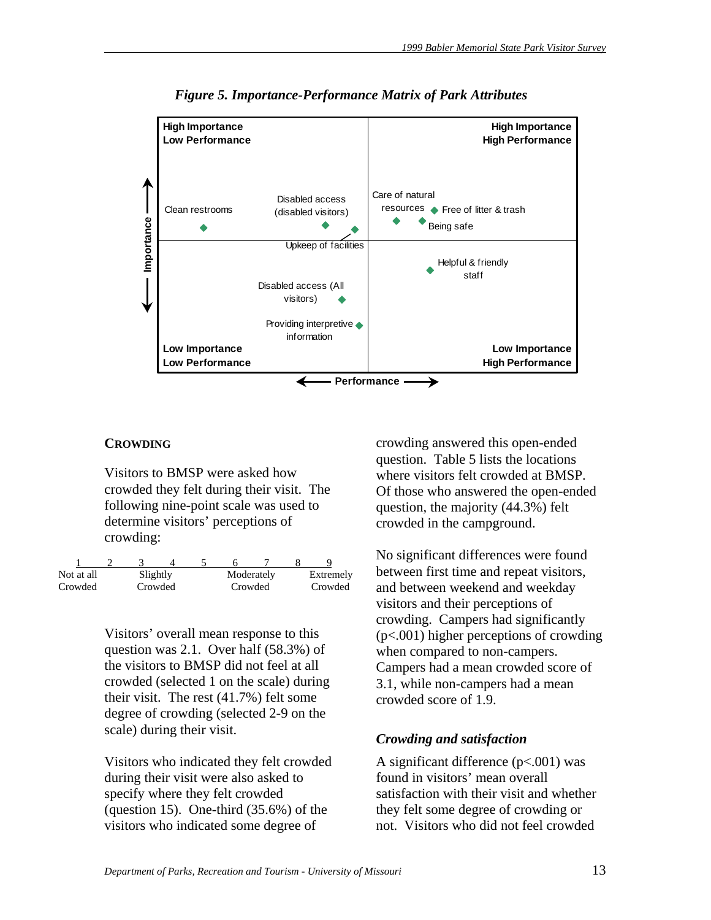*Figure 5. Importance-Performance Matrix of Park Attributes*

High Importance Low Performance | High Importance High Performance | Low Importance Low Performance | Low Importance High Performance

Clean restrooms; Disabled access (disabled visitors); Upkeep of facilities; Care of natural resources; Free of litter & trash; Being safe; Helpful & friendly staff; Disabled access (All visitors); Providing interpretive information

Importance; Performance

### CROWDING

Visitors to BMSP were asked how crowded they felt during their visit. The following nine-point scale was used to determine visitors' perceptions of crowding:

| 1 | 2 | 3 | 4 | 5 | 6 | 7 | 8 | 9 |
|---|---|---|---|---|---|---|---|---|
| Not at all Crowded | | Slightly Crowded | | | Moderately Crowded | | | Extremely Crowded |

Visitors' overall mean response to this question was 2.1. Over half (58.3%) of the visitors to BMSP did not feel at all crowded (selected 1 on the scale) during their visit. The rest (41.7%) felt some degree of crowding (selected 2-9 on the scale) during their visit.

Visitors who indicated they felt crowded during their visit were also asked to specify where they felt crowded (question 15). One-third (35.6%) of the visitors who indicated some degree of crowding answered this open-ended question. Table 5 lists the locations where visitors felt crowded at BMSP. Of those who answered the open-ended question, the majority (44.3%) felt crowded in the campground.

No significant differences were found between first time and repeat visitors, and between weekend and weekday visitors and their perceptions of crowding. Campers had significantly ($p<.001$) higher perceptions of crowding when compared to non-campers. Campers had a mean crowded score of 3.1, while non-campers had a mean crowded score of 1.9.

#### *Crowding and satisfaction*

A significant difference ($p<.001$) was found in visitors' mean overall satisfaction with their visit and whether they felt some degree of crowding or not. Visitors who did not feel crowded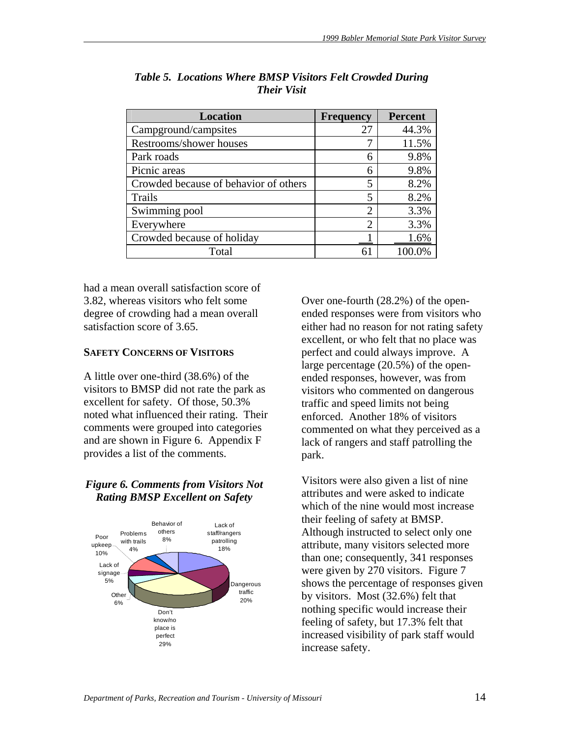*Table 5. Locations Where BMSP Visitors Felt Crowded During Their Visit*

| Location | Frequency | Percent |
|---|---|---|
| Campground/campsites | 27 | 44.3% |
| Restrooms/shower houses | 7 | 11.5% |
| Park roads | 6 | 9.8% |
| Picnic areas | 6 | 9.8% |
| Crowded because of behavior of others | 5 | 8.2% |
| Trails | 5 | 8.2% |
| Swimming pool | 2 | 3.3% |
| Everywhere | 2 | 3.3% |
| Crowded because of holiday | 1 | 1.6% |
| Total | 61 | 100.0% |

had a mean overall satisfaction score of 3.82, whereas visitors who felt some degree of crowding had a mean overall satisfaction score of 3.65.

**SAFETY CONCERNS OF VISITORS**

A little over one-third (38.6%) of the visitors to BMSP did not rate the park as excellent for safety. Of those, 50.3% noted what influenced their rating. Their comments were grouped into categories and are shown in Figure 6. Appendix F provides a list of the comments.

***Figure 6. Comments from Visitors Not Rating BMSP Excellent on Safety***

Lack of staff/rangers patrolling 18%; Dangerous traffic 20%; Don't know/no place is perfect 29%; Other 6%; Lack of signage 5%; Poor upkeep 10%; Problems with trails 4%; Behavior of others 8%

Over one-fourth (28.2%) of the open-ended responses were from visitors who either had no reason for not rating safety excellent, or who felt that no place was perfect and could always improve. A large percentage (20.5%) of the open-ended responses, however, was from visitors who commented on dangerous traffic and speed limits not being enforced. Another 18% of visitors commented on what they perceived as a lack of rangers and staff patrolling the park.

Visitors were also given a list of nine attributes and were asked to indicate which of the nine would most increase their feeling of safety at BMSP. Although instructed to select only one attribute, many visitors selected more than one; consequently, 341 responses were given by 270 visitors. Figure 7 shows the percentage of responses given by visitors. Most (32.6%) felt that nothing specific would increase their feeling of safety, but 17.3% felt that increased visibility of park staff would increase safety.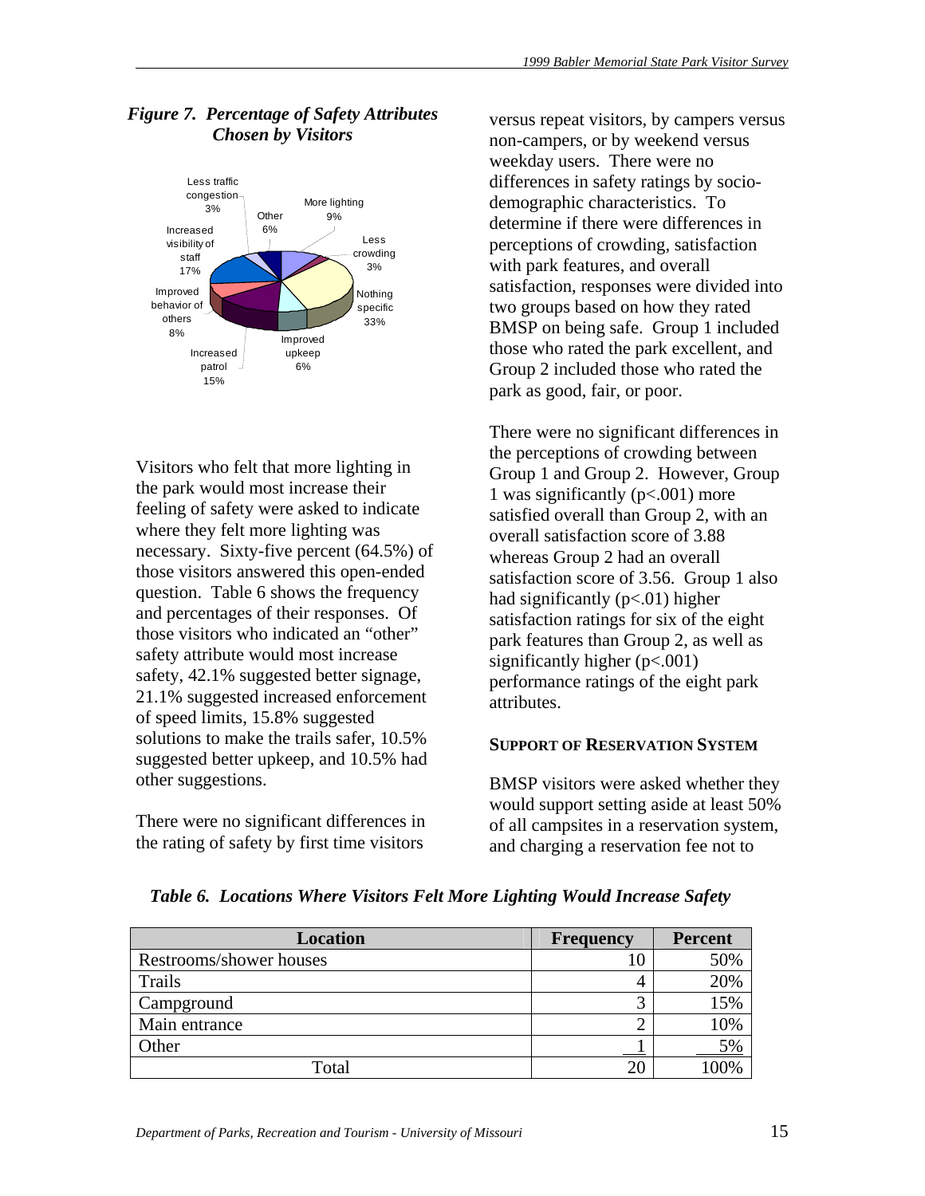*Figure 7. Percentage of Safety Attributes Chosen by Visitors*

Visitors who felt that more lighting in the park would most increase their feeling of safety were asked to indicate where they felt more lighting was necessary. Sixty-five percent (64.5%) of those visitors answered this open-ended question. Table 6 shows the frequency and percentages of their responses. Of those visitors who indicated an "other" safety attribute would most increase safety, 42.1% suggested better signage, 21.1% suggested increased enforcement of speed limits, 15.8% suggested solutions to make the trails safer, 10.5% suggested better upkeep, and 10.5% had other suggestions.

There were no significant differences in the rating of safety by first time visitors versus repeat visitors, by campers versus non-campers, or by weekend versus weekday users. There were no differences in safety ratings by socio-demographic characteristics. To determine if there were differences in perceptions of crowding, satisfaction with park features, and overall satisfaction, responses were divided into two groups based on how they rated BMSP on being safe. Group 1 included those who rated the park excellent, and Group 2 included those who rated the park as good, fair, or poor.

There were no significant differences in the perceptions of crowding between Group 1 and Group 2. However, Group 1 was significantly ($p<.001$) more satisfied overall than Group 2, with an overall satisfaction score of 3.88 whereas Group 2 had an overall satisfaction score of 3.56. Group 1 also had significantly ($p<.01$) higher satisfaction ratings for six of the eight park features than Group 2, as well as significantly higher ($p<.001$) performance ratings of the eight park attributes.

### SUPPORT OF RESERVATION SYSTEM

BMSP visitors were asked whether they would support setting aside at least 50% of all campsites in a reservation system, and charging a reservation fee not to

*Table 6. Locations Where Visitors Felt More Lighting Would Increase Safety*

| Location | Frequency | Percent |
|---|---|---|
| Restrooms/shower houses | 10 | 50% |
| Trails | 4 | 20% |
| Campground | 3 | 15% |
| Main entrance | 2 | 10% |
| Other | 1 | 5% |
| Total | 20 | 100% |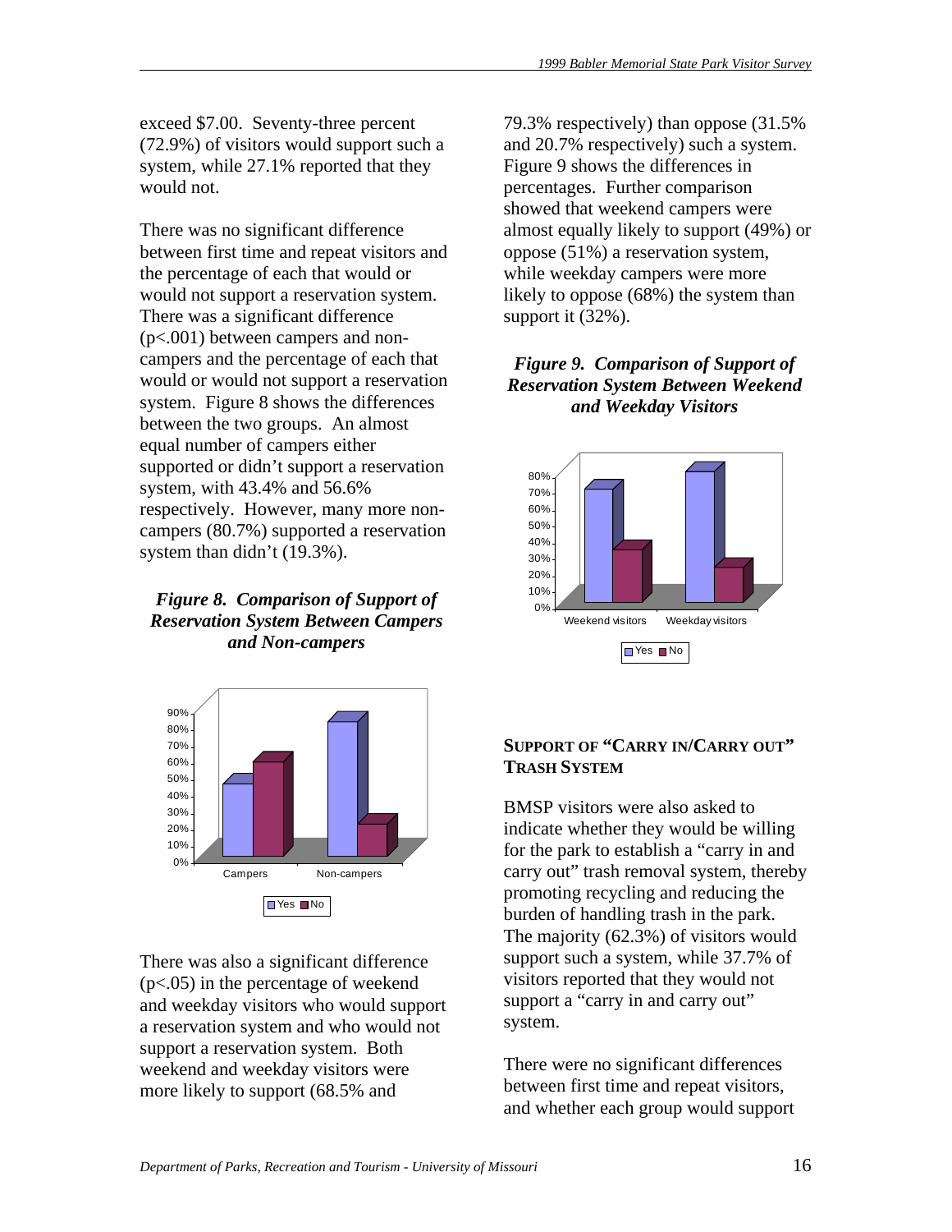exceed $7.00. Seventy-three percent (72.9%) of visitors would support such a system, while 27.1% reported that they would not.

There was no significant difference between first time and repeat visitors and the percentage of each that would or would not support a reservation system. There was a significant difference ($p<.001$) between campers and non-campers and the percentage of each that would or would not support a reservation system. Figure 8 shows the differences between the two groups. An almost equal number of campers either supported or didn't support a reservation system, with 43.4% and 56.6% respectively. However, many more non-campers (80.7%) supported a reservation system than didn't (19.3%).

***Figure 8. Comparison of Support of Reservation System Between Campers and Non-campers***

There was also a significant difference ($p<.05$) in the percentage of weekend and weekday visitors who would support a reservation system and who would not support a reservation system. Both weekend and weekday visitors were more likely to support (68.5% and 79.3% respectively) than oppose (31.5% and 20.7% respectively) such a system. Figure 9 shows the differences in percentages. Further comparison showed that weekend campers were almost equally likely to support (49%) or oppose (51%) a reservation system, while weekday campers were more likely to oppose (68%) the system than support it (32%).

***Figure 9. Comparison of Support of Reservation System Between Weekend and Weekday Visitors***

## SUPPORT OF "CARRY IN/CARRY OUT" TRASH SYSTEM

BMSP visitors were also asked to indicate whether they would be willing for the park to establish a "carry in and carry out" trash removal system, thereby promoting recycling and reducing the burden of handling trash in the park. The majority (62.3%) of visitors would support such a system, while 37.7% of visitors reported that they would not support a "carry in and carry out" system.

There were no significant differences between first time and repeat visitors, and whether each group would support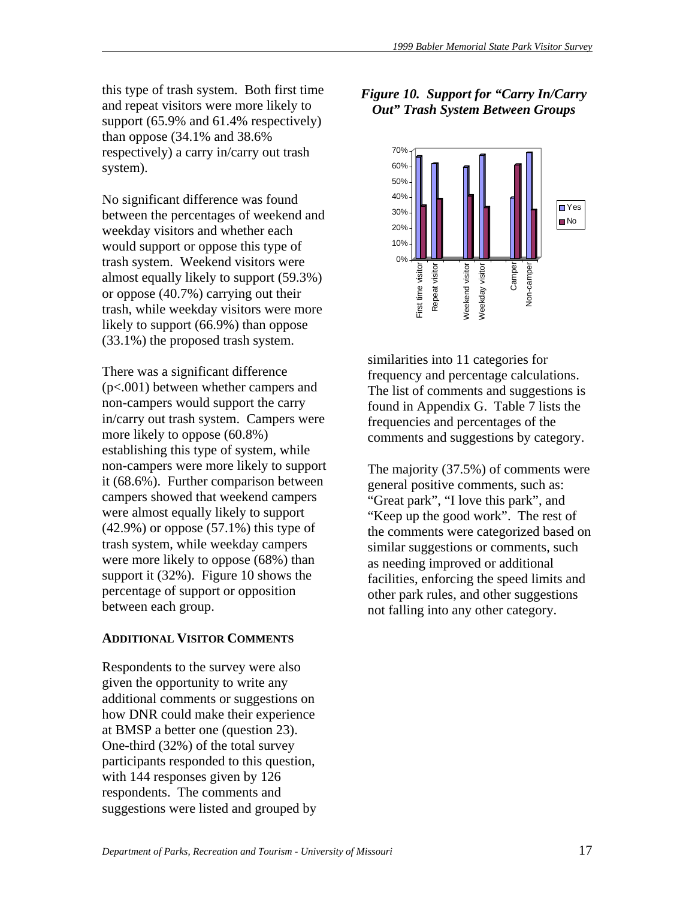this type of trash system. Both first time and repeat visitors were more likely to support (65.9% and 61.4% respectively) than oppose (34.1% and 38.6% respectively) a carry in/carry out trash system).

No significant difference was found between the percentages of weekend and weekday visitors and whether each would support or oppose this type of trash system. Weekend visitors were almost equally likely to support (59.3%) or oppose (40.7%) carrying out their trash, while weekday visitors were more likely to support (66.9%) than oppose (33.1%) the proposed trash system.

There was a significant difference ($p<.001$) between whether campers and non-campers would support the carry in/carry out trash system. Campers were more likely to oppose (60.8%) establishing this type of system, while non-campers were more likely to support it (68.6%). Further comparison between campers showed that weekend campers were almost equally likely to support (42.9%) or oppose (57.1%) this type of trash system, while weekday campers were more likely to oppose (68%) than support it (32%). Figure 10 shows the percentage of support or opposition between each group.

***Figure 10. Support for "Carry In/Carry Out" Trash System Between Groups***

## ADDITIONAL VISITOR COMMENTS

Respondents to the survey were also given the opportunity to write any additional comments or suggestions on how DNR could make their experience at BMSP a better one (question 23). One-third (32%) of the total survey participants responded to this question, with 144 responses given by 126 respondents. The comments and suggestions were listed and grouped by similarities into 11 categories for frequency and percentage calculations. The list of comments and suggestions is found in Appendix G. Table 7 lists the frequencies and percentages of the comments and suggestions by category.

The majority (37.5%) of comments were general positive comments, such as: "Great park", "I love this park", and "Keep up the good work". The rest of the comments were categorized based on similar suggestions or comments, such as needing improved or additional facilities, enforcing the speed limits and other park rules, and other suggestions not falling into any other category.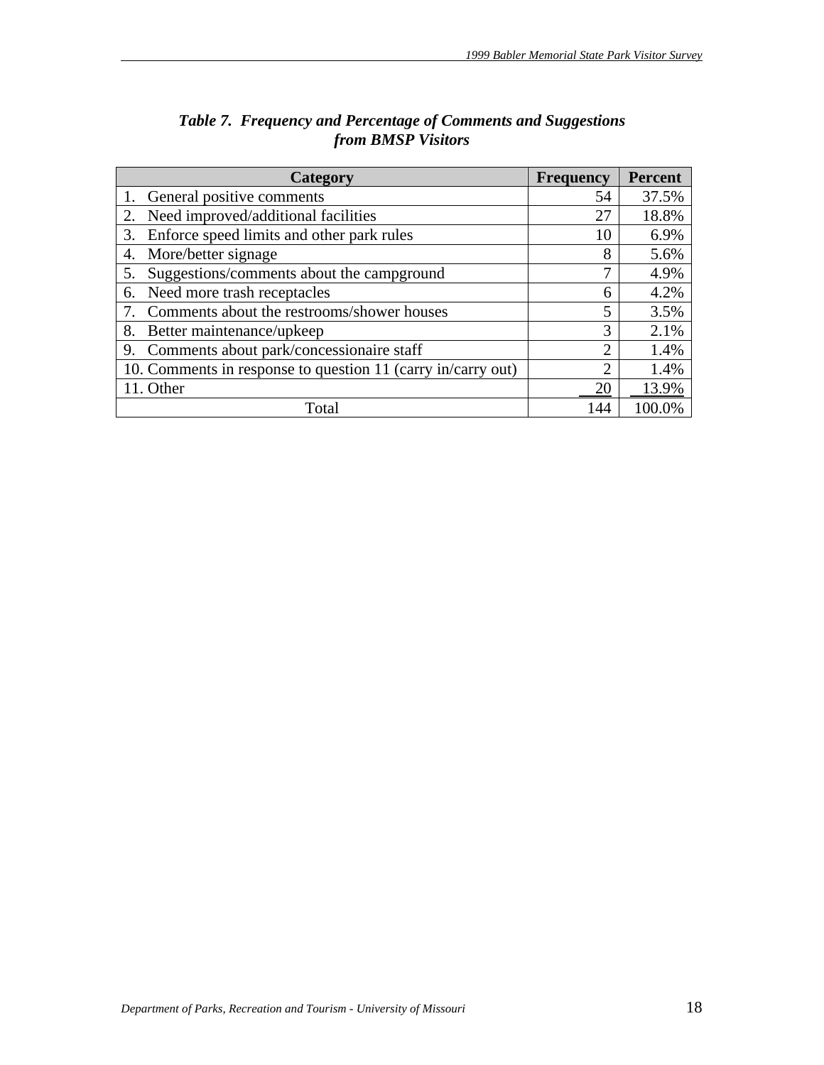***Table 7. Frequency and Percentage of Comments and Suggestions from BMSP Visitors***

| Category | Frequency | Percent |
|---|---|---|
| 1. General positive comments | 54 | 37.5% |
| 2. Need improved/additional facilities | 27 | 18.8% |
| 3. Enforce speed limits and other park rules | 10 | 6.9% |
| 4. More/better signage | 8 | 5.6% |
| 5. Suggestions/comments about the campground | 7 | 4.9% |
| 6. Need more trash receptacles | 6 | 4.2% |
| 7. Comments about the restrooms/shower houses | 5 | 3.5% |
| 8. Better maintenance/upkeep | 3 | 2.1% |
| 9. Comments about park/concessionaire staff | 2 | 1.4% |
| 10. Comments in response to question 11 (carry in/carry out) | 2 | 1.4% |
| 11. Other | 20 | 13.9% |
| Total | 144 | 100.0% |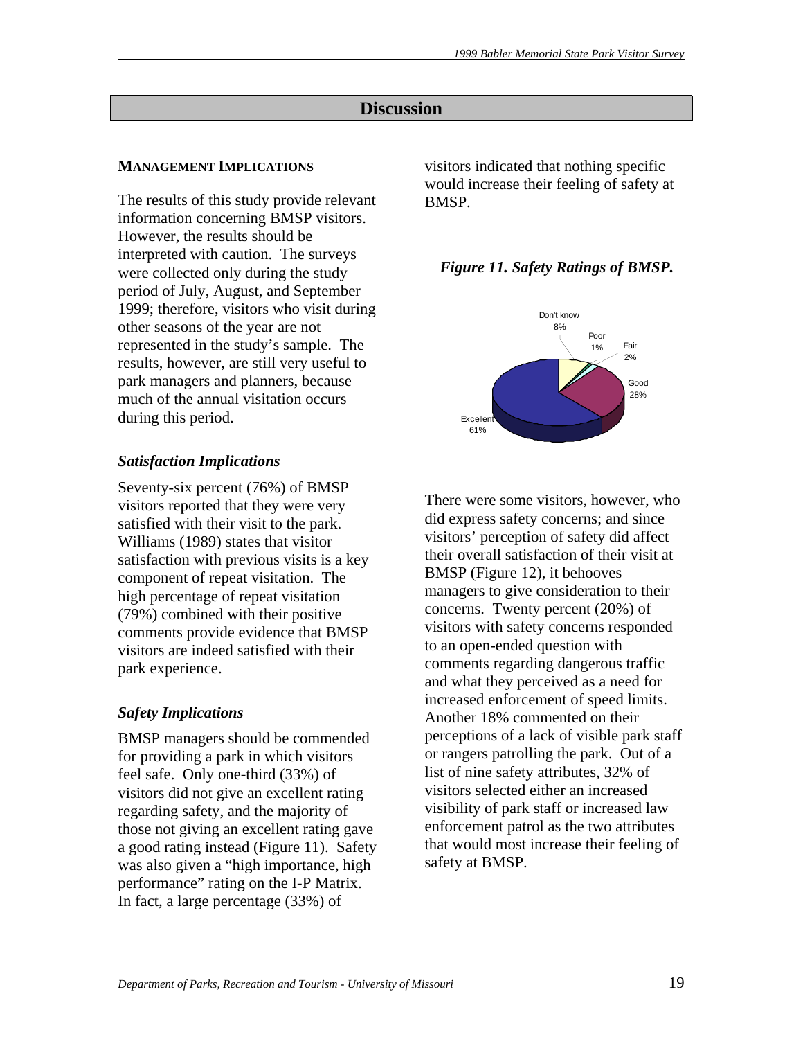## Discussion

### MANAGEMENT IMPLICATIONS

The results of this study provide relevant information concerning BMSP visitors. However, the results should be interpreted with caution. The surveys were collected only during the study period of July, August, and September 1999; therefore, visitors who visit during other seasons of the year are not represented in the study's sample. The results, however, are still very useful to park managers and planners, because much of the annual visitation occurs during this period.

### *Satisfaction Implications*

Seventy-six percent (76%) of BMSP visitors reported that they were very satisfied with their visit to the park. Williams (1989) states that visitor satisfaction with previous visits is a key component of repeat visitation. The high percentage of repeat visitation (79%) combined with their positive comments provide evidence that BMSP visitors are indeed satisfied with their park experience.

### *Safety Implications*

BMSP managers should be commended for providing a park in which visitors feel safe. Only one-third (33%) of visitors did not give an excellent rating regarding safety, and the majority of those not giving an excellent rating gave a good rating instead (Figure 11). Safety was also given a "high importance, high performance" rating on the I-P Matrix. In fact, a large percentage (33%) of visitors indicated that nothing specific would increase their feeling of safety at BMSP.

***Figure 11. Safety Ratings of BMSP.***

Don't know 8%, Poor 1%, Fair 2%, Good 28%, Excellent 61%

There were some visitors, however, who did express safety concerns; and since visitors' perception of safety did affect their overall satisfaction of their visit at BMSP (Figure 12), it behooves managers to give consideration to their concerns. Twenty percent (20%) of visitors with safety concerns responded to an open-ended question with comments regarding dangerous traffic and what they perceived as a need for increased enforcement of speed limits. Another 18% commented on their perceptions of a lack of visible park staff or rangers patrolling the park. Out of a list of nine safety attributes, 32% of visitors selected either an increased visibility of park staff or increased law enforcement patrol as the two attributes that would most increase their feeling of safety at BMSP.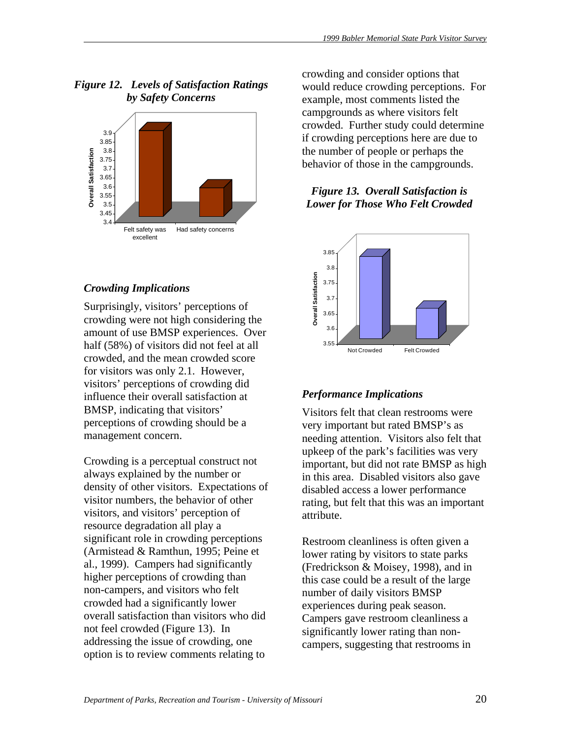*Figure 12. Levels of Satisfaction Ratings by Safety Concerns*

### Crowding Implications

Surprisingly, visitors' perceptions of crowding were not high considering the amount of use BMSP experiences. Over half (58%) of visitors did not feel at all crowded, and the mean crowded score for visitors was only 2.1. However, visitors' perceptions of crowding did influence their overall satisfaction at BMSP, indicating that visitors' perceptions of crowding should be a management concern.

Crowding is a perceptual construct not always explained by the number or density of other visitors. Expectations of visitor numbers, the behavior of other visitors, and visitors' perception of resource degradation all play a significant role in crowding perceptions (Armistead & Ramthun, 1995; Peine et al., 1999). Campers had significantly higher perceptions of crowding than non-campers, and visitors who felt crowded had a significantly lower overall satisfaction than visitors who did not feel crowded (Figure 13). In addressing the issue of crowding, one option is to review comments relating to crowding and consider options that would reduce crowding perceptions. For example, most comments listed the campgrounds as where visitors felt crowded. Further study could determine if crowding perceptions here are due to the number of people or perhaps the behavior of those in the campgrounds.

*Figure 13. Overall Satisfaction is Lower for Those Who Felt Crowded*

### Performance Implications

Visitors felt that clean restrooms were very important but rated BMSP's as needing attention. Visitors also felt that upkeep of the park's facilities was very important, but did not rate BMSP as high in this area. Disabled visitors also gave disabled access a lower performance rating, but felt that this was an important attribute.

Restroom cleanliness is often given a lower rating by visitors to state parks (Fredrickson & Moisey, 1998), and in this case could be a result of the large number of daily visitors BMSP experiences during peak season. Campers gave restroom cleanliness a significantly lower rating than non-campers, suggesting that restrooms in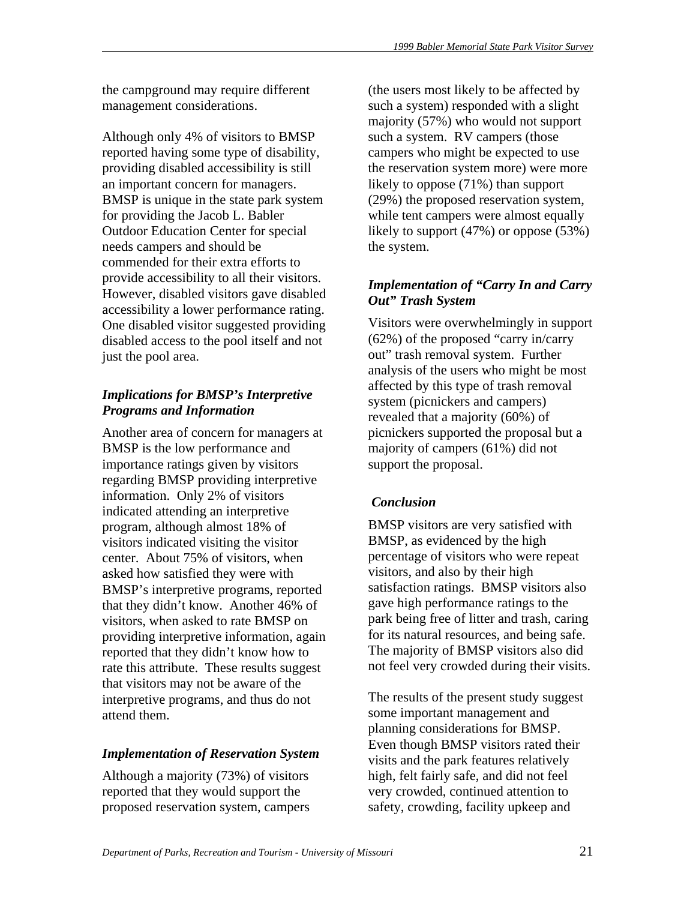the campground may require different management considerations.

Although only 4% of visitors to BMSP reported having some type of disability, providing disabled accessibility is still an important concern for managers. BMSP is unique in the state park system for providing the Jacob L. Babler Outdoor Education Center for special needs campers and should be commended for their extra efforts to provide accessibility to all their visitors. However, disabled visitors gave disabled accessibility a lower performance rating. One disabled visitor suggested providing disabled access to the pool itself and not just the pool area.

### *Implications for BMSP's Interpretive Programs and Information*

Another area of concern for managers at BMSP is the low performance and importance ratings given by visitors regarding BMSP providing interpretive information. Only 2% of visitors indicated attending an interpretive program, although almost 18% of visitors indicated visiting the visitor center. About 75% of visitors, when asked how satisfied they were with BMSP's interpretive programs, reported that they didn't know. Another 46% of visitors, when asked to rate BMSP on providing interpretive information, again reported that they didn't know how to rate this attribute. These results suggest that visitors may not be aware of the interpretive programs, and thus do not attend them.

### *Implementation of Reservation System*

Although a majority (73%) of visitors reported that they would support the proposed reservation system, campers (the users most likely to be affected by such a system) responded with a slight majority (57%) who would not support such a system. RV campers (those campers who might be expected to use the reservation system more) were more likely to oppose (71%) than support (29%) the proposed reservation system, while tent campers were almost equally likely to support (47%) or oppose (53%) the system.

### *Implementation of "Carry In and Carry Out" Trash System*

Visitors were overwhelmingly in support (62%) of the proposed "carry in/carry out" trash removal system. Further analysis of the users who might be most affected by this type of trash removal system (picnickers and campers) revealed that a majority (60%) of picnickers supported the proposal but a majority of campers (61%) did not support the proposal.

### *Conclusion*

BMSP visitors are very satisfied with BMSP, as evidenced by the high percentage of visitors who were repeat visitors, and also by their high satisfaction ratings. BMSP visitors also gave high performance ratings to the park being free of litter and trash, caring for its natural resources, and being safe. The majority of BMSP visitors also did not feel very crowded during their visits.

The results of the present study suggest some important management and planning considerations for BMSP. Even though BMSP visitors rated their visits and the park features relatively high, felt fairly safe, and did not feel very crowded, continued attention to safety, crowding, facility upkeep and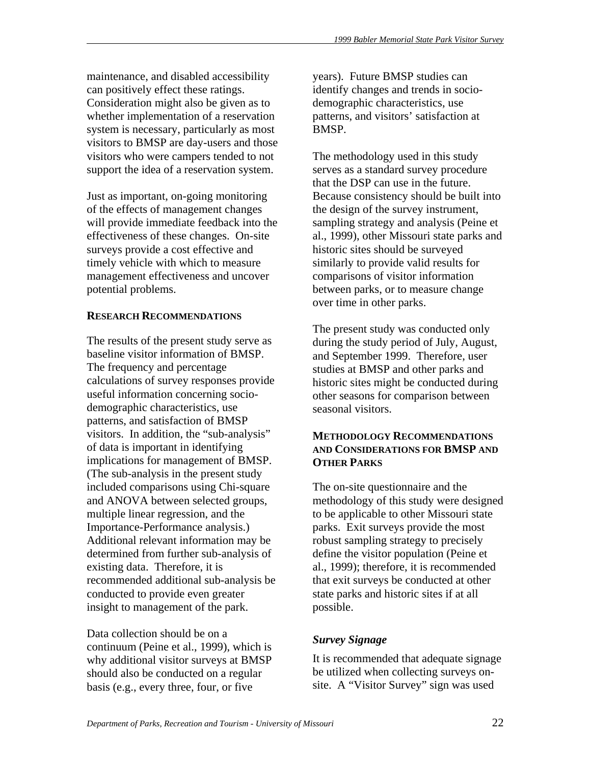maintenance, and disabled accessibility can positively effect these ratings. Consideration might also be given as to whether implementation of a reservation system is necessary, particularly as most visitors to BMSP are day-users and those visitors who were campers tended to not support the idea of a reservation system.

Just as important, on-going monitoring of the effects of management changes will provide immediate feedback into the effectiveness of these changes. On-site surveys provide a cost effective and timely vehicle with which to measure management effectiveness and uncover potential problems.

### RESEARCH RECOMMENDATIONS

The results of the present study serve as baseline visitor information of BMSP. The frequency and percentage calculations of survey responses provide useful information concerning socio-demographic characteristics, use patterns, and satisfaction of BMSP visitors. In addition, the "sub-analysis" of data is important in identifying implications for management of BMSP. (The sub-analysis in the present study included comparisons using Chi-square and ANOVA between selected groups, multiple linear regression, and the Importance-Performance analysis.) Additional relevant information may be determined from further sub-analysis of existing data. Therefore, it is recommended additional sub-analysis be conducted to provide even greater insight to management of the park.

Data collection should be on a continuum (Peine et al., 1999), which is why additional visitor surveys at BMSP should also be conducted on a regular basis (e.g., every three, four, or five years). Future BMSP studies can identify changes and trends in socio-demographic characteristics, use patterns, and visitors' satisfaction at BMSP.

The methodology used in this study serves as a standard survey procedure that the DSP can use in the future. Because consistency should be built into the design of the survey instrument, sampling strategy and analysis (Peine et al., 1999), other Missouri state parks and historic sites should be surveyed similarly to provide valid results for comparisons of visitor information between parks, or to measure change over time in other parks.

The present study was conducted only during the study period of July, August, and September 1999. Therefore, user studies at BMSP and other parks and historic sites might be conducted during other seasons for comparison between seasonal visitors.

### METHODOLOGY RECOMMENDATIONS AND CONSIDERATIONS FOR BMSP AND OTHER PARKS

The on-site questionnaire and the methodology of this study were designed to be applicable to other Missouri state parks. Exit surveys provide the most robust sampling strategy to precisely define the visitor population (Peine et al., 1999); therefore, it is recommended that exit surveys be conducted at other state parks and historic sites if at all possible.

#### *Survey Signage*

It is recommended that adequate signage be utilized when collecting surveys on-site. A "Visitor Survey" sign was used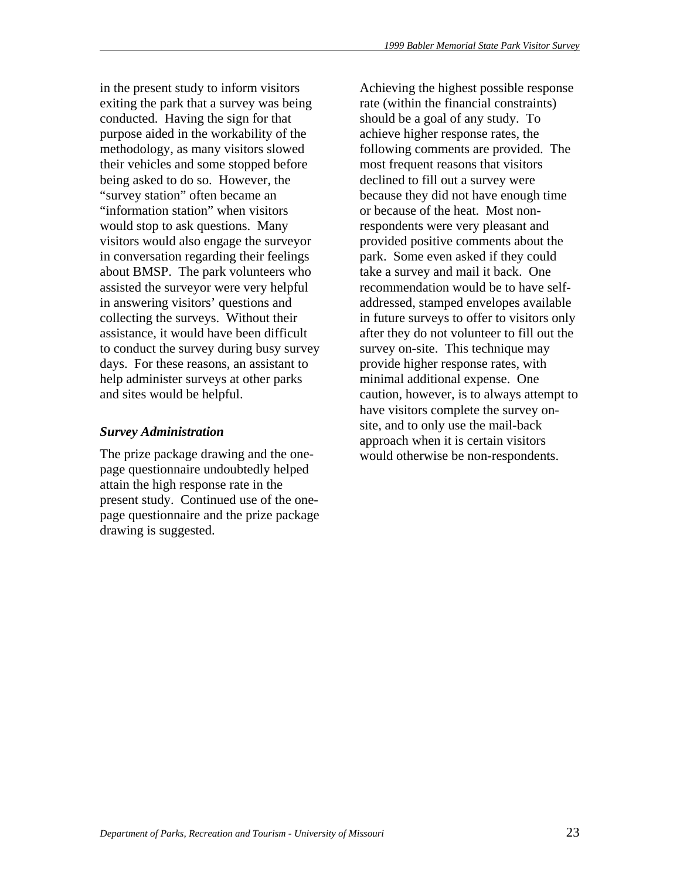in the present study to inform visitors exiting the park that a survey was being conducted. Having the sign for that purpose aided in the workability of the methodology, as many visitors slowed their vehicles and some stopped before being asked to do so. However, the "survey station" often became an "information station" when visitors would stop to ask questions. Many visitors would also engage the surveyor in conversation regarding their feelings about BMSP. The park volunteers who assisted the surveyor were very helpful in answering visitors' questions and collecting the surveys. Without their assistance, it would have been difficult to conduct the survey during busy survey days. For these reasons, an assistant to help administer surveys at other parks and sites would be helpful.

### *Survey Administration*

The prize package drawing and the one-page questionnaire undoubtedly helped attain the high response rate in the present study. Continued use of the one-page questionnaire and the prize package drawing is suggested.

Achieving the highest possible response rate (within the financial constraints) should be a goal of any study. To achieve higher response rates, the following comments are provided. The most frequent reasons that visitors declined to fill out a survey were because they did not have enough time or because of the heat. Most non-respondents were very pleasant and provided positive comments about the park. Some even asked if they could take a survey and mail it back. One recommendation would be to have self-addressed, stamped envelopes available in future surveys to offer to visitors only after they do not volunteer to fill out the survey on-site. This technique may provide higher response rates, with minimal additional expense. One caution, however, is to always attempt to have visitors complete the survey on-site, and to only use the mail-back approach when it is certain visitors would otherwise be non-respondents.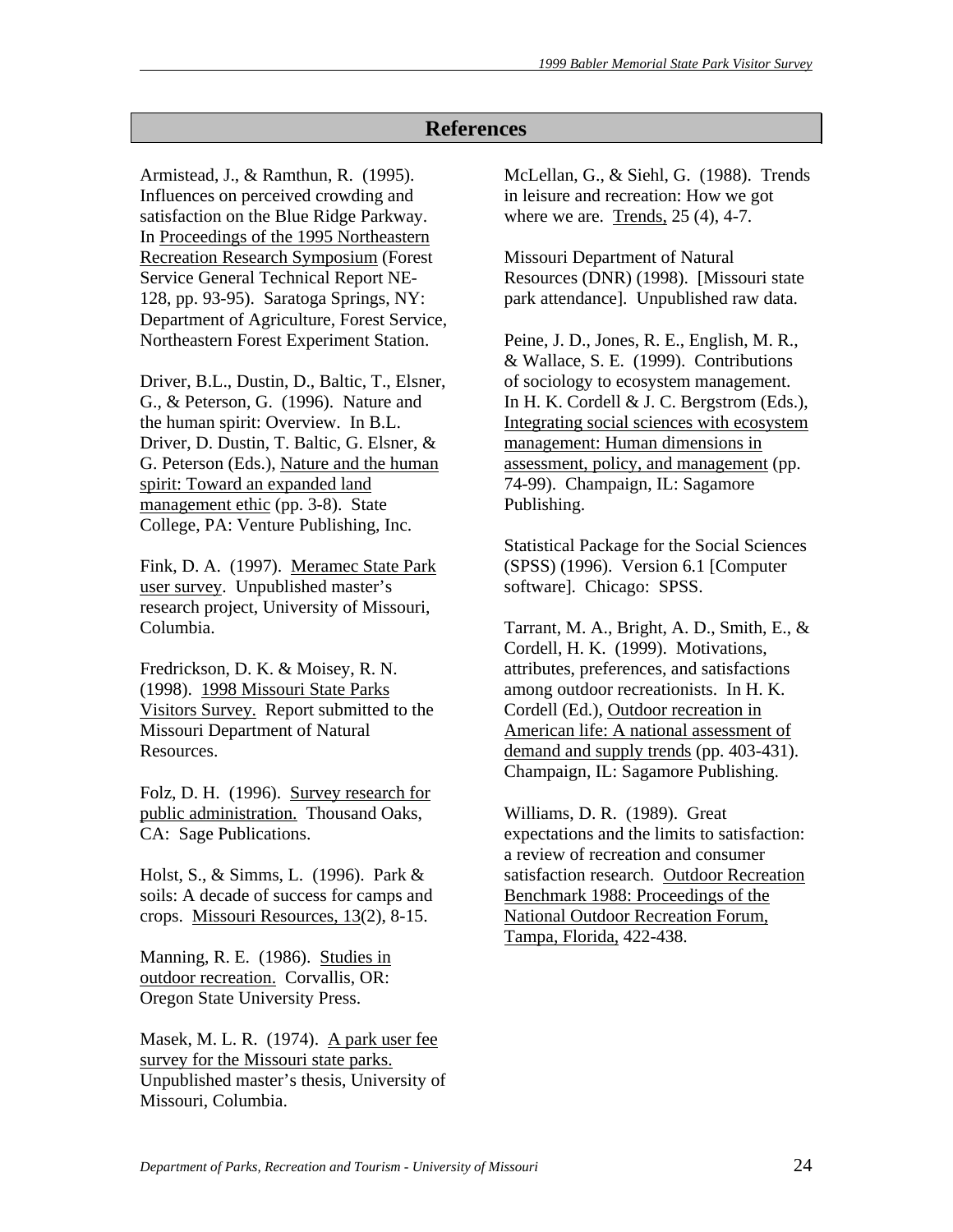## References

Armistead, J., & Ramthun, R. (1995). Influences on perceived crowding and satisfaction on the Blue Ridge Parkway. In Proceedings of the 1995 Northeastern Recreation Research Symposium (Forest Service General Technical Report NE-128, pp. 93-95). Saratoga Springs, NY: Department of Agriculture, Forest Service, Northeastern Forest Experiment Station.

Driver, B.L., Dustin, D., Baltic, T., Elsner, G., & Peterson, G. (1996). Nature and the human spirit: Overview. In B.L. Driver, D. Dustin, T. Baltic, G. Elsner, & G. Peterson (Eds.), Nature and the human spirit: Toward an expanded land management ethic (pp. 3-8). State College, PA: Venture Publishing, Inc.

Fink, D. A. (1997). Meramec State Park user survey. Unpublished master's research project, University of Missouri, Columbia.

Fredrickson, D. K. & Moisey, R. N. (1998). 1998 Missouri State Parks Visitors Survey. Report submitted to the Missouri Department of Natural Resources.

Folz, D. H. (1996). Survey research for public administration. Thousand Oaks, CA: Sage Publications.

Holst, S., & Simms, L. (1996). Park & soils: A decade of success for camps and crops. Missouri Resources, 13(2), 8-15.

Manning, R. E. (1986). Studies in outdoor recreation. Corvallis, OR: Oregon State University Press.

Masek, M. L. R. (1974). A park user fee survey for the Missouri state parks. Unpublished master's thesis, University of Missouri, Columbia.

McLellan, G., & Siehl, G. (1988). Trends in leisure and recreation: How we got where we are. Trends, 25 (4), 4-7.

Missouri Department of Natural Resources (DNR) (1998). [Missouri state park attendance]. Unpublished raw data.

Peine, J. D., Jones, R. E., English, M. R., & Wallace, S. E. (1999). Contributions of sociology to ecosystem management. In H. K. Cordell & J. C. Bergstrom (Eds.), Integrating social sciences with ecosystem management: Human dimensions in assessment, policy, and management (pp. 74-99). Champaign, IL: Sagamore Publishing.

Statistical Package for the Social Sciences (SPSS) (1996). Version 6.1 [Computer software]. Chicago: SPSS.

Tarrant, M. A., Bright, A. D., Smith, E., & Cordell, H. K. (1999). Motivations, attributes, preferences, and satisfactions among outdoor recreationists. In H. K. Cordell (Ed.), Outdoor recreation in American life: A national assessment of demand and supply trends (pp. 403-431). Champaign, IL: Sagamore Publishing.

Williams, D. R. (1989). Great expectations and the limits to satisfaction: a review of recreation and consumer satisfaction research. Outdoor Recreation Benchmark 1988: Proceedings of the National Outdoor Recreation Forum, Tampa, Florida, 422-438.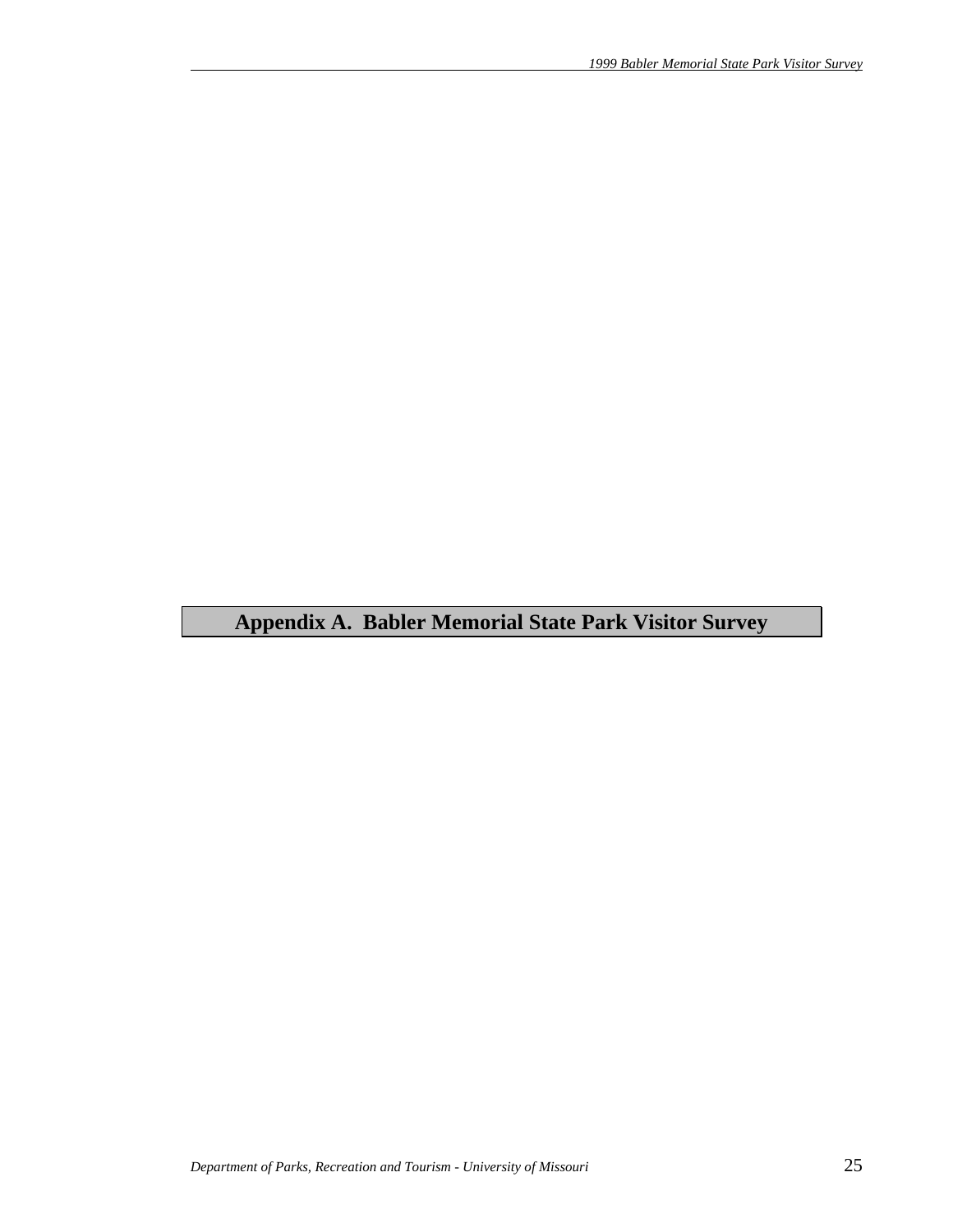# Appendix A. Babler Memorial State Park Visitor Survey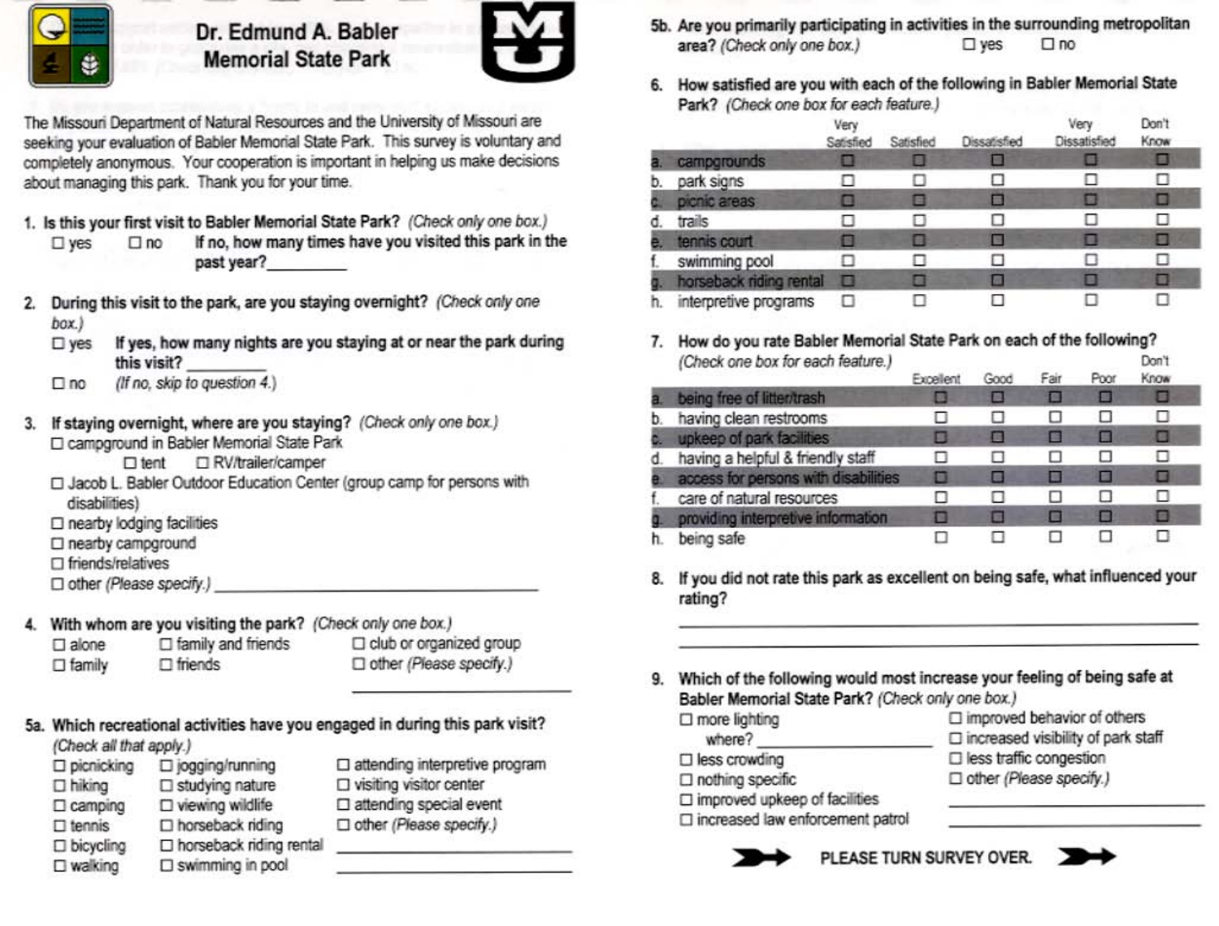# Dr. Edmund A. Babler Memorial State Park

The Missouri Department of Natural Resources and the University of Missouri are seeking your evaluation of Babler Memorial State Park. This survey is voluntary and completely anonymous. Your cooperation is important in helping us make decisions about managing this park. Thank you for your time.

**1. Is this your first visit to Babler Memorial State Park?** *(Check only one box.)*

☐ yes ☐ no **If no, how many times have you visited this park in the past year?**__________

**2. During this visit to the park, are you staying overnight?** *(Check only one box.)*

☐ yes **If yes, how many nights are you staying at or near the park during this visit?** __________

☐ no *(If no, skip to question 4.)*

**3. If staying overnight, where are you staying?** *(Check only one box.)*

- ☐ campground in Babler Memorial State Park
  - ☐ tent ☐ RV/trailer/camper
- ☐ Jacob L. Babler Outdoor Education Center (group camp for persons with disabilities)
- ☐ nearby lodging facilities
- ☐ nearby campground
- ☐ friends/relatives
- ☐ other *(Please specify.)* ______________________________

**4. With whom are you visiting the park?** *(Check only one box.)*

- ☐ alone
- ☐ family
- ☐ family and friends
- ☐ friends
- ☐ club or organized group
- ☐ other *(Please specify.)* ______________________________

**5a. Which recreational activities have you engaged in during this park visit?** *(Check all that apply.)*

- ☐ picnicking
- ☐ hiking
- ☐ camping
- ☐ tennis
- ☐ bicycling
- ☐ walking
- ☐ jogging/running
- ☐ studying nature
- ☐ viewing wildlife
- ☐ horseback riding
- ☐ horseback riding rental
- ☐ swimming in pool
- ☐ attending interpretive program
- ☐ visiting visitor center
- ☐ attending special event
- ☐ other *(Please specify.)* ______________________________

**5b. Are you primarily participating in activities in the surrounding metropolitan area?** *(Check only one box.)* ☐ yes ☐ no

**6. How satisfied are you with each of the following in Babler Memorial State Park?** *(Check one box for each feature.)*

| | Very Satisfied | Satisfied | Dissatisfied | Very Dissatisfied | Don't Know |
|---|---|---|---|---|---|
| a. campgrounds | ☐ | ☐ | ☐ | ☐ | ☐ |
| b. park signs | ☐ | ☐ | ☐ | ☐ | ☐ |
| c. picnic areas | ☐ | ☐ | ☐ | ☐ | ☐ |
| d. trails | ☐ | ☐ | ☐ | ☐ | ☐ |
| e. tennis court | ☐ | ☐ | ☐ | ☐ | ☐ |
| f. swimming pool | ☐ | ☐ | ☐ | ☐ | ☐ |
| g. horseback riding rental | ☐ | ☐ | ☐ | ☐ | ☐ |
| h. interpretive programs | ☐ | ☐ | ☐ | ☐ | ☐ |

**7. How do you rate Babler Memorial State Park on each of the following?** *(Check one box for each feature.)*

| | Excellent | Good | Fair | Poor | Don't Know |
|---|---|---|---|---|---|
| a. being free of litter/trash | ☐ | ☐ | ☐ | ☐ | ☐ |
| b. having clean restrooms | ☐ | ☐ | ☐ | ☐ | ☐ |
| c. upkeep of park facilities | ☐ | ☐ | ☐ | ☐ | ☐ |
| d. having a helpful & friendly staff | ☐ | ☐ | ☐ | ☐ | ☐ |
| e. access for persons with disabilities | ☐ | ☐ | ☐ | ☐ | ☐ |
| f. care of natural resources | ☐ | ☐ | ☐ | ☐ | ☐ |
| g. providing interpretive information | ☐ | ☐ | ☐ | ☐ | ☐ |
| h. being safe | ☐ | ☐ | ☐ | ☐ | ☐ |

**8. If you did not rate this park as excellent on being safe, what influenced your rating?**

______________________________________________________________

______________________________________________________________

**9. Which of the following would most increase your feeling of being safe at Babler Memorial State Park?** *(Check only one box.)*

- ☐ more lighting
  - where? ____________________
- ☐ less crowding
- ☐ nothing specific
- ☐ improved upkeep of facilities
- ☐ increased law enforcement patrol
- ☐ improved behavior of others
- ☐ increased visibility of park staff
- ☐ less traffic congestion
- ☐ other *(Please specify.)* ______________________________

**PLEASE TURN SURVEY OVER.**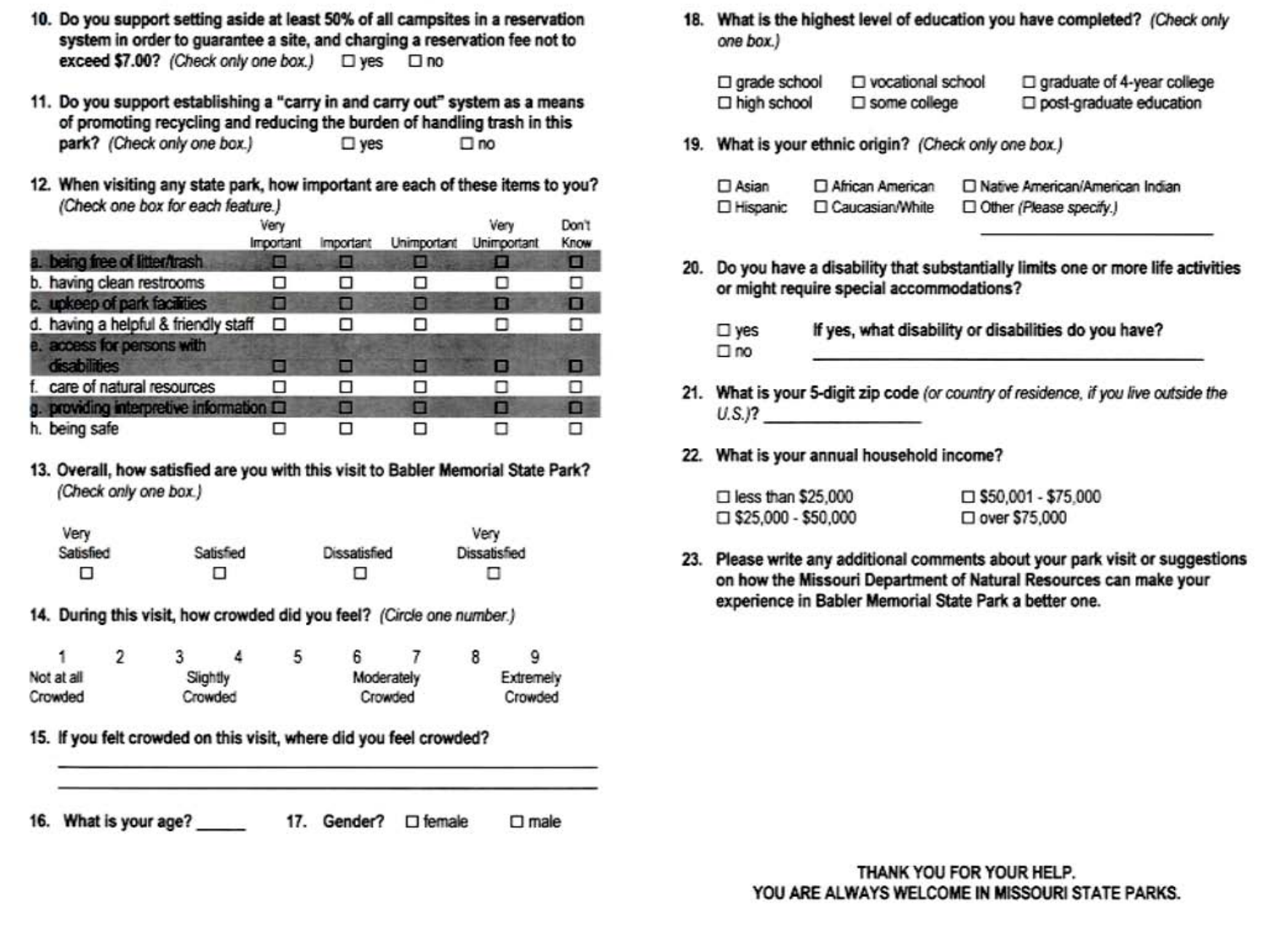10. **Do you support setting aside at least 50% of all campsites in a reservation system in order to guarantee a site, and charging a reservation fee not to exceed $7.00?** *(Check only one box.)* ☐ yes ☐ no

11. **Do you support establishing a "carry in and carry out" system as a means of promoting recycling and reducing the burden of handling trash in this park?** *(Check only one box.)* ☐ yes ☐ no

12. **When visiting any state park, how important are each of these items to you?** *(Check one box for each feature.)*

| | Very Important | Important | Unimportant | Very Unimportant | Don't Know |
|---|---|---|---|---|---|
| a. being free of litter/trash | ☐ | ☐ | ☐ | ☐ | ☐ |
| b. having clean restrooms | ☐ | ☐ | ☐ | ☐ | ☐ |
| c. upkeep of park facilities | ☐ | ☐ | ☐ | ☐ | ☐ |
| d. having a helpful & friendly staff | ☐ | ☐ | ☐ | ☐ | ☐ |
| e. access for persons with disabilities | ☐ | ☐ | ☐ | ☐ | ☐ |
| f. care of natural resources | ☐ | ☐ | ☐ | ☐ | ☐ |
| g. providing interpretive information | ☐ | ☐ | ☐ | ☐ | ☐ |
| h. being safe | ☐ | ☐ | ☐ | ☐ | ☐ |

13. **Overall, how satisfied are you with this visit to Babler Memorial State Park?** *(Check only one box.)*

| Very Satisfied | Satisfied | Dissatisfied | Very Dissatisfied |
|---|---|---|---|
| ☐ | ☐ | ☐ | ☐ |

14. **During this visit, how crowded did you feel?** *(Circle one number.)*

| 1 | 2 | 3 | 4 | 5 | 6 | 7 | 8 | 9 |
|---|---|---|---|---|---|---|---|---|
| Not at all Crowded | | Slightly Crowded | | | Moderately Crowded | | | Extremely Crowded |

15. **If you felt crowded on this visit, where did you feel crowded?**

_______________________________________________

_______________________________________________

16. **What is your age?** ______

17. **Gender?** ☐ female ☐ male

18. **What is the highest level of education you have completed?** *(Check only one box.)*

☐ grade school ☐ vocational school ☐ graduate of 4-year college
☐ high school ☐ some college ☐ post-graduate education

19. **What is your ethnic origin?** *(Check only one box.)*

☐ Asian ☐ African American ☐ Native American/American Indian
☐ Hispanic ☐ Caucasian/White ☐ Other *(Please specify.)*

_______________________

20. **Do you have a disability that substantially limits one or more life activities or might require special accommodations?**

☐ yes **If yes, what disability or disabilities do you have?**
☐ no _______________________________________________

21. **What is your 5-digit zip code** *(or country of residence, if you live outside the U.S.)***?** _______________

22. **What is your annual household income?**

☐ less than $25,000 ☐ $50,001 - $75,000
☐ $25,000 - $50,000 ☐ over $75,000

23. **Please write any additional comments about your park visit or suggestions on how the Missouri Department of Natural Resources can make your experience in Babler Memorial State Park a better one.**

THANK YOU FOR YOUR HELP.
YOU ARE ALWAYS WELCOME IN MISSOURI STATE PARKS.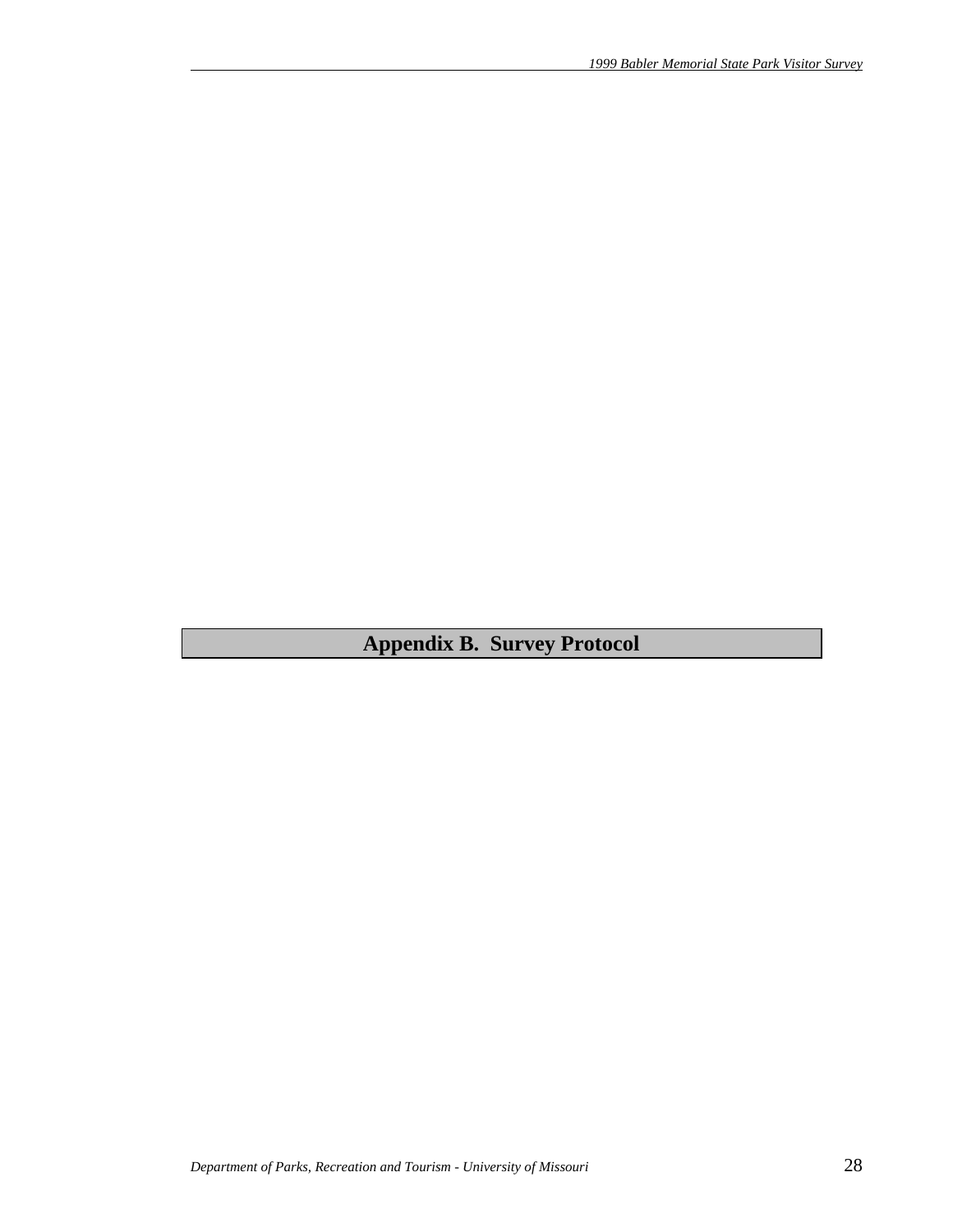# Appendix B. Survey Protocol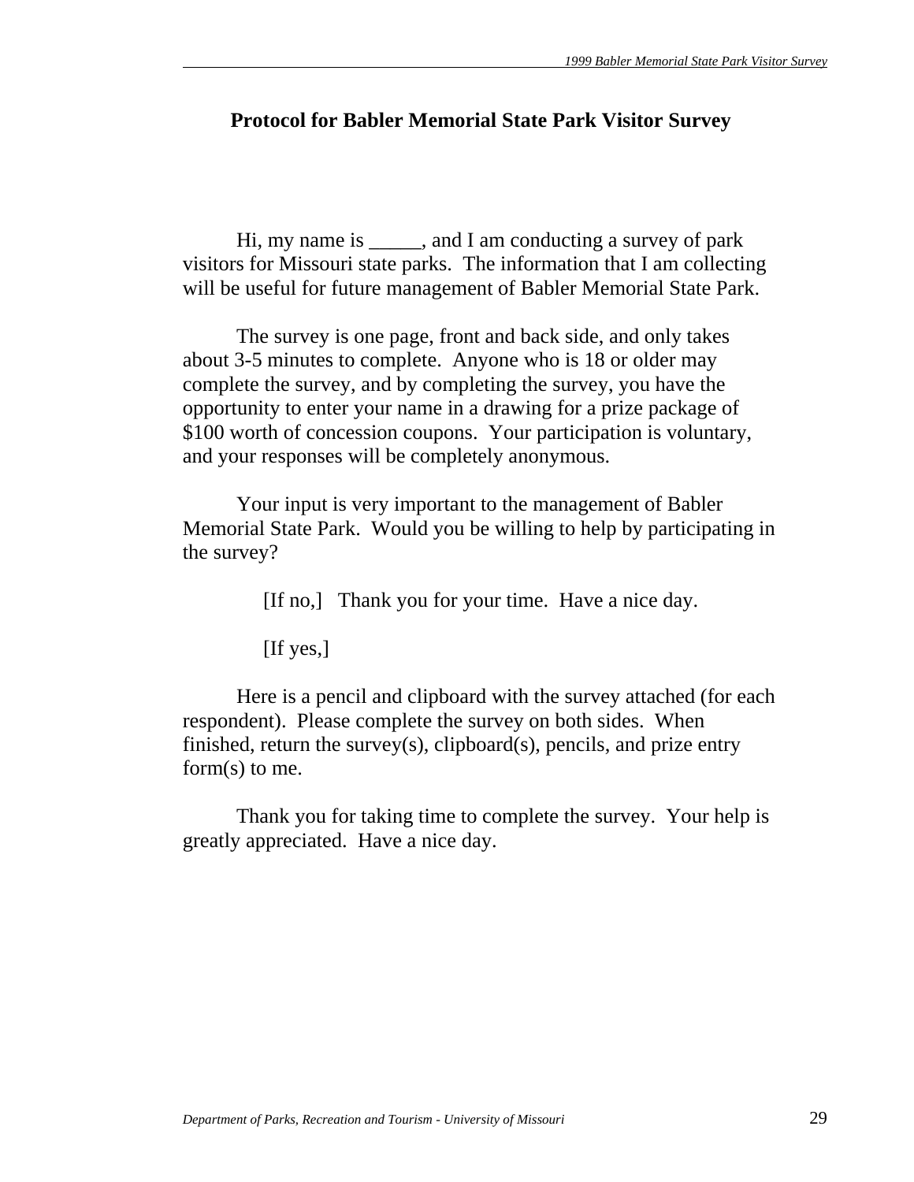# Protocol for Babler Memorial State Park Visitor Survey

Hi, my name is _____, and I am conducting a survey of park visitors for Missouri state parks. The information that I am collecting will be useful for future management of Babler Memorial State Park.

The survey is one page, front and back side, and only takes about 3-5 minutes to complete. Anyone who is 18 or older may complete the survey, and by completing the survey, you have the opportunity to enter your name in a drawing for a prize package of $100 worth of concession coupons. Your participation is voluntary, and your responses will be completely anonymous.

Your input is very important to the management of Babler Memorial State Park. Would you be willing to help by participating in the survey?

[If no,] Thank you for your time. Have a nice day.

[If yes,]

Here is a pencil and clipboard with the survey attached (for each respondent). Please complete the survey on both sides. When finished, return the survey(s), clipboard(s), pencils, and prize entry form(s) to me.

Thank you for taking time to complete the survey. Your help is greatly appreciated. Have a nice day.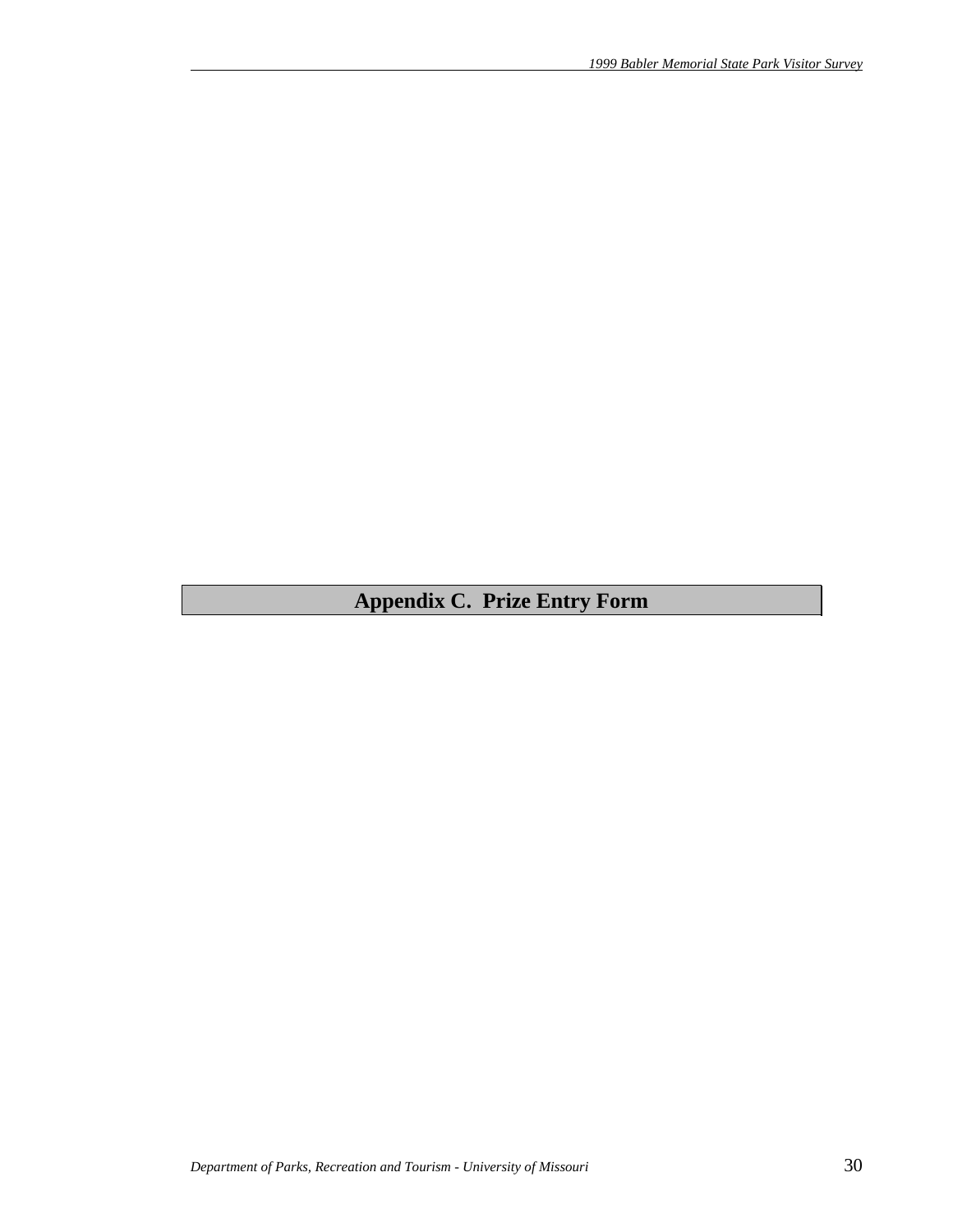# Appendix C. Prize Entry Form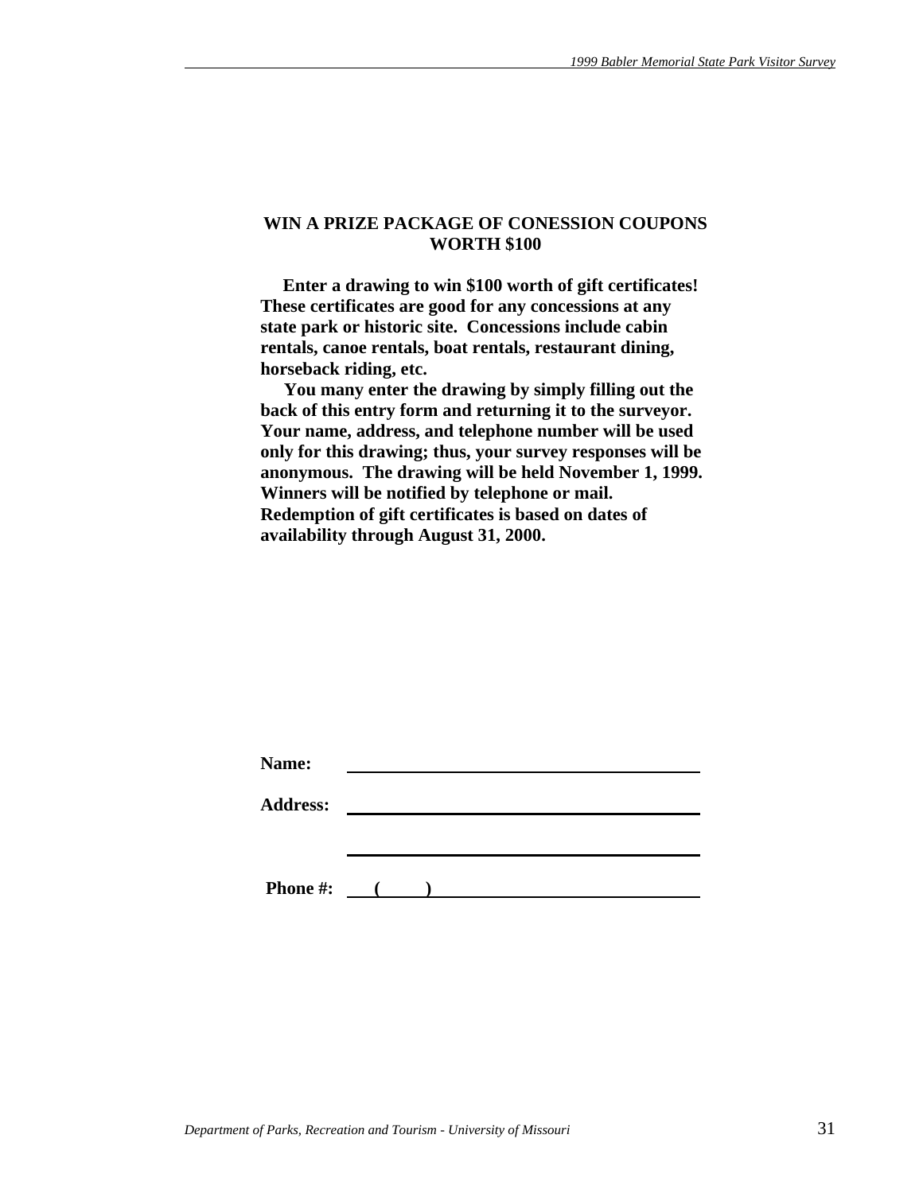**WIN A PRIZE PACKAGE OF CONESSION COUPONS WORTH $100**

**Enter a drawing to win $100 worth of gift certificates! These certificates are good for any concessions at any state park or historic site. Concessions include cabin rentals, canoe rentals, boat rentals, restaurant dining, horseback riding, etc.**

**You many enter the drawing by simply filling out the back of this entry form and returning it to the surveyor. Your name, address, and telephone number will be used only for this drawing; thus, your survey responses will be anonymous. The drawing will be held November 1, 1999. Winners will be notified by telephone or mail. Redemption of gift certificates is based on dates of availability through August 31, 2000.**

**Name:** ______________________________

**Address:** ______________________________

______________________________

**Phone #:** (     ) ______________________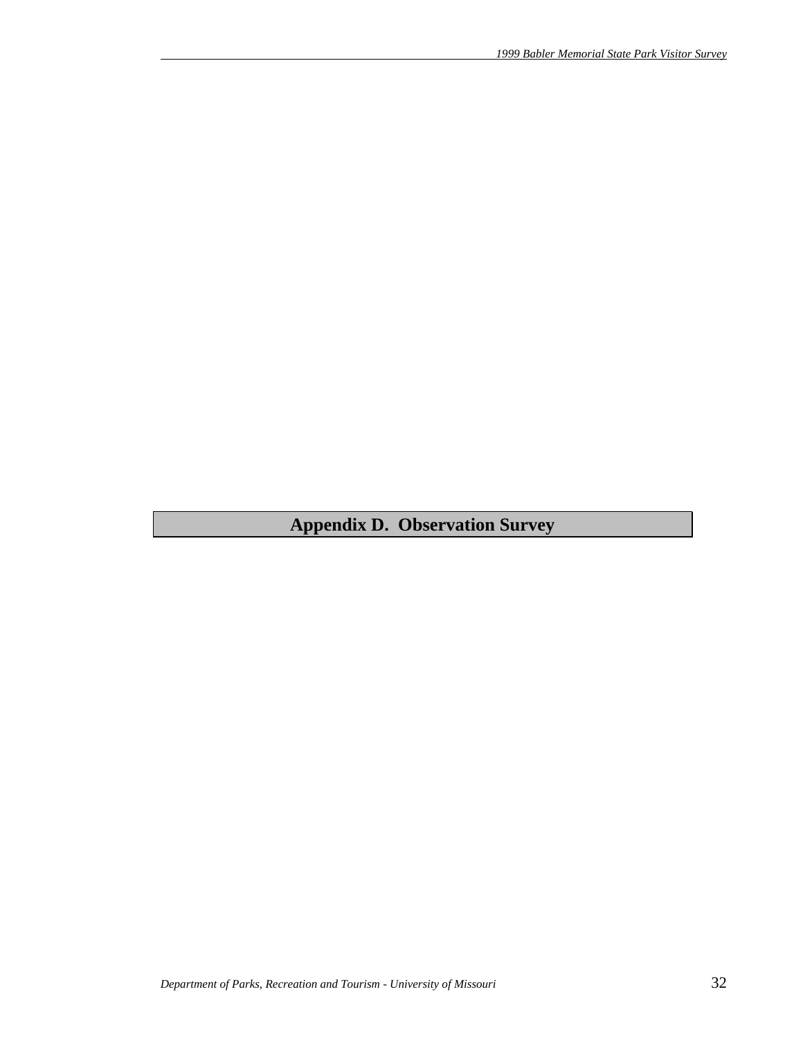# Appendix D. Observation Survey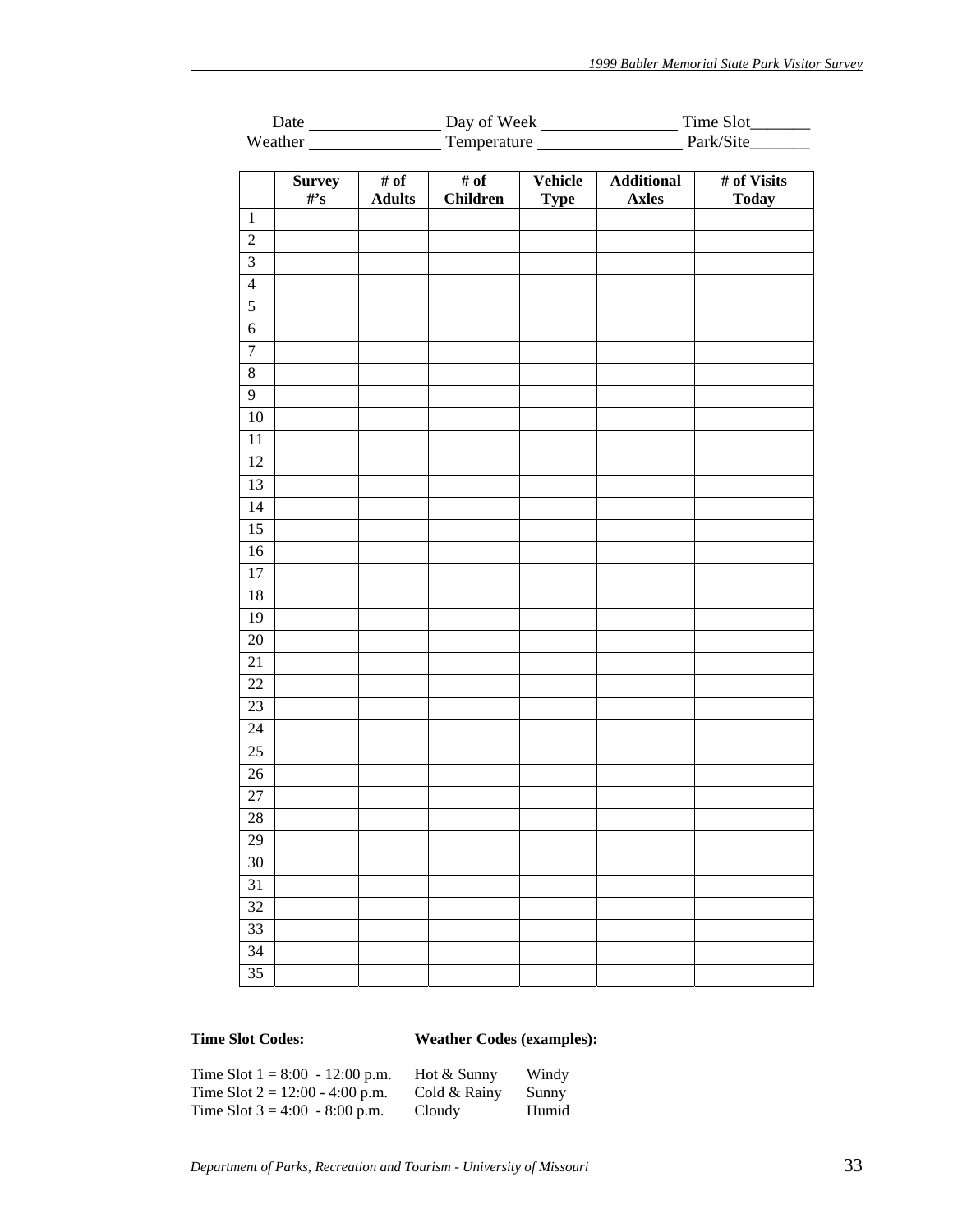Date _______________ Day of Week _______________ Time Slot_______
Weather _______________ Temperature ________________ Park/Site_______

| | Survey #'s | # of Adults | # of Children | Vehicle Type | Additional Axles | # of Visits Today |
|---|---|---|---|---|---|---|
| 1 | | | | | | |
| 2 | | | | | | |
| 3 | | | | | | |
| 4 | | | | | | |
| 5 | | | | | | |
| 6 | | | | | | |
| 7 | | | | | | |
| 8 | | | | | | |
| 9 | | | | | | |
| 10 | | | | | | |
| 11 | | | | | | |
| 12 | | | | | | |
| 13 | | | | | | |
| 14 | | | | | | |
| 15 | | | | | | |
| 16 | | | | | | |
| 17 | | | | | | |
| 18 | | | | | | |
| 19 | | | | | | |
| 20 | | | | | | |
| 21 | | | | | | |
| 22 | | | | | | |
| 23 | | | | | | |
| 24 | | | | | | |
| 25 | | | | | | |
| 26 | | | | | | |
| 27 | | | | | | |
| 28 | | | | | | |
| 29 | | | | | | |
| 30 | | | | | | |
| 31 | | | | | | |
| 32 | | | | | | |
| 33 | | | | | | |
| 34 | | | | | | |
| 35 | | | | | | |

**Time Slot Codes:**

Time Slot 1 = 8:00 - 12:00 p.m.
Time Slot 2 = 12:00 - 4:00 p.m.
Time Slot 3 = 4:00 - 8:00 p.m.

**Weather Codes (examples):**

| | |
|---|---|
| Hot & Sunny | Windy |
| Cold & Rainy | Sunny |
| Cloudy | Humid |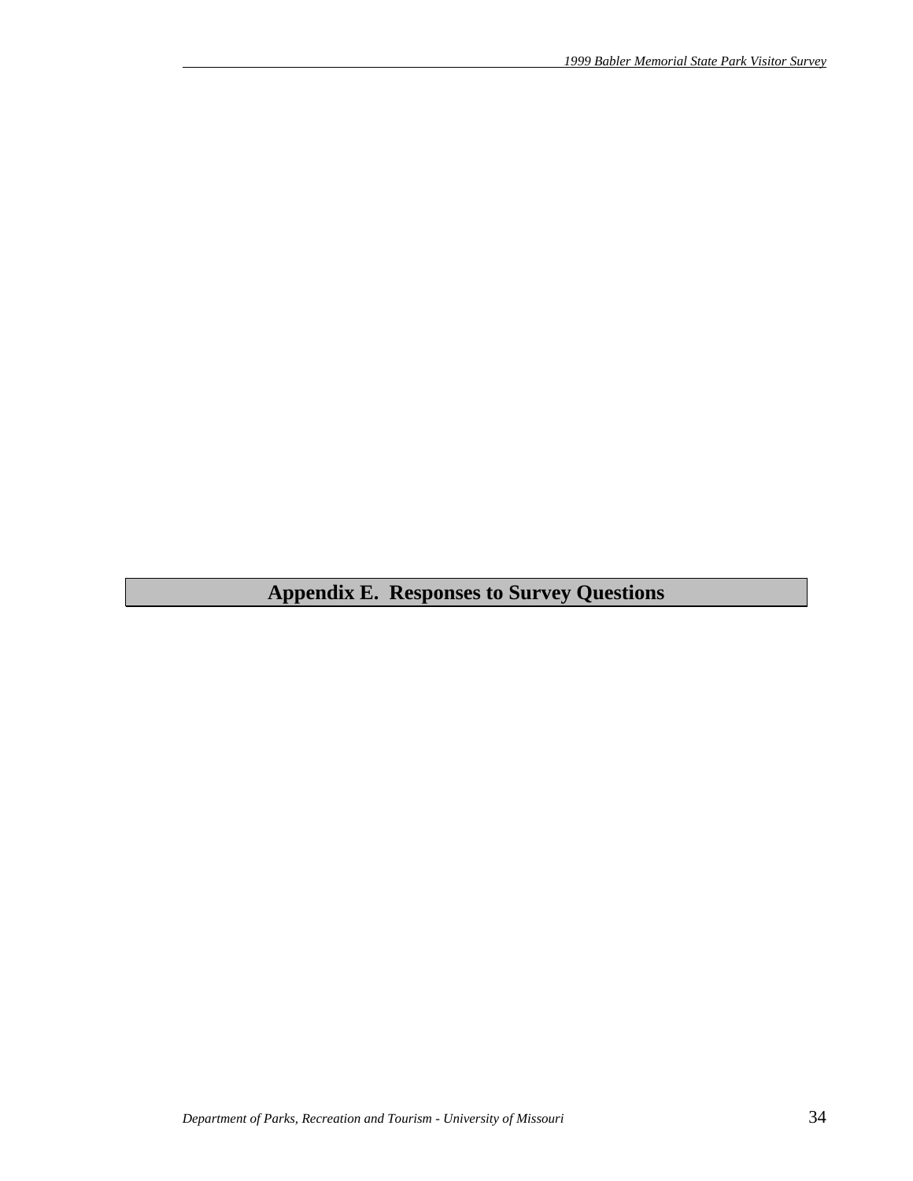# Appendix E. Responses to Survey Questions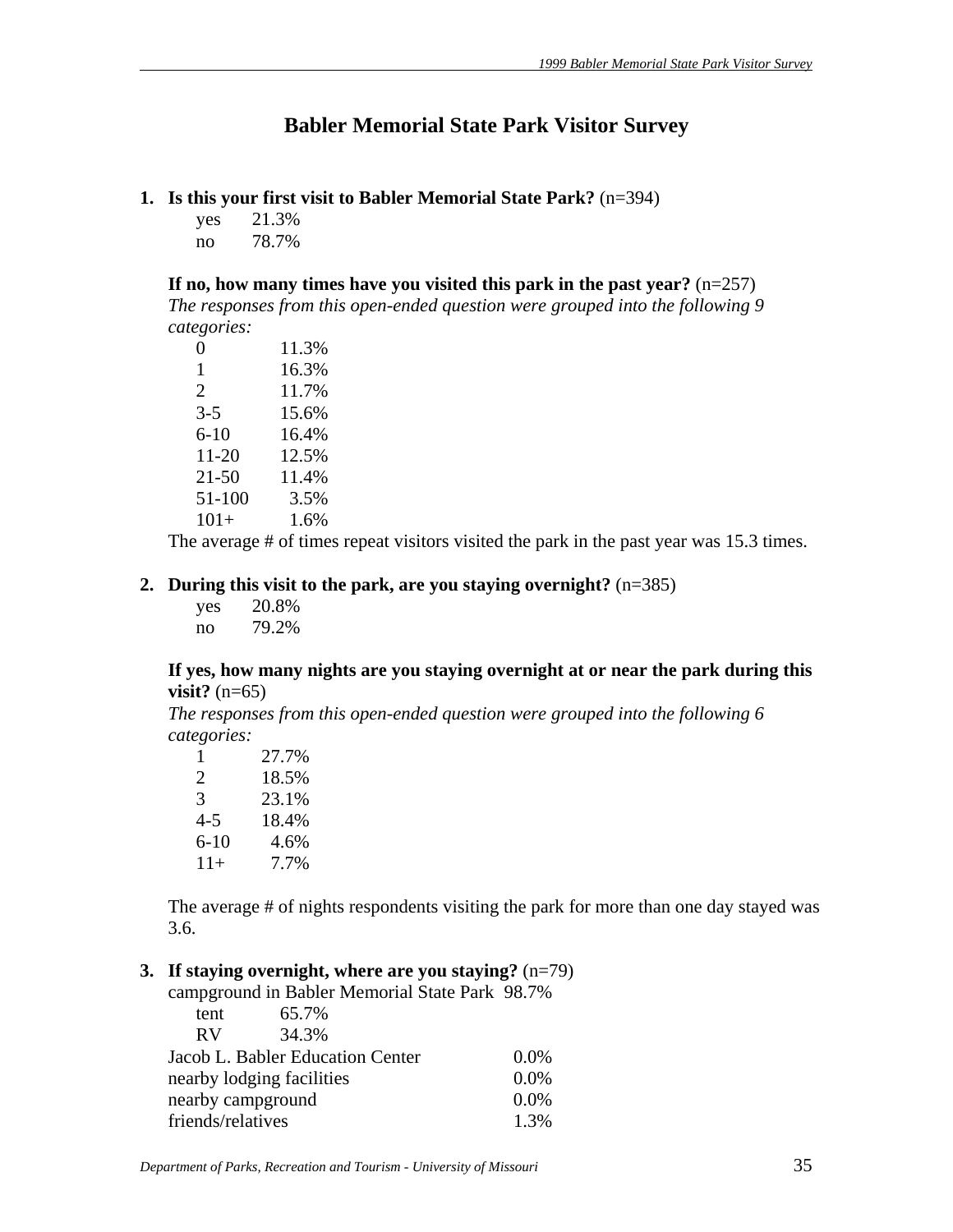# Babler Memorial State Park Visitor Survey

1. **Is this your first visit to Babler Memorial State Park?** (n=394)

| | |
|---|---|
| yes | 21.3% |
| no | 78.7% |

**If no, how many times have you visited this park in the past year?** (n=257)
*The responses from this open-ended question were grouped into the following 9 categories:*

| | |
|---|---|
| 0 | 11.3% |
| 1 | 16.3% |
| 2 | 11.7% |
| 3-5 | 15.6% |
| 6-10 | 16.4% |
| 11-20 | 12.5% |
| 21-50 | 11.4% |
| 51-100 | 3.5% |
| 101+ | 1.6% |

The average # of times repeat visitors visited the park in the past year was 15.3 times.

2. **During this visit to the park, are you staying overnight?** (n=385)

| | |
|---|---|
| yes | 20.8% |
| no | 79.2% |

**If yes, how many nights are you staying overnight at or near the park during this visit?** (n=65)
*The responses from this open-ended question were grouped into the following 6 categories:*

| | |
|---|---|
| 1 | 27.7% |
| 2 | 18.5% |
| 3 | 23.1% |
| 4-5 | 18.4% |
| 6-10 | 4.6% |
| 11+ | 7.7% |

The average # of nights respondents visiting the park for more than one day stayed was 3.6.

3. **If staying overnight, where are you staying?** (n=79)

| | |
|---|---|
| campground in Babler Memorial State Park | 98.7% |
| tent | 65.7% |
| RV | 34.3% |
| Jacob L. Babler Education Center | 0.0% |
| nearby lodging facilities | 0.0% |
| nearby campground | 0.0% |
| friends/relatives | 1.3% |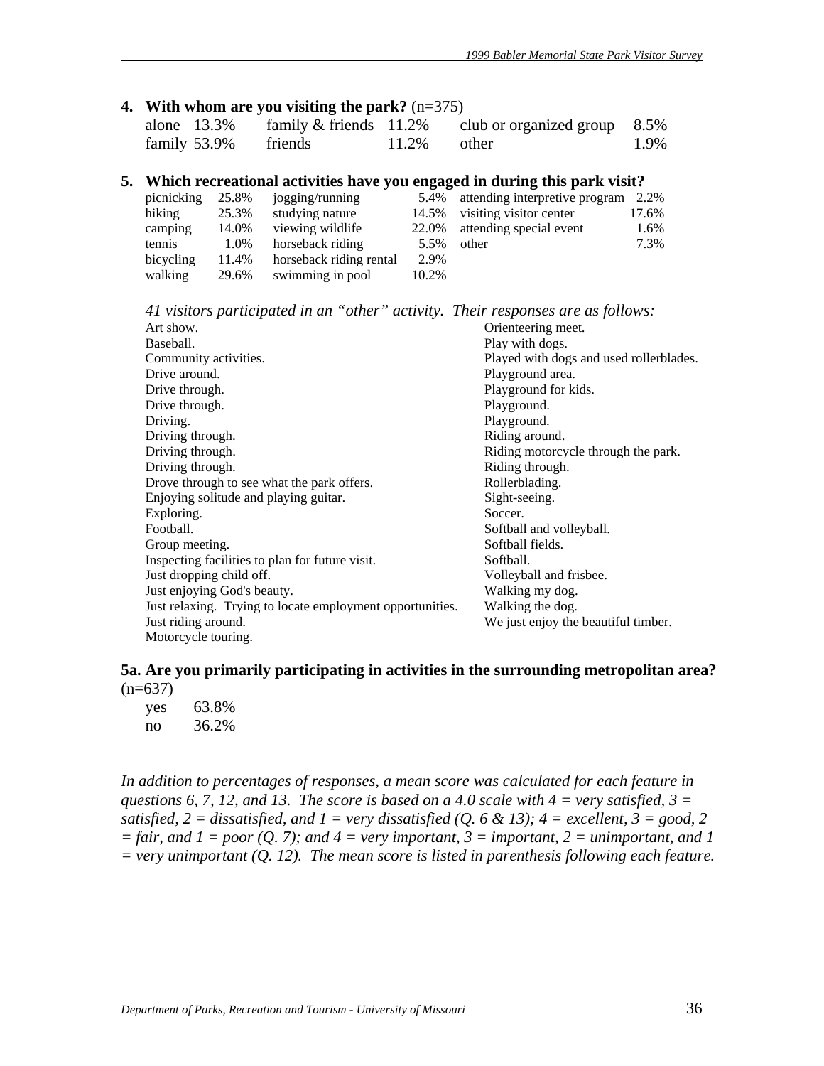**4. With whom are you visiting the park?** (n=375)

| | | | | | |
|---|---|---|---|---|---|
| alone | 13.3% | family & friends | 11.2% | club or organized group | 8.5% |
| family | 53.9% | friends | 11.2% | other | 1.9% |

**5. Which recreational activities have you engaged in during this park visit?**

| | | | | | |
|---|---|---|---|---|---|
| picnicking | 25.8% | jogging/running | 5.4% | attending interpretive program | 2.2% |
| hiking | 25.3% | studying nature | 14.5% | visiting visitor center | 17.6% |
| camping | 14.0% | viewing wildlife | 22.0% | attending special event | 1.6% |
| tennis | 1.0% | horseback riding | 5.5% | other | 7.3% |
| bicycling | 11.4% | horseback riding rental | 2.9% | | |
| walking | 29.6% | swimming in pool | 10.2% | | |

*41 visitors participated in an "other" activity. Their responses are as follows:*

Art show.
Baseball.
Community activities.
Drive around.
Drive through.
Drive through.
Driving.
Driving through.
Driving through.
Driving through.
Drove through to see what the park offers.
Enjoying solitude and playing guitar.
Exploring.
Football.
Group meeting.
Inspecting facilities to plan for future visit.
Just dropping child off.
Just enjoying God's beauty.
Just relaxing. Trying to locate employment opportunities.
Just riding around.
Motorcycle touring.
Orienteering meet.
Play with dogs.
Played with dogs and used rollerblades.
Playground area.
Playground for kids.
Playground.
Playground.
Riding around.
Riding motorcycle through the park.
Riding through.
Rollerblading.
Sight-seeing.
Soccer.
Softball and volleyball.
Softball fields.
Softball.
Volleyball and frisbee.
Walking my dog.
Walking the dog.
We just enjoy the beautiful timber.

**5a. Are you primarily participating in activities in the surrounding metropolitan area?** (n=637)

| | |
|---|---|
| yes | 63.8% |
| no | 36.2% |

*In addition to percentages of responses, a mean score was calculated for each feature in questions 6, 7, 12, and 13. The score is based on a 4.0 scale with 4 = very satisfied, 3 = satisfied, 2 = dissatisfied, and 1 = very dissatisfied (Q. 6 & 13); 4 = excellent, 3 = good, 2 = fair, and 1 = poor (Q. 7); and 4 = very important, 3 = important, 2 = unimportant, and 1 = very unimportant (Q. 12). The mean score is listed in parenthesis following each feature.*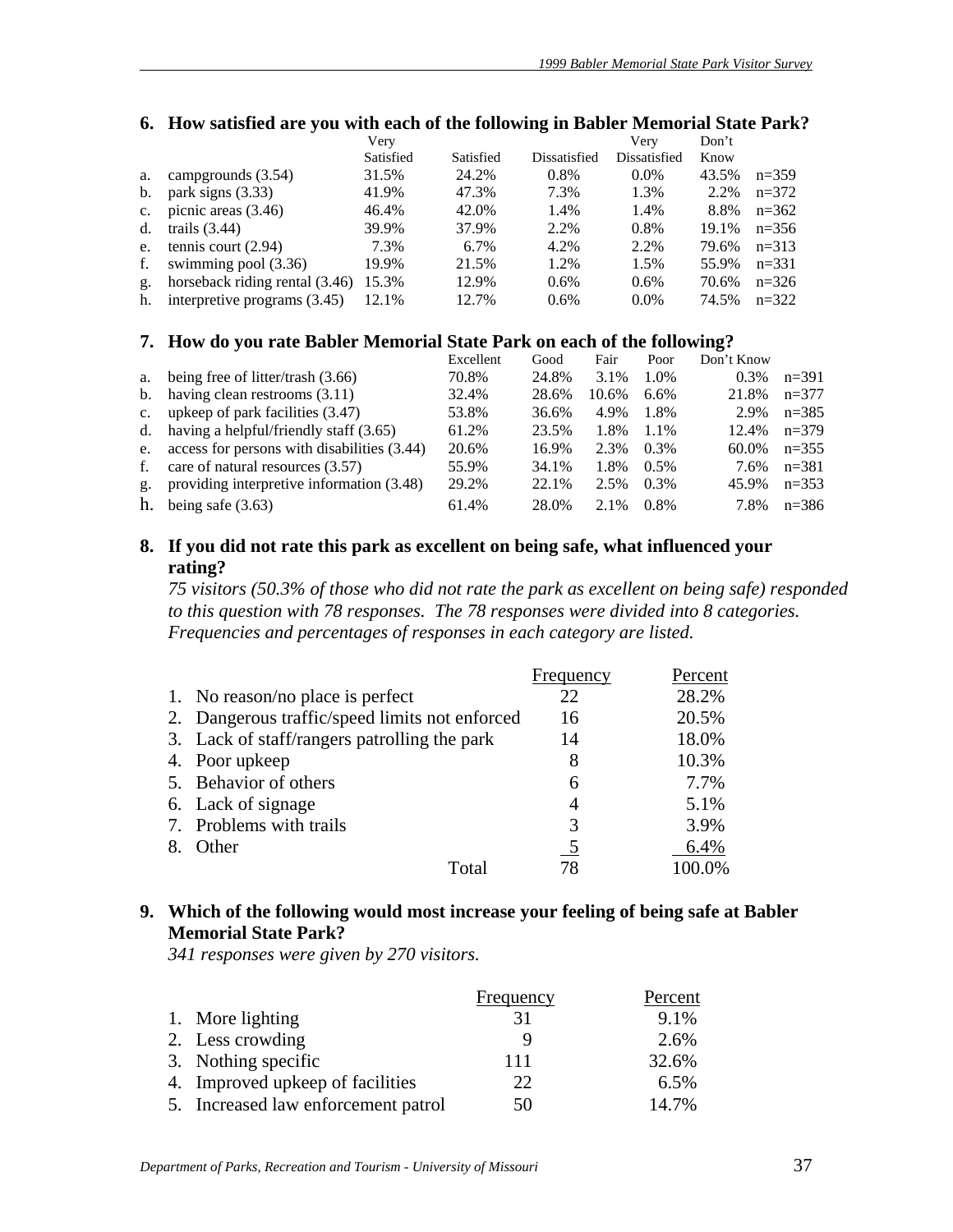## 6. How satisfied are you with each of the following in Babler Memorial State Park?

| | | Very Satisfied | Satisfied | Dissatisfied | Very Dissatisfied | Don't Know | |
|---|---|---|---|---|---|---|---|
| a. | campgrounds (3.54) | 31.5% | 24.2% | 0.8% | 0.0% | 43.5% | n=359 |
| b. | park signs (3.33) | 41.9% | 47.3% | 7.3% | 1.3% | 2.2% | n=372 |
| c. | picnic areas (3.46) | 46.4% | 42.0% | 1.4% | 1.4% | 8.8% | n=362 |
| d. | trails (3.44) | 39.9% | 37.9% | 2.2% | 0.8% | 19.1% | n=356 |
| e. | tennis court (2.94) | 7.3% | 6.7% | 4.2% | 2.2% | 79.6% | n=313 |
| f. | swimming pool (3.36) | 19.9% | 21.5% | 1.2% | 1.5% | 55.9% | n=331 |
| g. | horseback riding rental (3.46) | 15.3% | 12.9% | 0.6% | 0.6% | 70.6% | n=326 |
| h. | interpretive programs (3.45) | 12.1% | 12.7% | 0.6% | 0.0% | 74.5% | n=322 |

## 7. How do you rate Babler Memorial State Park on each of the following?

| | | Excellent | Good | Fair | Poor | Don't Know | |
|---|---|---|---|---|---|---|---|
| a. | being free of litter/trash (3.66) | 70.8% | 24.8% | 3.1% | 1.0% | 0.3% | n=391 |
| b. | having clean restrooms (3.11) | 32.4% | 28.6% | 10.6% | 6.6% | 21.8% | n=377 |
| c. | upkeep of park facilities (3.47) | 53.8% | 36.6% | 4.9% | 1.8% | 2.9% | n=385 |
| d. | having a helpful/friendly staff (3.65) | 61.2% | 23.5% | 1.8% | 1.1% | 12.4% | n=379 |
| e. | access for persons with disabilities (3.44) | 20.6% | 16.9% | 2.3% | 0.3% | 60.0% | n=355 |
| f. | care of natural resources (3.57) | 55.9% | 34.1% | 1.8% | 0.5% | 7.6% | n=381 |
| g. | providing interpretive information (3.48) | 29.2% | 22.1% | 2.5% | 0.3% | 45.9% | n=353 |
| h. | being safe (3.63) | 61.4% | 28.0% | 2.1% | 0.8% | 7.8% | n=386 |

## 8. If you did not rate this park as excellent on being safe, what influenced your rating?

*75 visitors (50.3% of those who did not rate the park as excellent on being safe) responded to this question with 78 responses. The 78 responses were divided into 8 categories. Frequencies and percentages of responses in each category are listed.*

| | Frequency | Percent |
|---|---|---|
| 1. No reason/no place is perfect | 22 | 28.2% |
| 2. Dangerous traffic/speed limits not enforced | 16 | 20.5% |
| 3. Lack of staff/rangers patrolling the park | 14 | 18.0% |
| 4. Poor upkeep | 8 | 10.3% |
| 5. Behavior of others | 6 | 7.7% |
| 6. Lack of signage | 4 | 5.1% |
| 7. Problems with trails | 3 | 3.9% |
| 8. Other | 5 | 6.4% |
| Total | 78 | 100.0% |

## 9. Which of the following would most increase your feeling of being safe at Babler Memorial State Park?

*341 responses were given by 270 visitors.*

| | Frequency | Percent |
|---|---|---|
| 1. More lighting | 31 | 9.1% |
| 2. Less crowding | 9 | 2.6% |
| 3. Nothing specific | 111 | 32.6% |
| 4. Improved upkeep of facilities | 22 | 6.5% |
| 5. Increased law enforcement patrol | 50 | 14.7% |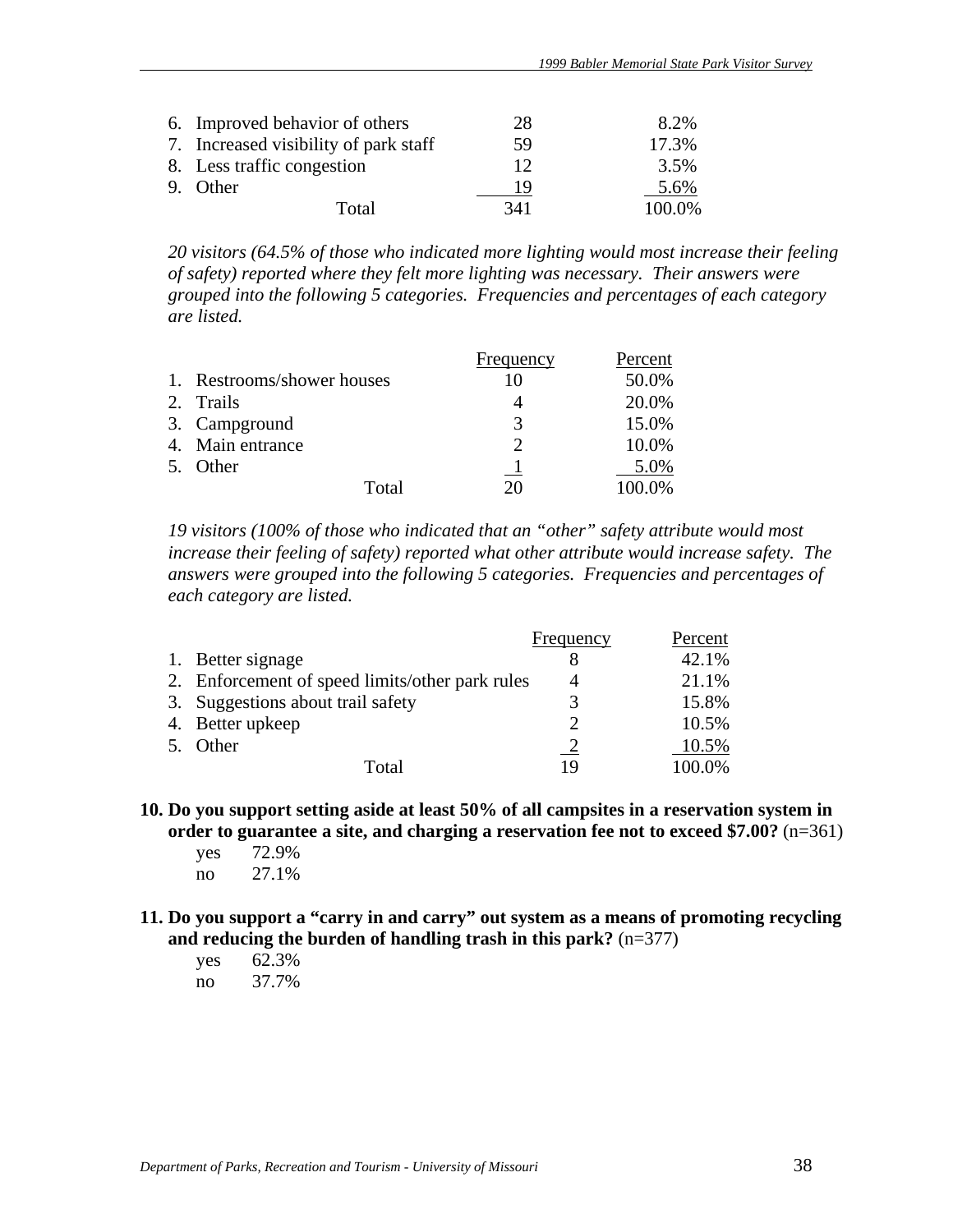| | | |
|---|---|---|
| 6. Improved behavior of others | 28 | 8.2% |
| 7. Increased visibility of park staff | 59 | 17.3% |
| 8. Less traffic congestion | 12 | 3.5% |
| 9. Other | 19 | 5.6% |
| Total | 341 | 100.0% |

*20 visitors (64.5% of those who indicated more lighting would most increase their feeling of safety) reported where they felt more lighting was necessary. Their answers were grouped into the following 5 categories. Frequencies and percentages of each category are listed.*

| | Frequency | Percent |
|---|---|---|
| 1. Restrooms/shower houses | 10 | 50.0% |
| 2. Trails | 4 | 20.0% |
| 3. Campground | 3 | 15.0% |
| 4. Main entrance | 2 | 10.0% |
| 5. Other | 1 | 5.0% |
| Total | 20 | 100.0% |

*19 visitors (100% of those who indicated that an "other" safety attribute would most increase their feeling of safety) reported what other attribute would increase safety. The answers were grouped into the following 5 categories. Frequencies and percentages of each category are listed.*

| | Frequency | Percent |
|---|---|---|
| 1. Better signage | 8 | 42.1% |
| 2. Enforcement of speed limits/other park rules | 4 | 21.1% |
| 3. Suggestions about trail safety | 3 | 15.8% |
| 4. Better upkeep | 2 | 10.5% |
| 5. Other | 2 | 10.5% |
| Total | 19 | 100.0% |

**10. Do you support setting aside at least 50% of all campsites in a reservation system in order to guarantee a site, and charging a reservation fee not to exceed $7.00?** (n=361)

yes 72.9%
no 27.1%

**11. Do you support a "carry in and carry" out system as a means of promoting recycling and reducing the burden of handling trash in this park?** (n=377)

yes 62.3%
no 37.7%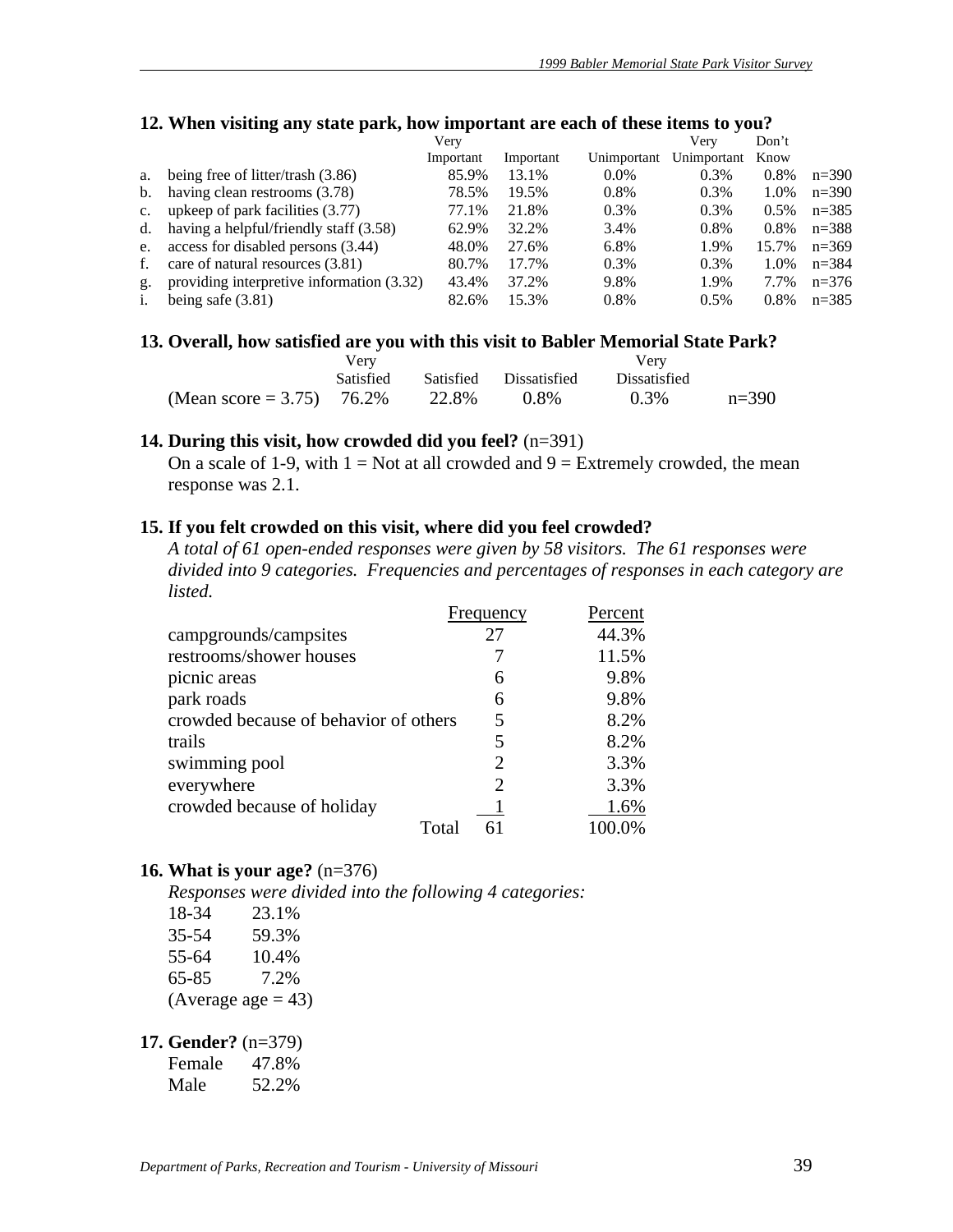**12. When visiting any state park, how important are each of these items to you?**

| | | Very Important | Important | Unimportant | Very Unimportant | Don't Know | |
|---|---|---|---|---|---|---|---|
| a. | being free of litter/trash (3.86) | 85.9% | 13.1% | 0.0% | 0.3% | 0.8% | n=390 |
| b. | having clean restrooms (3.78) | 78.5% | 19.5% | 0.8% | 0.3% | 1.0% | n=390 |
| c. | upkeep of park facilities (3.77) | 77.1% | 21.8% | 0.3% | 0.3% | 0.5% | n=385 |
| d. | having a helpful/friendly staff (3.58) | 62.9% | 32.2% | 3.4% | 0.8% | 0.8% | n=388 |
| e. | access for disabled persons (3.44) | 48.0% | 27.6% | 6.8% | 1.9% | 15.7% | n=369 |
| f. | care of natural resources (3.81) | 80.7% | 17.7% | 0.3% | 0.3% | 1.0% | n=384 |
| g. | providing interpretive information (3.32) | 43.4% | 37.2% | 9.8% | 1.9% | 7.7% | n=376 |
| i. | being safe (3.81) | 82.6% | 15.3% | 0.8% | 0.5% | 0.8% | n=385 |

**13. Overall, how satisfied are you with this visit to Babler Memorial State Park?**

| | Very Satisfied | Satisfied | Dissatisfied | Very Dissatisfied | |
|---|---|---|---|---|---|
| (Mean score = 3.75) | 76.2% | 22.8% | 0.8% | 0.3% | n=390 |

**14. During this visit, how crowded did you feel?** (n=391)

On a scale of 1-9, with 1 = Not at all crowded and 9 = Extremely crowded, the mean response was 2.1.

**15. If you felt crowded on this visit, where did you feel crowded?**

*A total of 61 open-ended responses were given by 58 visitors. The 61 responses were divided into 9 categories. Frequencies and percentages of responses in each category are listed.*

| | Frequency | Percent |
|---|---|---|
| campgrounds/campsites | 27 | 44.3% |
| restrooms/shower houses | 7 | 11.5% |
| picnic areas | 6 | 9.8% |
| park roads | 6 | 9.8% |
| crowded because of behavior of others | 5 | 8.2% |
| trails | 5 | 8.2% |
| swimming pool | 2 | 3.3% |
| everywhere | 2 | 3.3% |
| crowded because of holiday | 1 | 1.6% |
| Total | 61 | 100.0% |

**16. What is your age?** (n=376)

*Responses were divided into the following 4 categories:*

| | |
|---|---|
| 18-34 | 23.1% |
| 35-54 | 59.3% |
| 55-64 | 10.4% |
| 65-85 | 7.2% |

(Average age = 43)

**17. Gender?** (n=379)

| | |
|---|---|
| Female | 47.8% |
| Male | 52.2% |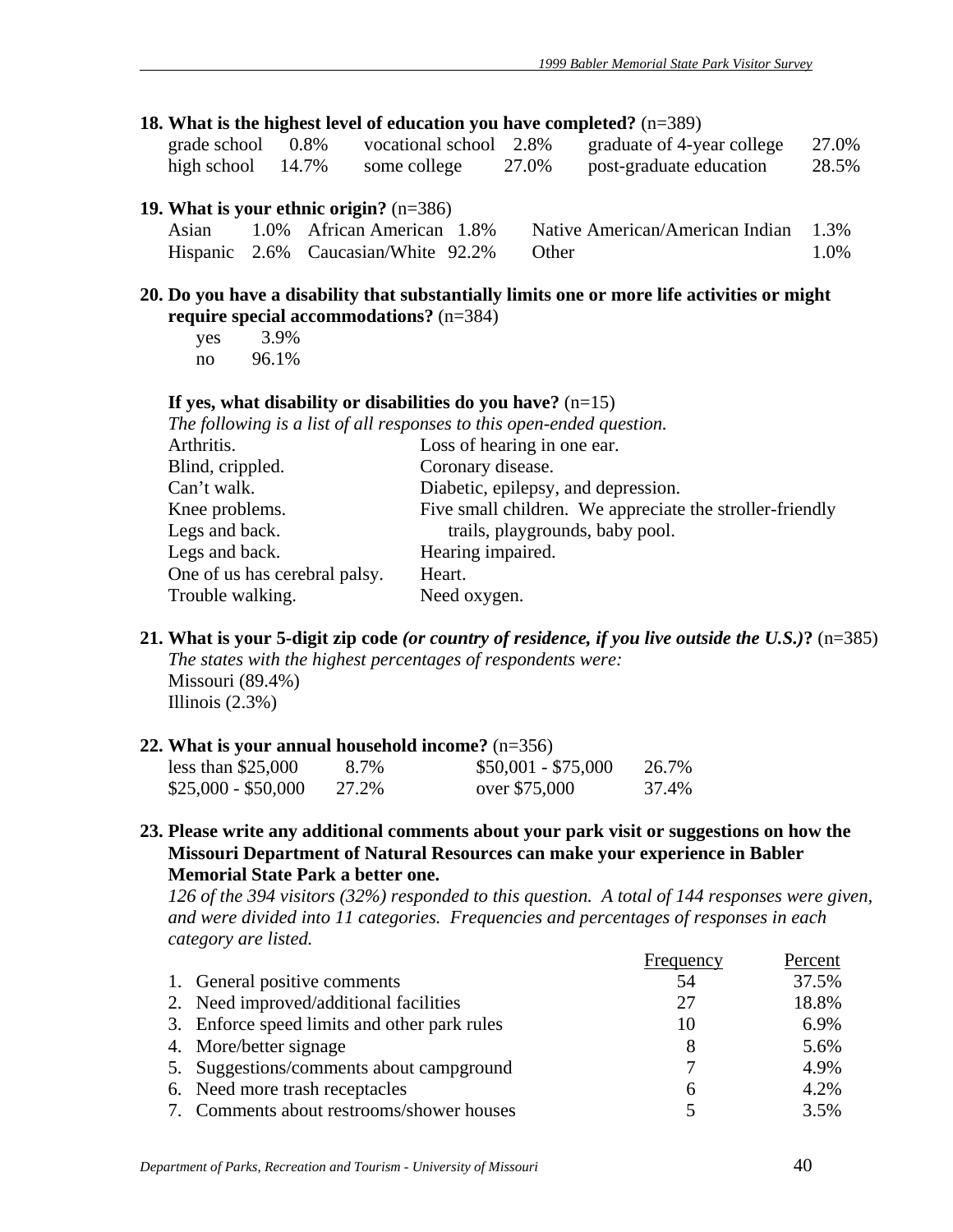**18. What is the highest level of education you have completed?** (n=389)

| | | | | | |
|---|---|---|---|---|---|
| grade school | 0.8% | vocational school | 2.8% | graduate of 4-year college | 27.0% |
| high school | 14.7% | some college | 27.0% | post-graduate education | 28.5% |

**19. What is your ethnic origin?** (n=386)

| | | | | | |
|---|---|---|---|---|---|
| Asian | 1.0% | African American | 1.8% | Native American/American Indian | 1.3% |
| Hispanic | 2.6% | Caucasian/White | 92.2% | Other | 1.0% |

**20. Do you have a disability that substantially limits one or more life activities or might require special accommodations?** (n=384)

| | |
|---|---|
| yes | 3.9% |
| no | 96.1% |

**If yes, what disability or disabilities do you have?** (n=15)

*The following is a list of all responses to this open-ended question.*

| | |
|---|---|
| Arthritis. | Loss of hearing in one ear. |
| Blind, crippled. | Coronary disease. |
| Can't walk. | Diabetic, epilepsy, and depression. |
| Knee problems. | Five small children. We appreciate the stroller-friendly trails, playgrounds, baby pool. |
| Legs and back. | Hearing impaired. |
| Legs and back. | Heart. |
| One of us has cerebral palsy. | Need oxygen. |
| Trouble walking. | |

**21. What is your 5-digit zip code *(or country of residence, if you live outside the U.S.)*?** (n=385)

*The states with the highest percentages of respondents were:*

Missouri (89.4%)
Illinois (2.3%)

**22. What is your annual household income?** (n=356)

| | | | |
|---|---|---|---|
| less than $25,000 | 8.7% | $50,001 - $75,000 | 26.7% |
| $25,000 - $50,000 | 27.2% | over $75,000 | 37.4% |

**23. Please write any additional comments about your park visit or suggestions on how the Missouri Department of Natural Resources can make your experience in Babler Memorial State Park a better one.**

*126 of the 394 visitors (32%) responded to this question. A total of 144 responses were given, and were divided into 11 categories. Frequencies and percentages of responses in each category are listed.*

| | Frequency | Percent |
|---|---|---|
| 1. General positive comments | 54 | 37.5% |
| 2. Need improved/additional facilities | 27 | 18.8% |
| 3. Enforce speed limits and other park rules | 10 | 6.9% |
| 4. More/better signage | 8 | 5.6% |
| 5. Suggestions/comments about campground | 7 | 4.9% |
| 6. Need more trash receptacles | 6 | 4.2% |
| 7. Comments about restrooms/shower houses | 5 | 3.5% |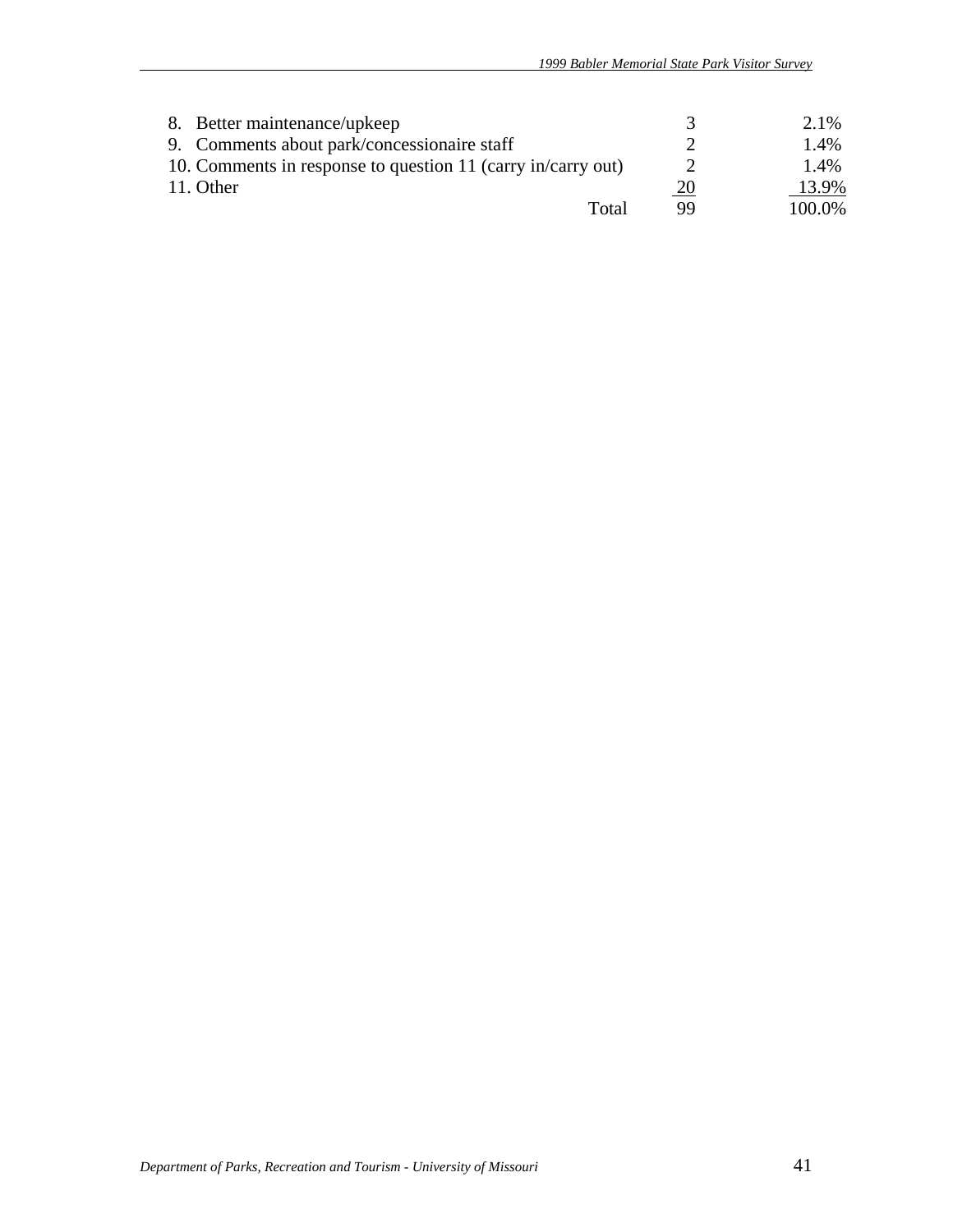| | | |
|---|---|---|
| 8. Better maintenance/upkeep | 3 | 2.1% |
| 9. Comments about park/concessionaire staff | 2 | 1.4% |
| 10. Comments in response to question 11 (carry in/carry out) | 2 | 1.4% |
| 11. Other | 20 | 13.9% |
| Total | 99 | 100.0% |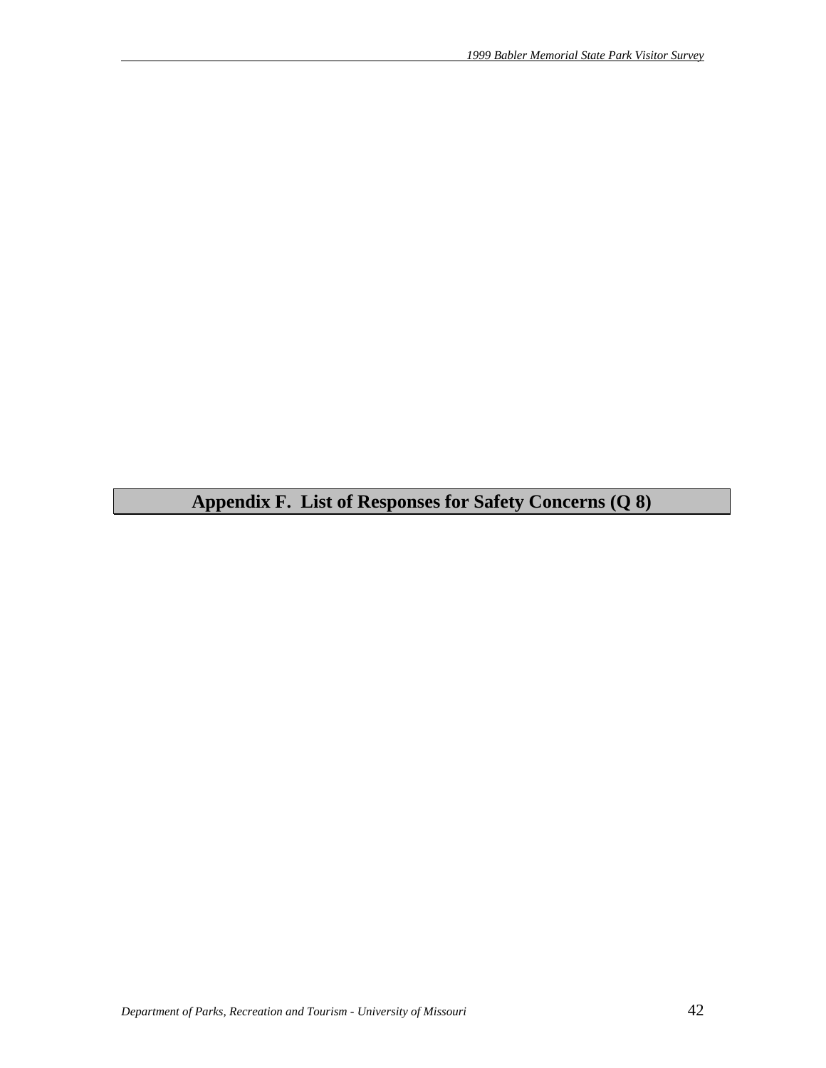# Appendix F. List of Responses for Safety Concerns (Q 8)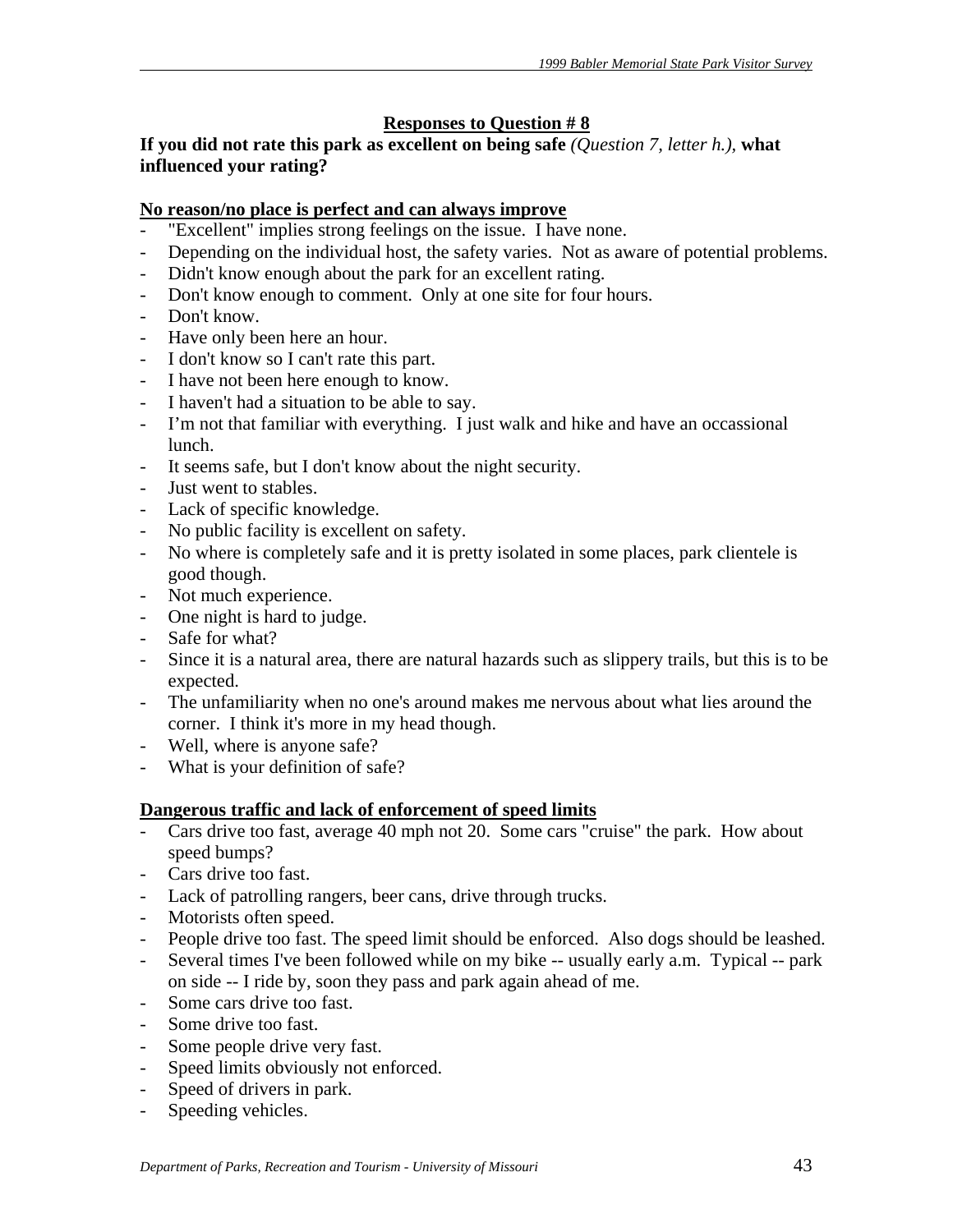## Responses to Question # 8

**If you did not rate this park as excellent on being safe** *(Question 7, letter h.),* **what influenced your rating?**

**No reason/no place is perfect and can always improve**

- "Excellent" implies strong feelings on the issue. I have none.
- Depending on the individual host, the safety varies. Not as aware of potential problems.
- Didn't know enough about the park for an excellent rating.
- Don't know enough to comment. Only at one site for four hours.
- Don't know.
- Have only been here an hour.
- I don't know so I can't rate this part.
- I have not been here enough to know.
- I haven't had a situation to be able to say.
- I'm not that familiar with everything. I just walk and hike and have an occassional lunch.
- It seems safe, but I don't know about the night security.
- Just went to stables.
- Lack of specific knowledge.
- No public facility is excellent on safety.
- No where is completely safe and it is pretty isolated in some places, park clientele is good though.
- Not much experience.
- One night is hard to judge.
- Safe for what?
- Since it is a natural area, there are natural hazards such as slippery trails, but this is to be expected.
- The unfamiliarity when no one's around makes me nervous about what lies around the corner. I think it's more in my head though.
- Well, where is anyone safe?
- What is your definition of safe?

**Dangerous traffic and lack of enforcement of speed limits**

- Cars drive too fast, average 40 mph not 20. Some cars "cruise" the park. How about speed bumps?
- Cars drive too fast.
- Lack of patrolling rangers, beer cans, drive through trucks.
- Motorists often speed.
- People drive too fast. The speed limit should be enforced. Also dogs should be leashed.
- Several times I've been followed while on my bike -- usually early a.m. Typical -- park on side -- I ride by, soon they pass and park again ahead of me.
- Some cars drive too fast.
- Some drive too fast.
- Some people drive very fast.
- Speed limits obviously not enforced.
- Speed of drivers in park.
- Speeding vehicles.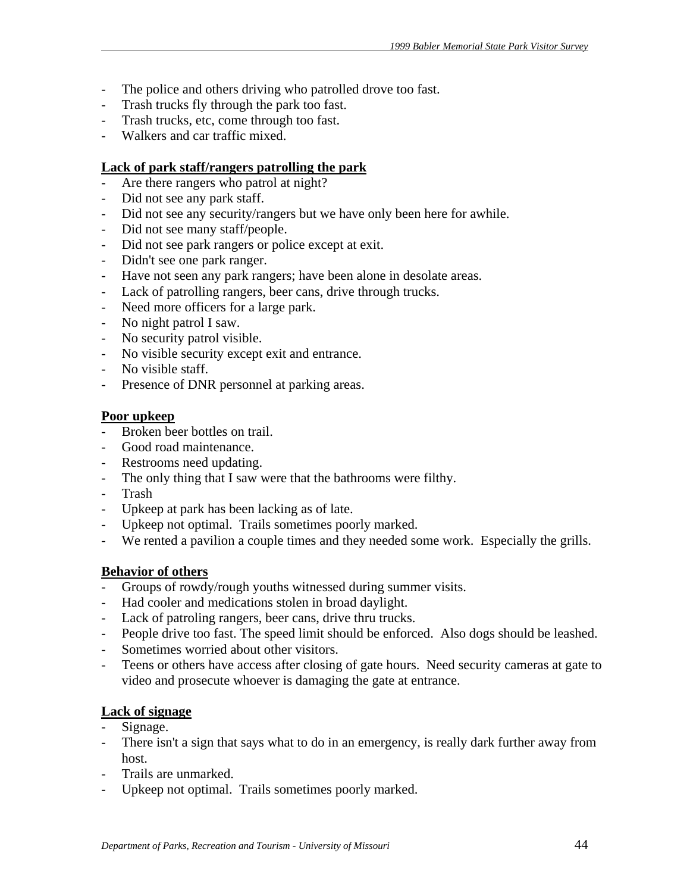- The police and others driving who patrolled drove too fast.
- Trash trucks fly through the park too fast.
- Trash trucks, etc, come through too fast.
- Walkers and car traffic mixed.

**Lack of park staff/rangers patrolling the park**
- Are there rangers who patrol at night?
- Did not see any park staff.
- Did not see any security/rangers but we have only been here for awhile.
- Did not see many staff/people.
- Did not see park rangers or police except at exit.
- Didn't see one park ranger.
- Have not seen any park rangers; have been alone in desolate areas.
- Lack of patrolling rangers, beer cans, drive through trucks.
- Need more officers for a large park.
- No night patrol I saw.
- No security patrol visible.
- No visible security except exit and entrance.
- No visible staff.
- Presence of DNR personnel at parking areas.

**Poor upkeep**
- Broken beer bottles on trail.
- Good road maintenance.
- Restrooms need updating.
- The only thing that I saw were that the bathrooms were filthy.
- Trash
- Upkeep at park has been lacking as of late.
- Upkeep not optimal. Trails sometimes poorly marked.
- We rented a pavilion a couple times and they needed some work. Especially the grills.

**Behavior of others**
- Groups of rowdy/rough youths witnessed during summer visits.
- Had cooler and medications stolen in broad daylight.
- Lack of patroling rangers, beer cans, drive thru trucks.
- People drive too fast. The speed limit should be enforced. Also dogs should be leashed.
- Sometimes worried about other visitors.
- Teens or others have access after closing of gate hours. Need security cameras at gate to video and prosecute whoever is damaging the gate at entrance.

**Lack of signage**
- Signage.
- There isn't a sign that says what to do in an emergency, is really dark further away from host.
- Trails are unmarked.
- Upkeep not optimal. Trails sometimes poorly marked.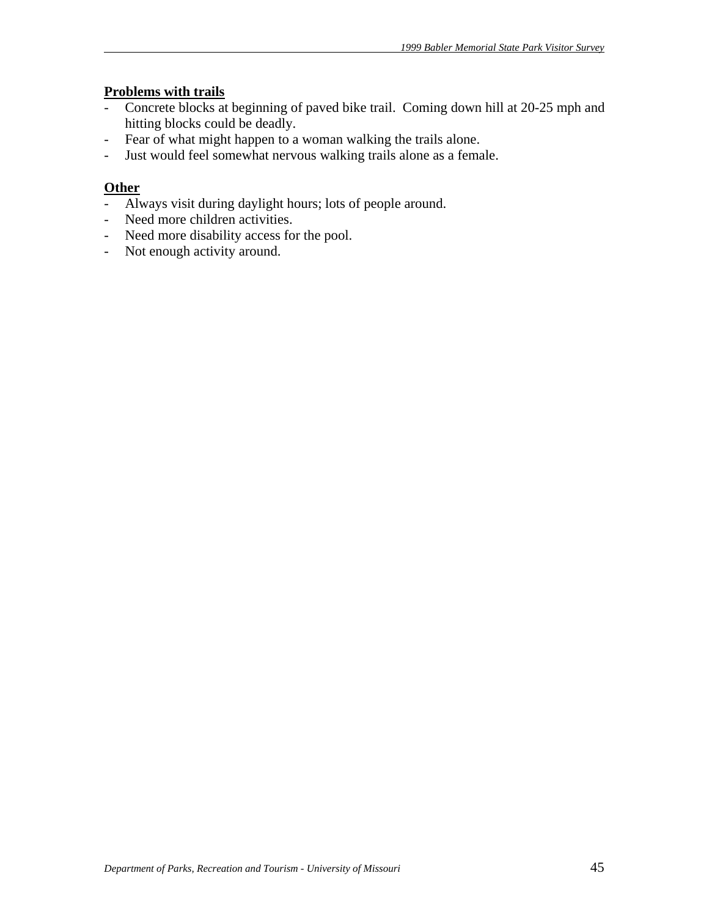**Problems with trails**

- Concrete blocks at beginning of paved bike trail. Coming down hill at 20-25 mph and hitting blocks could be deadly.
- Fear of what might happen to a woman walking the trails alone.
- Just would feel somewhat nervous walking trails alone as a female.

**Other**

- Always visit during daylight hours; lots of people around.
- Need more children activities.
- Need more disability access for the pool.
- Not enough activity around.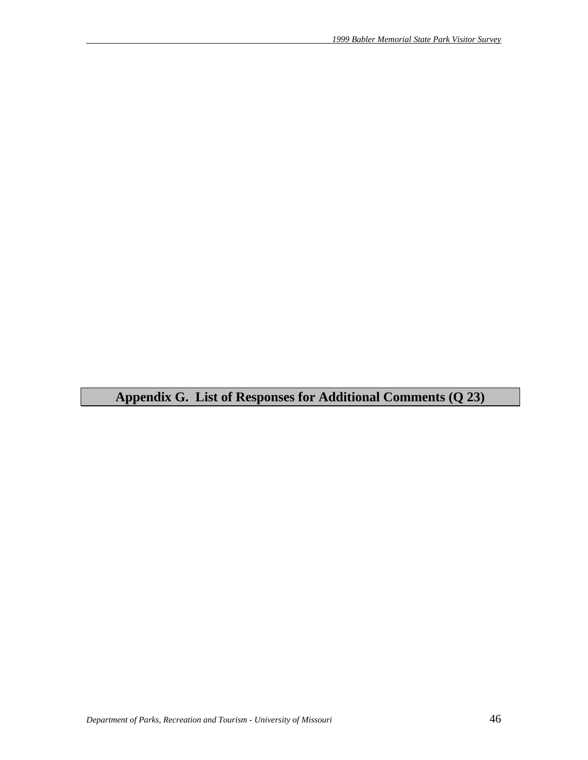# Appendix G. List of Responses for Additional Comments (Q 23)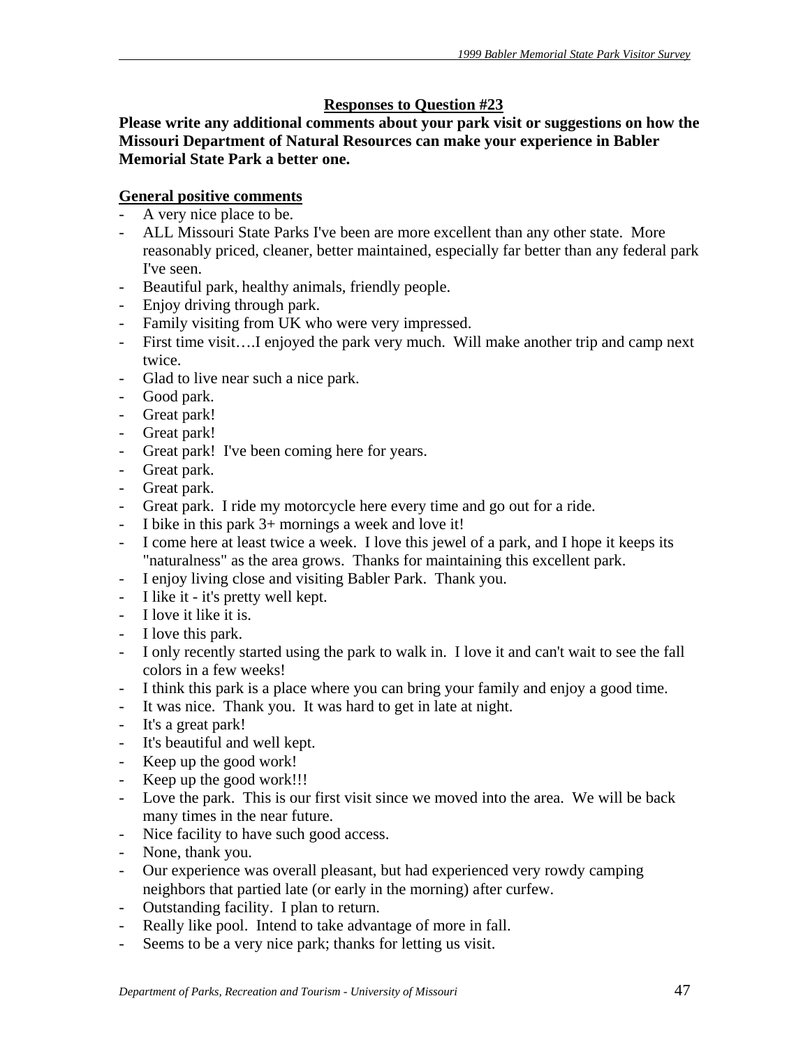## Responses to Question #23

**Please write any additional comments about your park visit or suggestions on how the Missouri Department of Natural Resources can make your experience in Babler Memorial State Park a better one.**

### General positive comments

- A very nice place to be.
- ALL Missouri State Parks I've been are more excellent than any other state. More reasonably priced, cleaner, better maintained, especially far better than any federal park I've seen.
- Beautiful park, healthy animals, friendly people.
- Enjoy driving through park.
- Family visiting from UK who were very impressed.
- First time visit….I enjoyed the park very much. Will make another trip and camp next twice.
- Glad to live near such a nice park.
- Good park.
- Great park!
- Great park!
- Great park! I've been coming here for years.
- Great park.
- Great park.
- Great park. I ride my motorcycle here every time and go out for a ride.
- I bike in this park 3+ mornings a week and love it!
- I come here at least twice a week. I love this jewel of a park, and I hope it keeps its "naturalness" as the area grows. Thanks for maintaining this excellent park.
- I enjoy living close and visiting Babler Park. Thank you.
- I like it - it's pretty well kept.
- I love it like it is.
- I love this park.
- I only recently started using the park to walk in. I love it and can't wait to see the fall colors in a few weeks!
- I think this park is a place where you can bring your family and enjoy a good time.
- It was nice. Thank you. It was hard to get in late at night.
- It's a great park!
- It's beautiful and well kept.
- Keep up the good work!
- Keep up the good work!!!
- Love the park. This is our first visit since we moved into the area. We will be back many times in the near future.
- Nice facility to have such good access.
- None, thank you.
- Our experience was overall pleasant, but had experienced very rowdy camping neighbors that partied late (or early in the morning) after curfew.
- Outstanding facility. I plan to return.
- Really like pool. Intend to take advantage of more in fall.
- Seems to be a very nice park; thanks for letting us visit.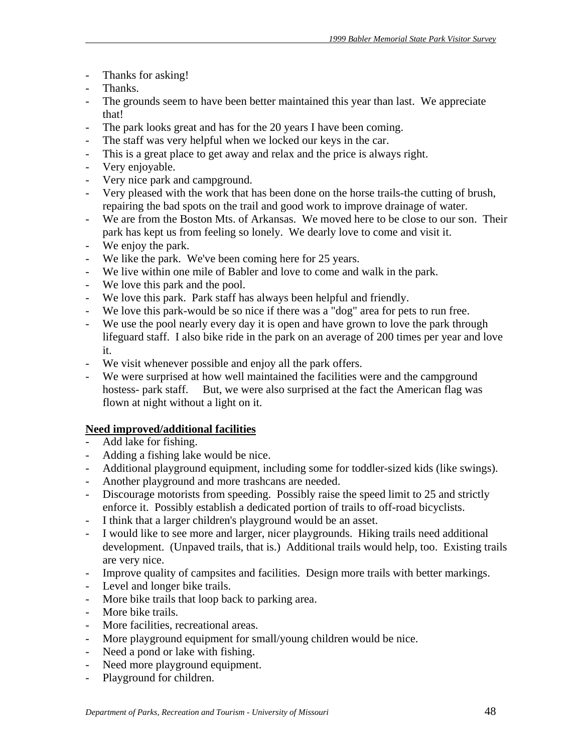- Thanks for asking!
- Thanks.
- The grounds seem to have been better maintained this year than last. We appreciate that!
- The park looks great and has for the 20 years I have been coming.
- The staff was very helpful when we locked our keys in the car.
- This is a great place to get away and relax and the price is always right.
- Very enjoyable.
- Very nice park and campground.
- Very pleased with the work that has been done on the horse trails-the cutting of brush, repairing the bad spots on the trail and good work to improve drainage of water.
- We are from the Boston Mts. of Arkansas. We moved here to be close to our son. Their park has kept us from feeling so lonely. We dearly love to come and visit it.
- We enjoy the park.
- We like the park. We've been coming here for 25 years.
- We live within one mile of Babler and love to come and walk in the park.
- We love this park and the pool.
- We love this park. Park staff has always been helpful and friendly.
- We love this park-would be so nice if there was a "dog" area for pets to run free.
- We use the pool nearly every day it is open and have grown to love the park through lifeguard staff. I also bike ride in the park on an average of 200 times per year and love it.
- We visit whenever possible and enjoy all the park offers.
- We were surprised at how well maintained the facilities were and the campground hostess- park staff. But, we were also surprised at the fact the American flag was flown at night without a light on it.

**Need improved/additional facilities**

- Add lake for fishing.
- Adding a fishing lake would be nice.
- Additional playground equipment, including some for toddler-sized kids (like swings).
- Another playground and more trashcans are needed.
- Discourage motorists from speeding. Possibly raise the speed limit to 25 and strictly enforce it. Possibly establish a dedicated portion of trails to off-road bicyclists.
- I think that a larger children's playground would be an asset.
- I would like to see more and larger, nicer playgrounds. Hiking trails need additional development. (Unpaved trails, that is.) Additional trails would help, too. Existing trails are very nice.
- Improve quality of campsites and facilities. Design more trails with better markings.
- Level and longer bike trails.
- More bike trails that loop back to parking area.
- More bike trails.
- More facilities, recreational areas.
- More playground equipment for small/young children would be nice.
- Need a pond or lake with fishing.
- Need more playground equipment.
- Playground for children.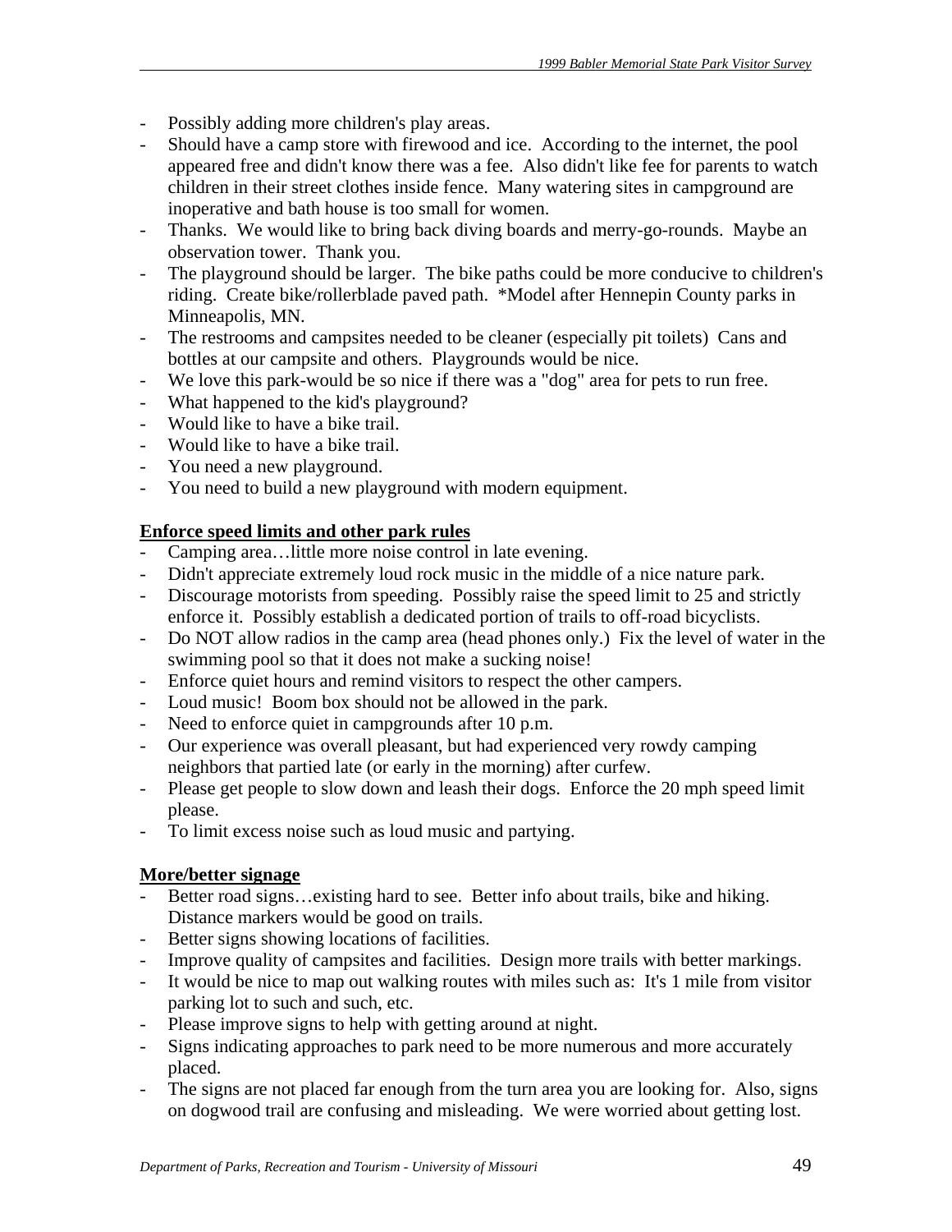- Possibly adding more children's play areas.
- Should have a camp store with firewood and ice.  According to the internet, the pool appeared free and didn't know there was a fee.  Also didn't like fee for parents to watch children in their street clothes inside fence.  Many watering sites in campground are inoperative and bath house is too small for women.
- Thanks.  We would like to bring back diving boards and merry-go-rounds.  Maybe an observation tower.  Thank you.
- The playground should be larger.  The bike paths could be more conducive to children's riding.  Create bike/rollerblade paved path.  *Model after Hennepin County parks in Minneapolis, MN.
- The restrooms and campsites needed to be cleaner (especially pit toilets)  Cans and bottles at our campsite and others.  Playgrounds would be nice.
- We love this park-would be so nice if there was a "dog" area for pets to run free.
- What happened to the kid's playground?
- Would like to have a bike trail.
- Would like to have a bike trail.
- You need a new playground.
- You need to build a new playground with modern equipment.

**Enforce speed limits and other park rules**

- Camping area…little more noise control in late evening.
- Didn't appreciate extremely loud rock music in the middle of a nice nature park.
- Discourage motorists from speeding.  Possibly raise the speed limit to 25 and strictly enforce it.  Possibly establish a dedicated portion of trails to off-road bicyclists.
- Do NOT allow radios in the camp area (head phones only.)  Fix the level of water in the swimming pool so that it does not make a sucking noise!
- Enforce quiet hours and remind visitors to respect the other campers.
- Loud music!  Boom box should not be allowed in the park.
- Need to enforce quiet in campgrounds after 10 p.m.
- Our experience was overall pleasant, but had experienced very rowdy camping neighbors that partied late (or early in the morning) after curfew.
- Please get people to slow down and leash their dogs.  Enforce the 20 mph speed limit please.
- To limit excess noise such as loud music and partying.

**More/better signage**

- Better road signs…existing hard to see.  Better info about trails, bike and hiking.  Distance markers would be good on trails.
- Better signs showing locations of facilities.
- Improve quality of campsites and facilities.  Design more trails with better markings.
- It would be nice to map out walking routes with miles such as:  It's 1 mile from visitor parking lot to such and such, etc.
- Please improve signs to help with getting around at night.
- Signs indicating approaches to park need to be more numerous and more accurately placed.
- The signs are not placed far enough from the turn area you are looking for.  Also, signs on dogwood trail are confusing and misleading.  We were worried about getting lost.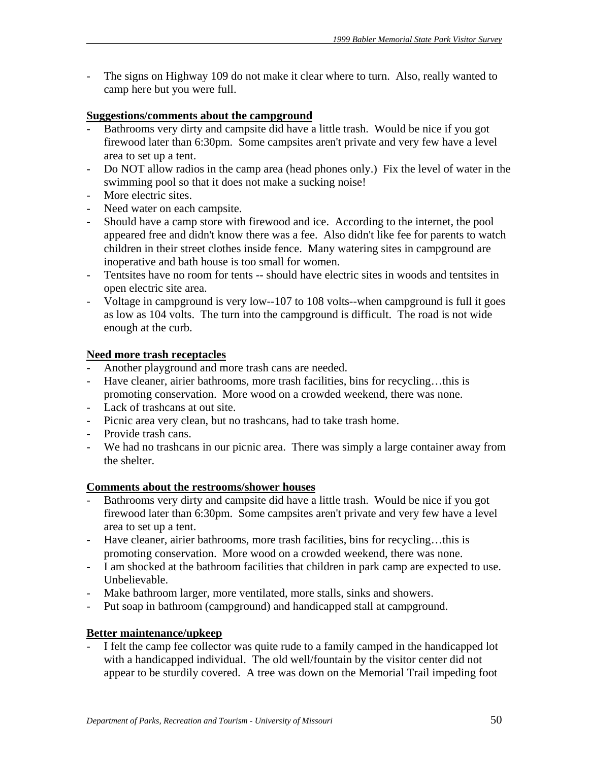- The signs on Highway 109 do not make it clear where to turn. Also, really wanted to camp here but you were full.

**Suggestions/comments about the campground**

- Bathrooms very dirty and campsite did have a little trash. Would be nice if you got firewood later than 6:30pm. Some campsites aren't private and very few have a level area to set up a tent.
- Do NOT allow radios in the camp area (head phones only.) Fix the level of water in the swimming pool so that it does not make a sucking noise!
- More electric sites.
- Need water on each campsite.
- Should have a camp store with firewood and ice. According to the internet, the pool appeared free and didn't know there was a fee. Also didn't like fee for parents to watch children in their street clothes inside fence. Many watering sites in campground are inoperative and bath house is too small for women.
- Tentsites have no room for tents -- should have electric sites in woods and tentsites in open electric site area.
- Voltage in campground is very low--107 to 108 volts--when campground is full it goes as low as 104 volts. The turn into the campground is difficult. The road is not wide enough at the curb.

**Need more trash receptacles**

- Another playground and more trash cans are needed.
- Have cleaner, airier bathrooms, more trash facilities, bins for recycling…this is promoting conservation. More wood on a crowded weekend, there was none.
- Lack of trashcans at out site.
- Picnic area very clean, but no trashcans, had to take trash home.
- Provide trash cans.
- We had no trashcans in our picnic area. There was simply a large container away from the shelter.

**Comments about the restrooms/shower houses**

- Bathrooms very dirty and campsite did have a little trash. Would be nice if you got firewood later than 6:30pm. Some campsites aren't private and very few have a level area to set up a tent.
- Have cleaner, airier bathrooms, more trash facilities, bins for recycling…this is promoting conservation. More wood on a crowded weekend, there was none.
- I am shocked at the bathroom facilities that children in park camp are expected to use. Unbelievable.
- Make bathroom larger, more ventilated, more stalls, sinks and showers.
- Put soap in bathroom (campground) and handicapped stall at campground.

**Better maintenance/upkeep**

- I felt the camp fee collector was quite rude to a family camped in the handicapped lot with a handicapped individual. The old well/fountain by the visitor center did not appear to be sturdily covered. A tree was down on the Memorial Trail impeding foot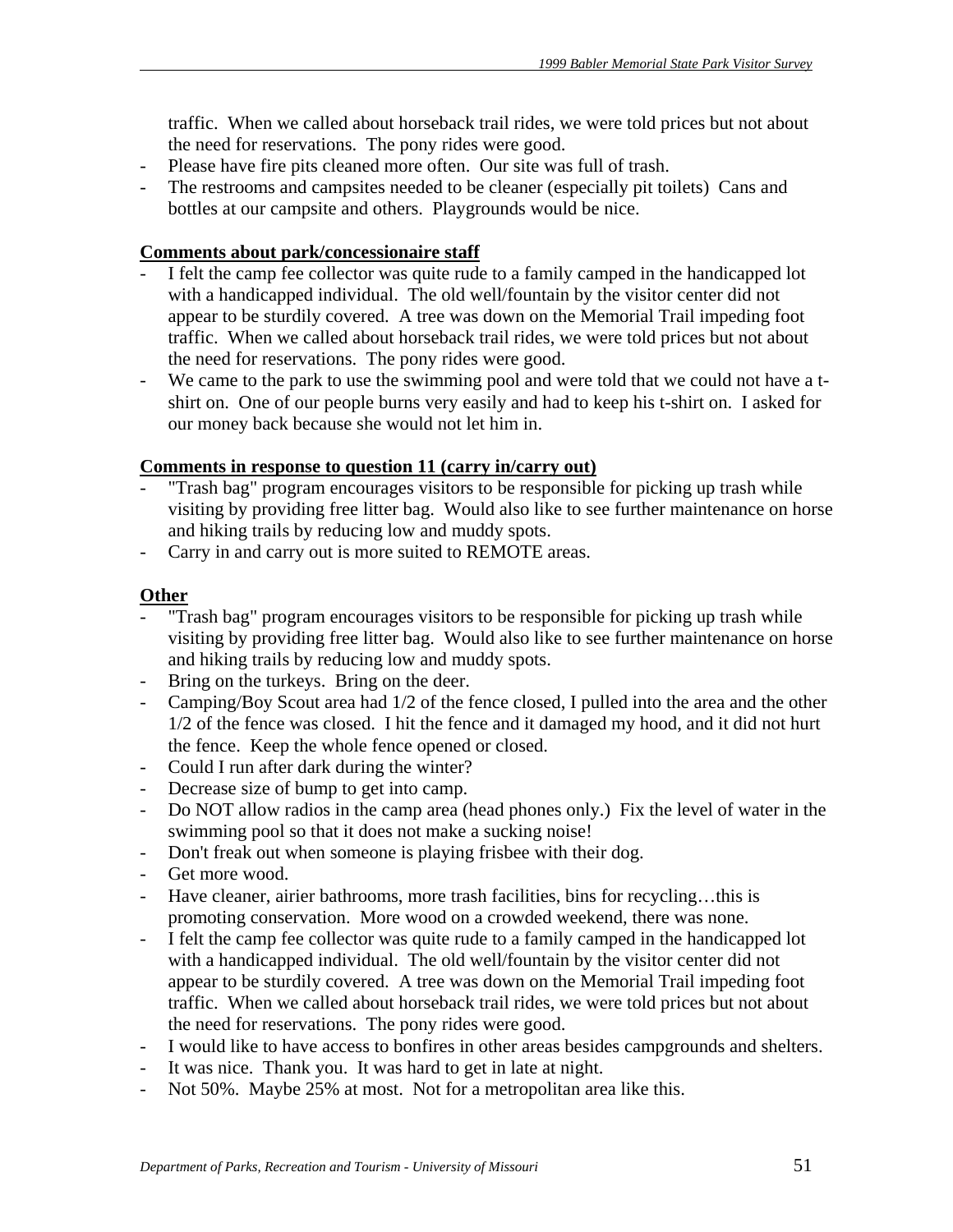traffic.  When we called about horseback trail rides, we were told prices but not about the need for reservations.  The pony rides were good.
- Please have fire pits cleaned more often.  Our site was full of trash.
- The restrooms and campsites needed to be cleaner (especially pit toilets)  Cans and bottles at our campsite and others.  Playgrounds would be nice.

**Comments about park/concessionaire staff**

- I felt the camp fee collector was quite rude to a family camped in the handicapped lot with a handicapped individual.  The old well/fountain by the visitor center did not appear to be sturdily covered.  A tree was down on the Memorial Trail impeding foot traffic.  When we called about horseback trail rides, we were told prices but not about the need for reservations.  The pony rides were good.
- We came to the park to use the swimming pool and were told that we could not have a t-shirt on.  One of our people burns very easily and had to keep his t-shirt on.  I asked for our money back because she would not let him in.

**Comments in response to question 11 (carry in/carry out)**

- "Trash bag" program encourages visitors to be responsible for picking up trash while visiting by providing free litter bag.  Would also like to see further maintenance on horse and hiking trails by reducing low and muddy spots.
- Carry in and carry out is more suited to REMOTE areas.

**Other**

- "Trash bag" program encourages visitors to be responsible for picking up trash while visiting by providing free litter bag.  Would also like to see further maintenance on horse and hiking trails by reducing low and muddy spots.
- Bring on the turkeys.  Bring on the deer.
- Camping/Boy Scout area had 1/2 of the fence closed, I pulled into the area and the other 1/2 of the fence was closed.  I hit the fence and it damaged my hood, and it did not hurt the fence.  Keep the whole fence opened or closed.
- Could I run after dark during the winter?
- Decrease size of bump to get into camp.
- Do NOT allow radios in the camp area (head phones only.)  Fix the level of water in the swimming pool so that it does not make a sucking noise!
- Don't freak out when someone is playing frisbee with their dog.
- Get more wood.
- Have cleaner, airier bathrooms, more trash facilities, bins for recycling…this is promoting conservation.  More wood on a crowded weekend, there was none.
- I felt the camp fee collector was quite rude to a family camped in the handicapped lot with a handicapped individual.  The old well/fountain by the visitor center did not appear to be sturdily covered.  A tree was down on the Memorial Trail impeding foot traffic.  When we called about horseback trail rides, we were told prices but not about the need for reservations.  The pony rides were good.
- I would like to have access to bonfires in other areas besides campgrounds and shelters.
- It was nice.  Thank you.  It was hard to get in late at night.
- Not 50%.  Maybe 25% at most.  Not for a metropolitan area like this.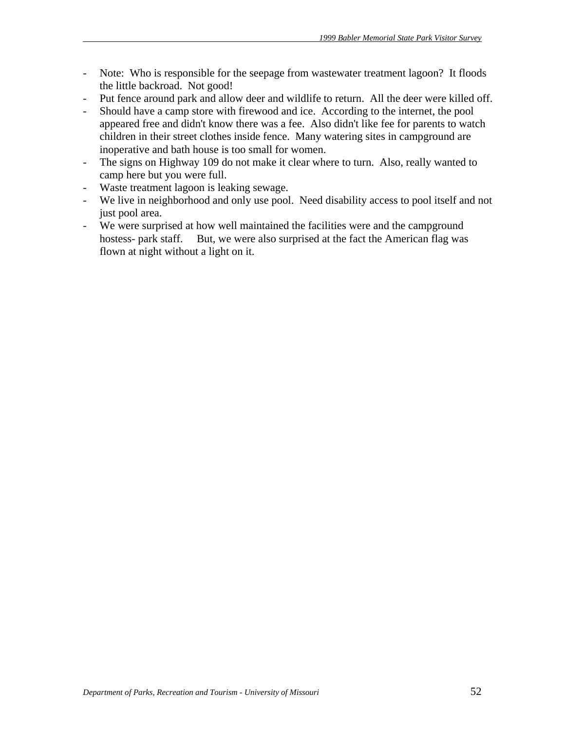- Note: Who is responsible for the seepage from wastewater treatment lagoon? It floods the little backroad. Not good!
- Put fence around park and allow deer and wildlife to return. All the deer were killed off.
- Should have a camp store with firewood and ice. According to the internet, the pool appeared free and didn't know there was a fee. Also didn't like fee for parents to watch children in their street clothes inside fence. Many watering sites in campground are inoperative and bath house is too small for women.
- The signs on Highway 109 do not make it clear where to turn. Also, really wanted to camp here but you were full.
- Waste treatment lagoon is leaking sewage.
- We live in neighborhood and only use pool. Need disability access to pool itself and not just pool area.
- We were surprised at how well maintained the facilities were and the campground hostess- park staff. But, we were also surprised at the fact the American flag was flown at night without a light on it.